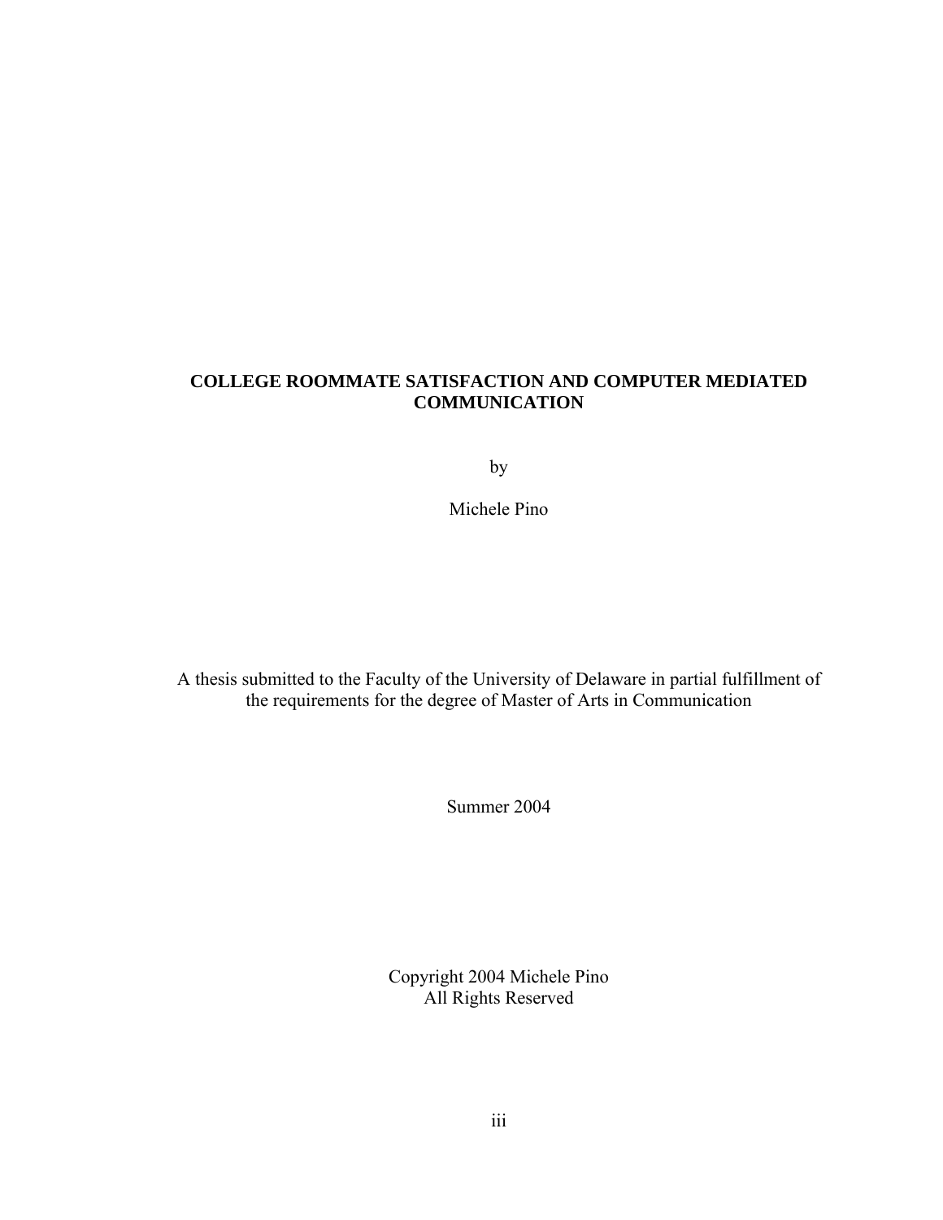# COLLEGE ROOMMATE SATISFACTION AND COMPUTER MEDIATED COMMUNICATION

by

Michele Pino

A thesis submitted to the Faculty of the University of Delaware in partial fulfillment of the requirements for the degree of Master of Arts in Communication

Summer 2004

Copyright 2004 Michele Pino
All Rights Reserved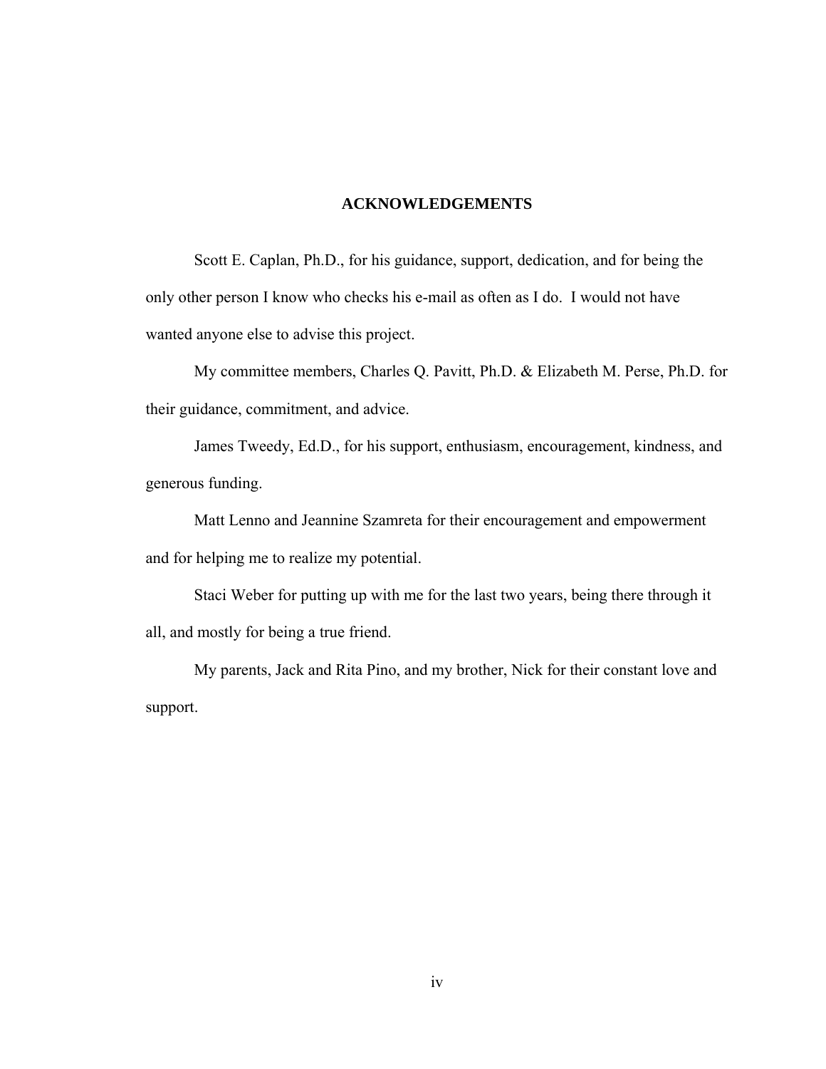# ACKNOWLEDGEMENTS

Scott E. Caplan, Ph.D., for his guidance, support, dedication, and for being the only other person I know who checks his e-mail as often as I do. I would not have wanted anyone else to advise this project.

My committee members, Charles Q. Pavitt, Ph.D. & Elizabeth M. Perse, Ph.D. for their guidance, commitment, and advice.

James Tweedy, Ed.D., for his support, enthusiasm, encouragement, kindness, and generous funding.

Matt Lenno and Jeannine Szamreta for their encouragement and empowerment and for helping me to realize my potential.

Staci Weber for putting up with me for the last two years, being there through it all, and mostly for being a true friend.

My parents, Jack and Rita Pino, and my brother, Nick for their constant love and support.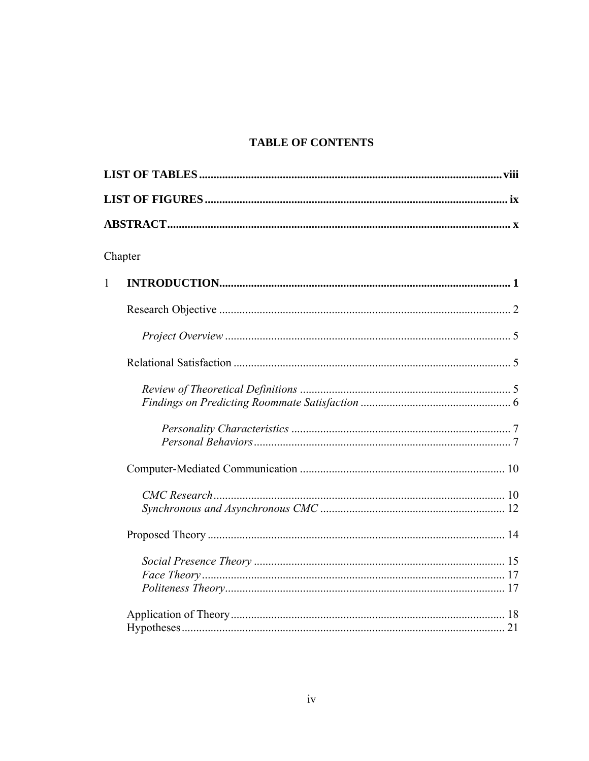# TABLE OF CONTENTS

**LIST OF TABLES** ......... **viii**

**LIST OF FIGURES** ......... **ix**

**ABSTRACT** ......... **x**

Chapter

1 **INTRODUCTION** ......... **1**

- Research Objective ......... 2
  - *Project Overview* ......... 5
- Relational Satisfaction ......... 5
  - *Review of Theoretical Definitions* ......... 5
  - *Findings on Predicting Roommate Satisfaction* ......... 6
    - *Personality Characteristics* ......... 7
    - *Personal Behaviors* ......... 7
- Computer-Mediated Communication ......... 10
  - *CMC Research* ......... 10
  - *Synchronous and Asynchronous CMC* ......... 12
- Proposed Theory ......... 14
  - *Social Presence Theory* ......... 15
  - *Face Theory* ......... 17
  - *Politeness Theory* ......... 17
- Application of Theory ......... 18
- Hypotheses ......... 21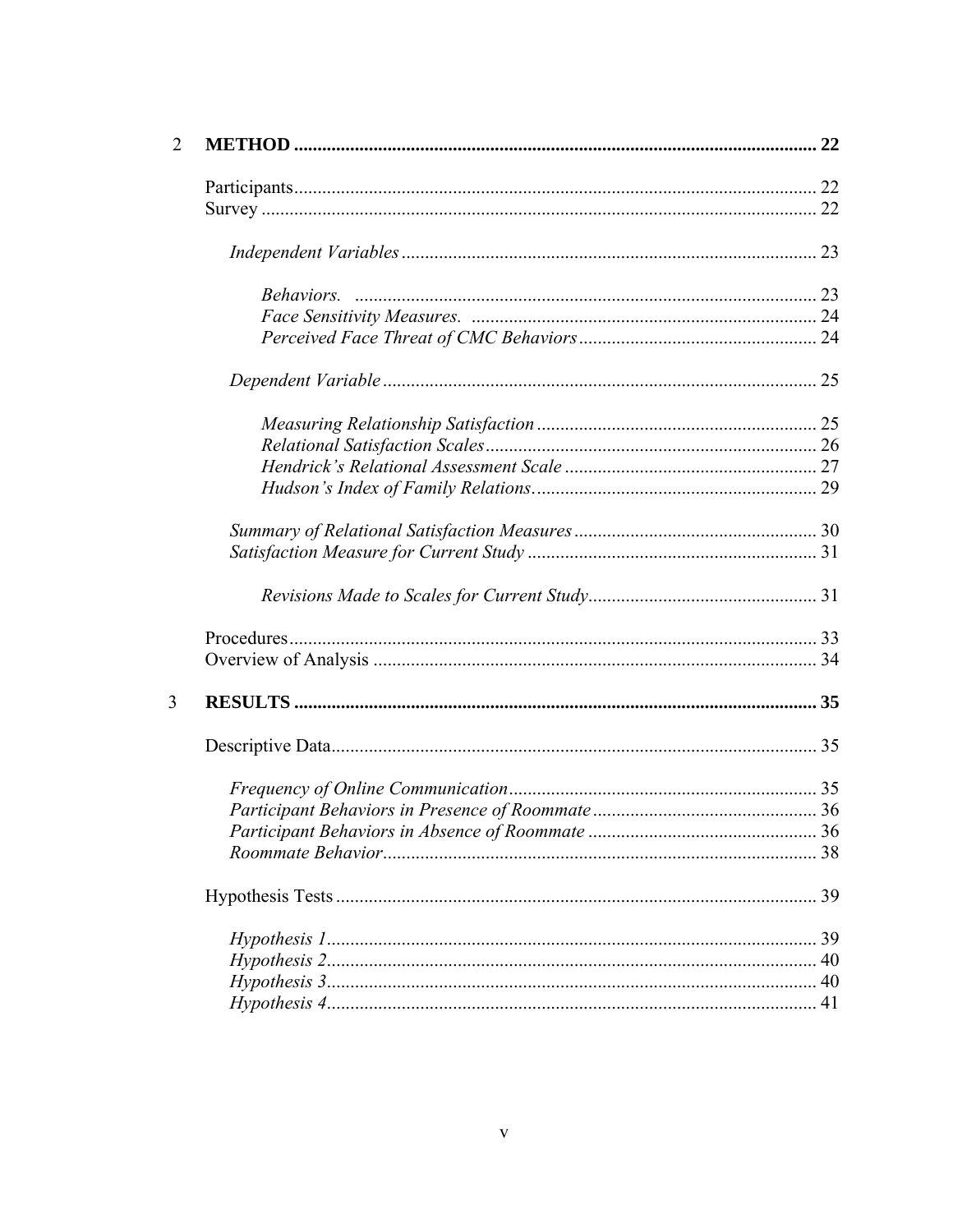2 **METHOD** ............................................................................................................... 22

Participants ............................................................................................................... 22
Survey ...................................................................................................................... 22

*Independent Variables* ........................................................................................ 23

*Behaviors.* .................................................................................................. 23
*Face Sensitivity Measures.* ......................................................................... 24
*Perceived Face Threat of CMC Behaviors* .................................................. 24

*Dependent Variable* ............................................................................................ 25

*Measuring Relationship Satisfaction* ........................................................... 25
*Relational Satisfaction Scales* ...................................................................... 26
*Hendrick's Relational Assessment Scale* ...................................................... 27
*Hudson's Index of Family Relations.* ............................................................ 29

*Summary of Relational Satisfaction Measures* .................................................... 30
*Satisfaction Measure for Current Study* ............................................................. 31

*Revisions Made to Scales for Current Study* ................................................ 31

Procedures ................................................................................................................ 33
Overview of Analysis .............................................................................................. 34

3 **RESULTS** ............................................................................................................... 35

Descriptive Data ....................................................................................................... 35

*Frequency of Online Communication* .................................................................. 35
*Participant Behaviors in Presence of Roommate* ................................................ 36
*Participant Behaviors in Absence of Roommate* ................................................. 36
*Roommate Behavior* ............................................................................................ 38

Hypothesis Tests ...................................................................................................... 39

*Hypothesis 1* ........................................................................................................ 39
*Hypothesis 2* ........................................................................................................ 40
*Hypothesis 3* ........................................................................................................ 40
*Hypothesis 4* ........................................................................................................ 41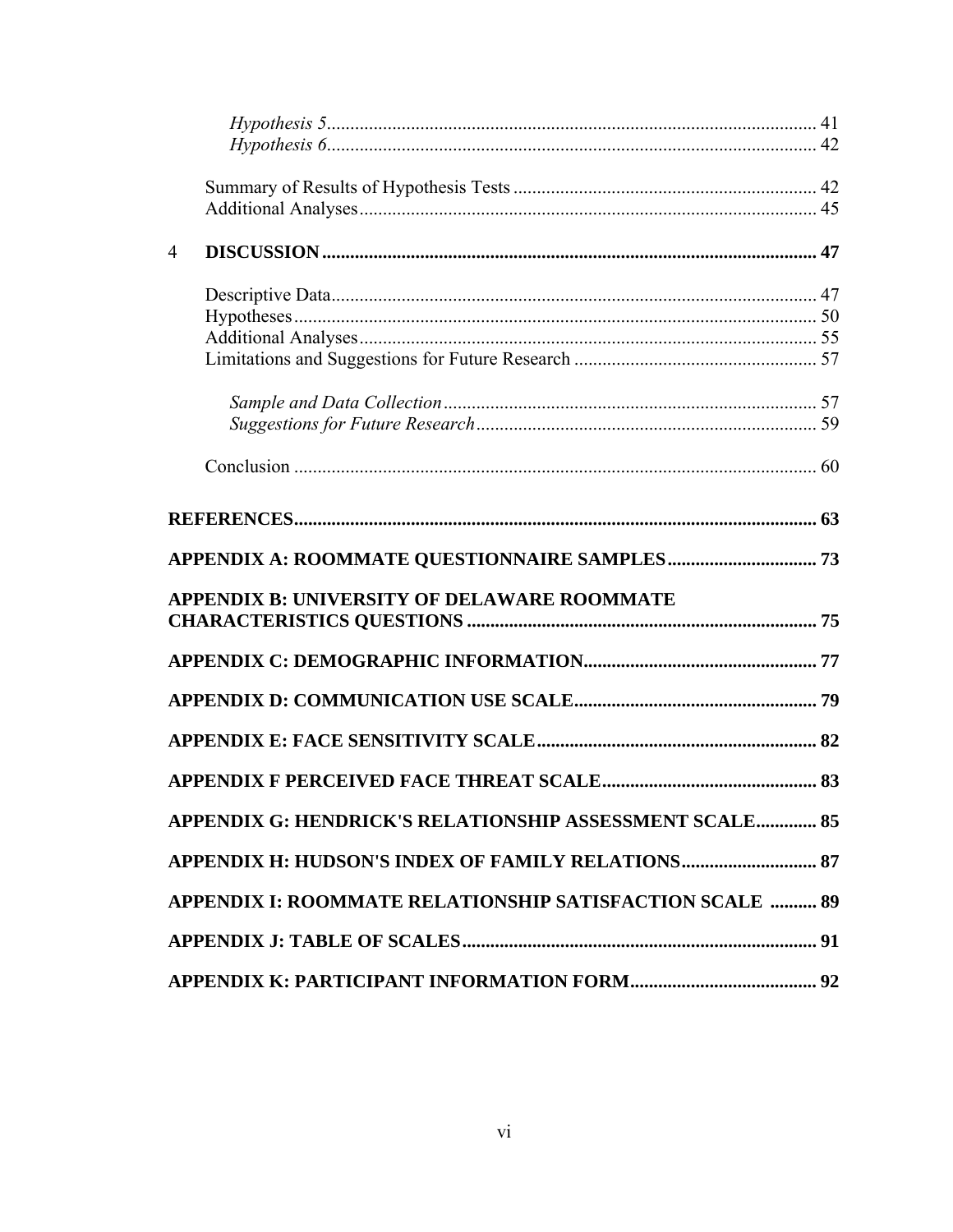*Hypothesis 5*........................................................................................................ 41
*Hypothesis 6*........................................................................................................ 42

Summary of Results of Hypothesis Tests ................................................................. 42
Additional Analyses.................................................................................................. 45

4 **DISCUSSION** ........................................................................................................ 47

Descriptive Data........................................................................................................ 47
Hypotheses................................................................................................................ 50
Additional Analyses.................................................................................................. 55
Limitations and Suggestions for Future Research .................................................... 57

*Sample and Data Collection*............................................................................... 57
*Suggestions for Future Research*........................................................................ 59

Conclusion ................................................................................................................ 60

**REFERENCES**................................................................................................................ 63

**APPENDIX A: ROOMMATE QUESTIONNAIRE SAMPLES**................................ 73

**APPENDIX B: UNIVERSITY OF DELAWARE ROOMMATE CHARACTERISTICS QUESTIONS** ......................................................................... 75

**APPENDIX C: DEMOGRAPHIC INFORMATION**.................................................. 77

**APPENDIX D: COMMUNICATION USE SCALE**.................................................... 79

**APPENDIX E: FACE SENSITIVITY SCALE**............................................................ 82

**APPENDIX F PERCEIVED FACE THREAT SCALE**.............................................. 83

**APPENDIX G: HENDRICK'S RELATIONSHIP ASSESSMENT SCALE**............. 85

**APPENDIX H: HUDSON'S INDEX OF FAMILY RELATIONS**............................. 87

**APPENDIX I: ROOMMATE RELATIONSHIP SATISFACTION SCALE** .......... 89

**APPENDIX J: TABLE OF SCALES**............................................................................ 91

**APPENDIX K: PARTICIPANT INFORMATION FORM**........................................ 92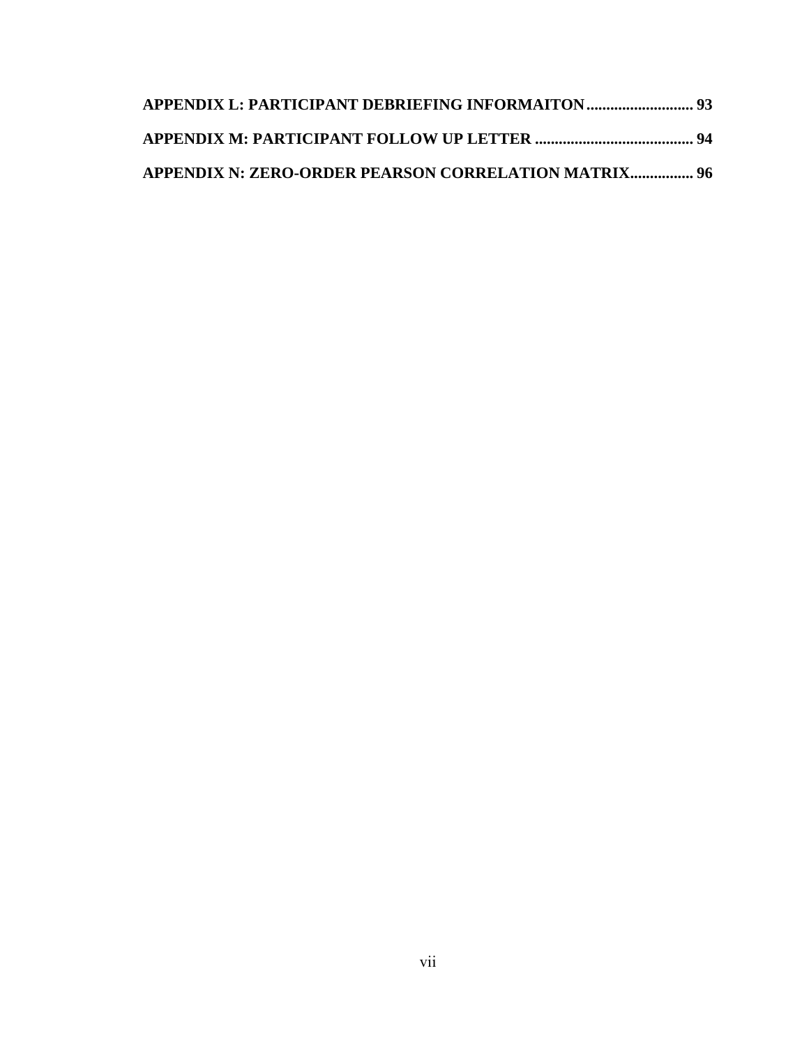**APPENDIX L: PARTICIPANT DEBRIEFING INFORMAITON........................... 93**

**APPENDIX M: PARTICIPANT FOLLOW UP LETTER ........................................ 94**

**APPENDIX N: ZERO-ORDER PEARSON CORRELATION MATRIX................ 96**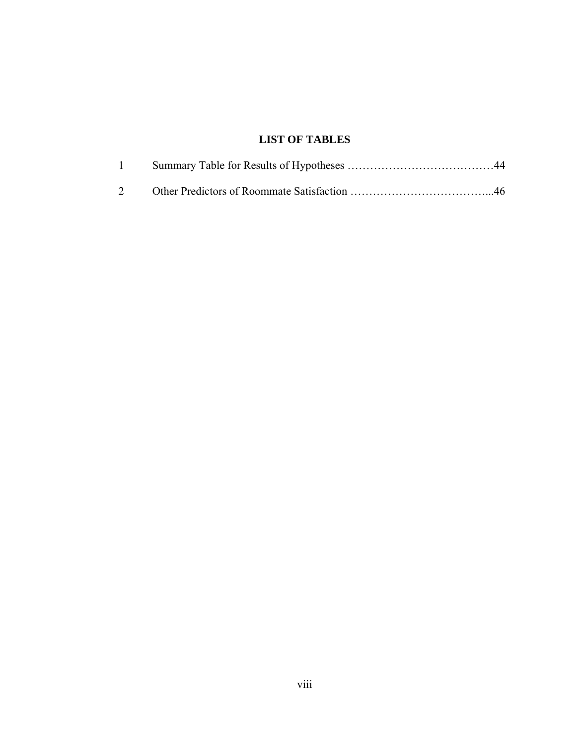## LIST OF TABLES

1 Summary Table for Results of Hypotheses …………………………………44

2 Other Predictors of Roommate Satisfaction ………………………………...46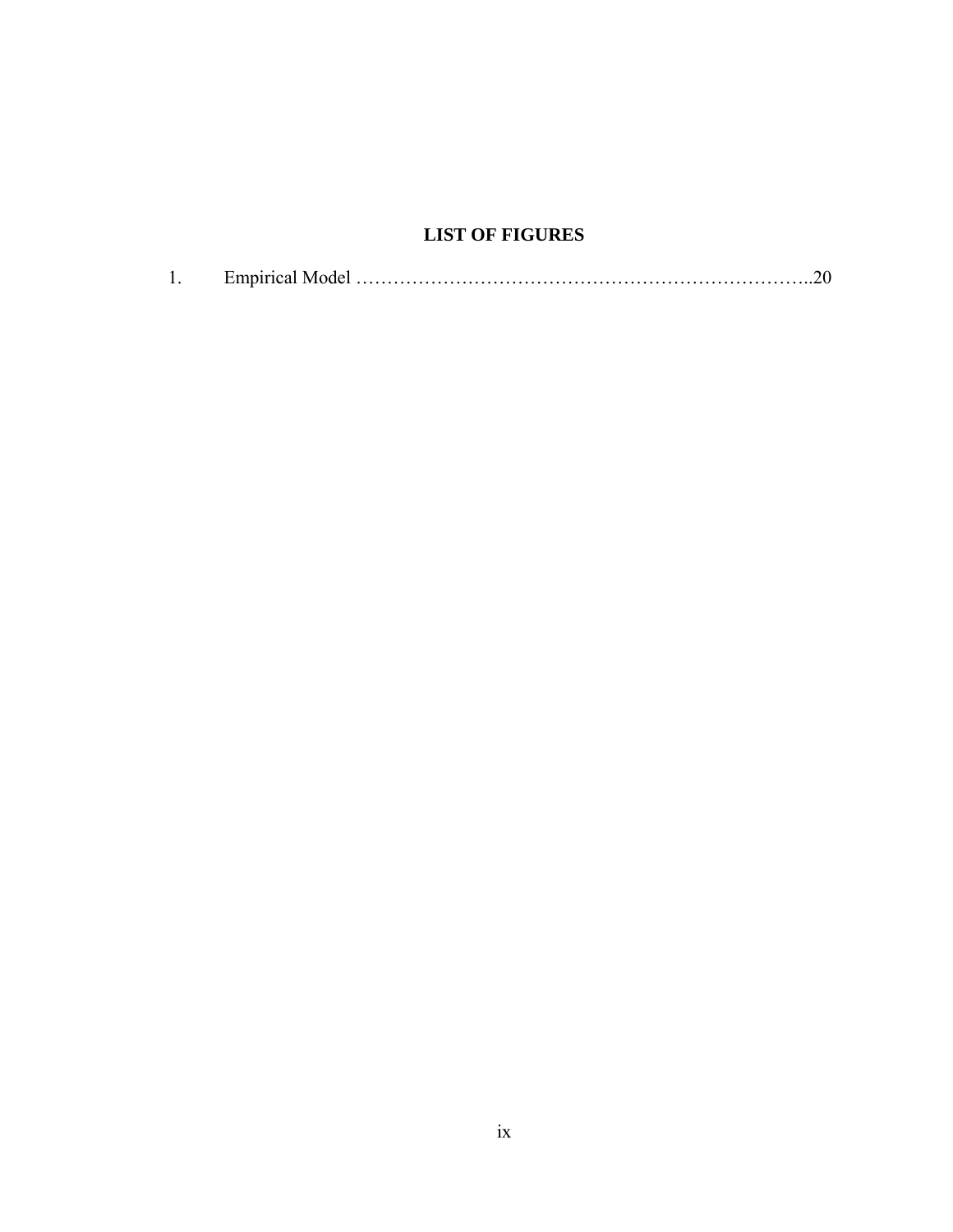## LIST OF FIGURES

1. Empirical Model ………………………………………………………………..20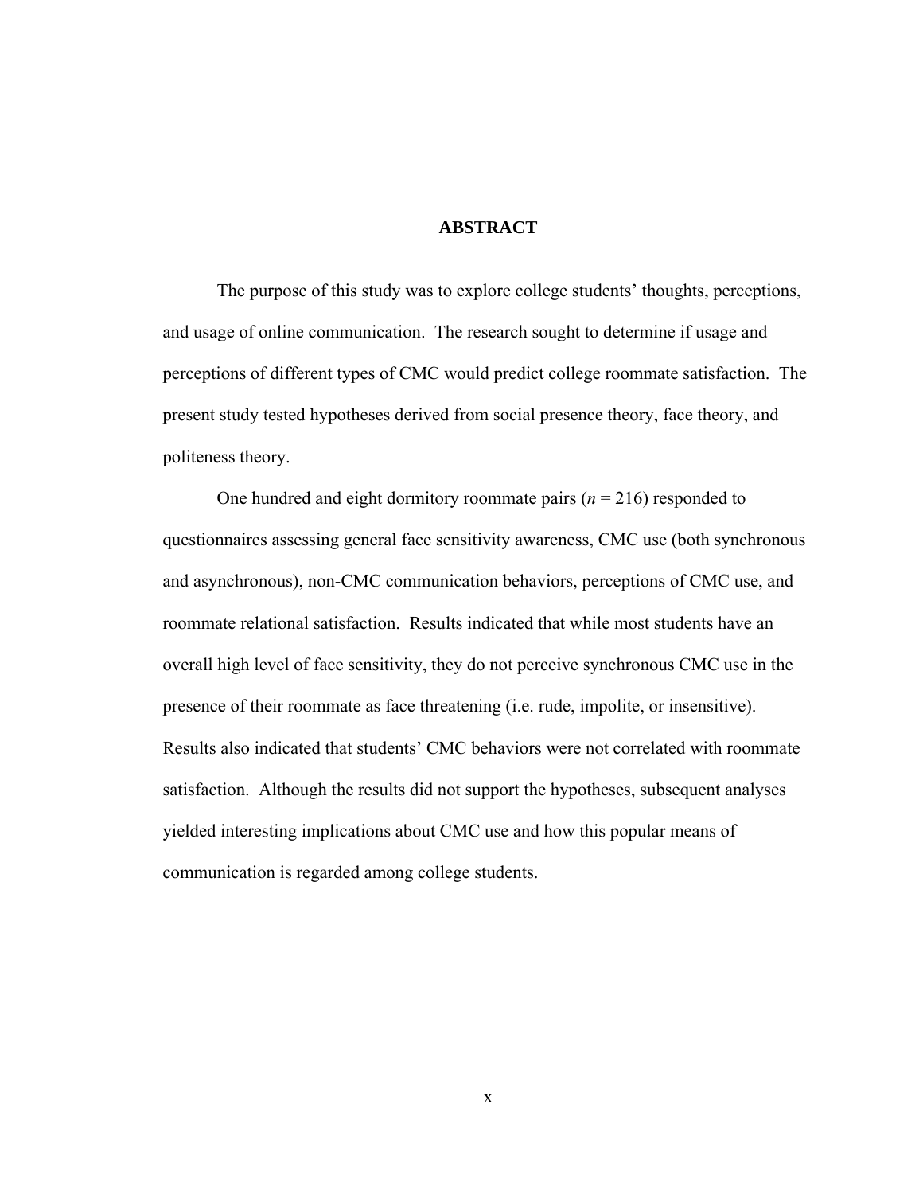# ABSTRACT

The purpose of this study was to explore college students' thoughts, perceptions, and usage of online communication. The research sought to determine if usage and perceptions of different types of CMC would predict college roommate satisfaction. The present study tested hypotheses derived from social presence theory, face theory, and politeness theory.

One hundred and eight dormitory roommate pairs ($n = 216$) responded to questionnaires assessing general face sensitivity awareness, CMC use (both synchronous and asynchronous), non-CMC communication behaviors, perceptions of CMC use, and roommate relational satisfaction. Results indicated that while most students have an overall high level of face sensitivity, they do not perceive synchronous CMC use in the presence of their roommate as face threatening (i.e. rude, impolite, or insensitive). Results also indicated that students' CMC behaviors were not correlated with roommate satisfaction. Although the results did not support the hypotheses, subsequent analyses yielded interesting implications about CMC use and how this popular means of communication is regarded among college students.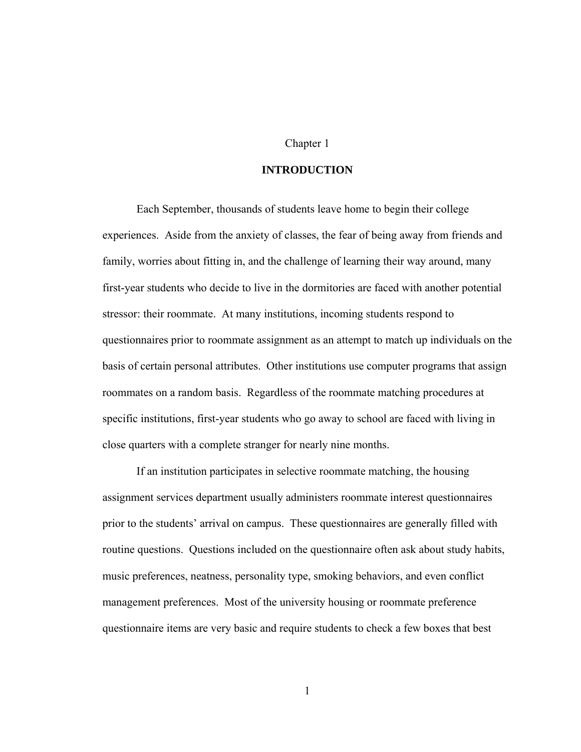# Chapter 1

## INTRODUCTION

Each September, thousands of students leave home to begin their college experiences. Aside from the anxiety of classes, the fear of being away from friends and family, worries about fitting in, and the challenge of learning their way around, many first-year students who decide to live in the dormitories are faced with another potential stressor: their roommate. At many institutions, incoming students respond to questionnaires prior to roommate assignment as an attempt to match up individuals on the basis of certain personal attributes. Other institutions use computer programs that assign roommates on a random basis. Regardless of the roommate matching procedures at specific institutions, first-year students who go away to school are faced with living in close quarters with a complete stranger for nearly nine months.

If an institution participates in selective roommate matching, the housing assignment services department usually administers roommate interest questionnaires prior to the students' arrival on campus. These questionnaires are generally filled with routine questions. Questions included on the questionnaire often ask about study habits, music preferences, neatness, personality type, smoking behaviors, and even conflict management preferences. Most of the university housing or roommate preference questionnaire items are very basic and require students to check a few boxes that best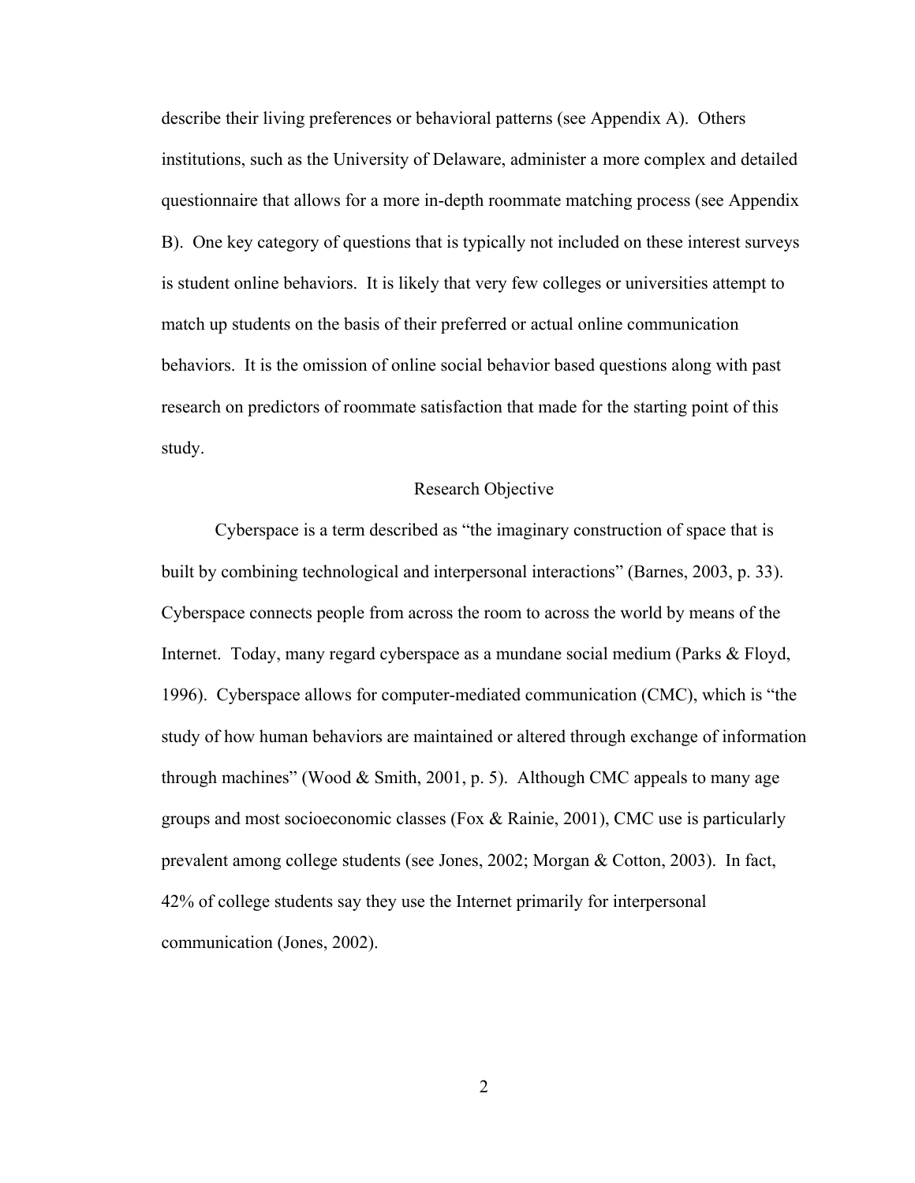describe their living preferences or behavioral patterns (see Appendix A). Others institutions, such as the University of Delaware, administer a more complex and detailed questionnaire that allows for a more in-depth roommate matching process (see Appendix B). One key category of questions that is typically not included on these interest surveys is student online behaviors. It is likely that very few colleges or universities attempt to match up students on the basis of their preferred or actual online communication behaviors. It is the omission of online social behavior based questions along with past research on predictors of roommate satisfaction that made for the starting point of this study.

## Research Objective

Cyberspace is a term described as "the imaginary construction of space that is built by combining technological and interpersonal interactions" (Barnes, 2003, p. 33). Cyberspace connects people from across the room to across the world by means of the Internet. Today, many regard cyberspace as a mundane social medium (Parks & Floyd, 1996). Cyberspace allows for computer-mediated communication (CMC), which is "the study of how human behaviors are maintained or altered through exchange of information through machines" (Wood & Smith, 2001, p. 5). Although CMC appeals to many age groups and most socioeconomic classes (Fox & Rainie, 2001), CMC use is particularly prevalent among college students (see Jones, 2002; Morgan & Cotton, 2003). In fact, 42% of college students say they use the Internet primarily for interpersonal communication (Jones, 2002).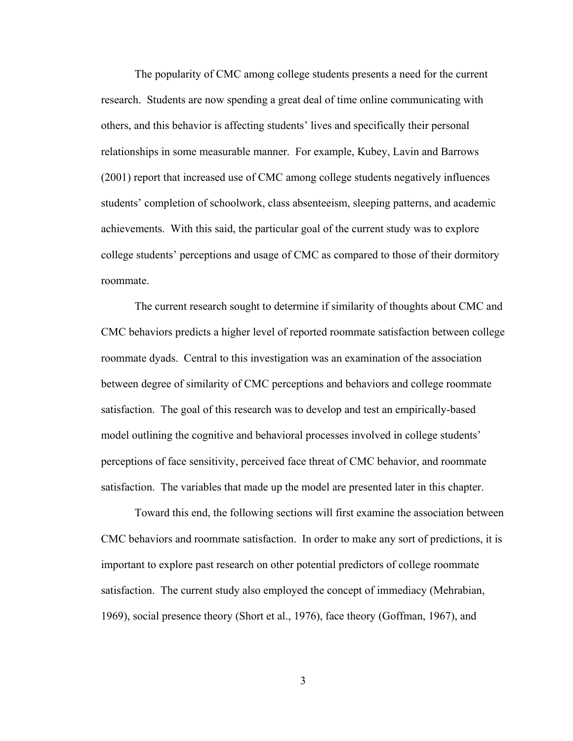The popularity of CMC among college students presents a need for the current research. Students are now spending a great deal of time online communicating with others, and this behavior is affecting students' lives and specifically their personal relationships in some measurable manner. For example, Kubey, Lavin and Barrows (2001) report that increased use of CMC among college students negatively influences students' completion of schoolwork, class absenteeism, sleeping patterns, and academic achievements. With this said, the particular goal of the current study was to explore college students' perceptions and usage of CMC as compared to those of their dormitory roommate.

The current research sought to determine if similarity of thoughts about CMC and CMC behaviors predicts a higher level of reported roommate satisfaction between college roommate dyads. Central to this investigation was an examination of the association between degree of similarity of CMC perceptions and behaviors and college roommate satisfaction. The goal of this research was to develop and test an empirically-based model outlining the cognitive and behavioral processes involved in college students' perceptions of face sensitivity, perceived face threat of CMC behavior, and roommate satisfaction. The variables that made up the model are presented later in this chapter.

Toward this end, the following sections will first examine the association between CMC behaviors and roommate satisfaction. In order to make any sort of predictions, it is important to explore past research on other potential predictors of college roommate satisfaction. The current study also employed the concept of immediacy (Mehrabian, 1969), social presence theory (Short et al., 1976), face theory (Goffman, 1967), and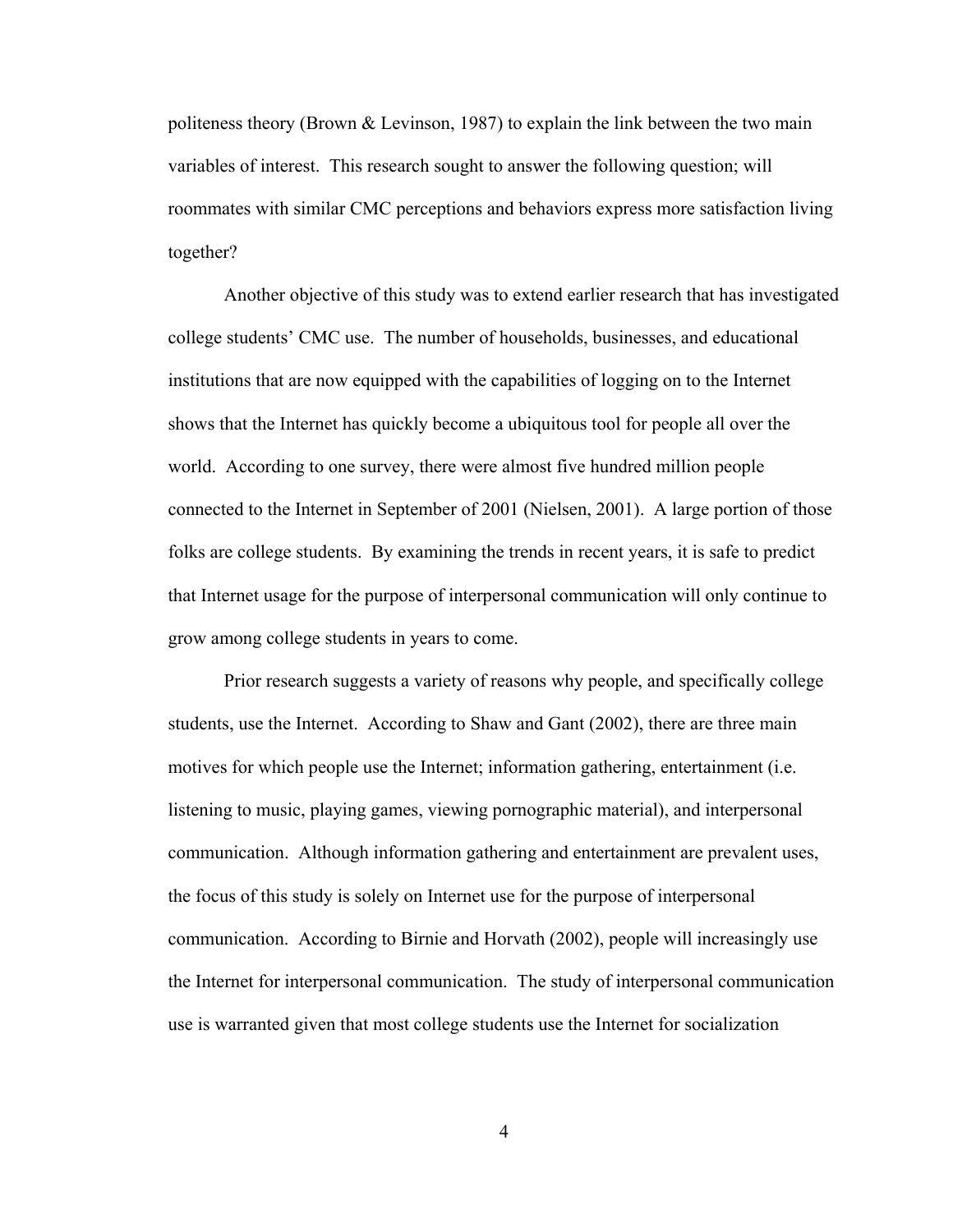politeness theory (Brown & Levinson, 1987) to explain the link between the two main variables of interest. This research sought to answer the following question; will roommates with similar CMC perceptions and behaviors express more satisfaction living together?

Another objective of this study was to extend earlier research that has investigated college students' CMC use. The number of households, businesses, and educational institutions that are now equipped with the capabilities of logging on to the Internet shows that the Internet has quickly become a ubiquitous tool for people all over the world. According to one survey, there were almost five hundred million people connected to the Internet in September of 2001 (Nielsen, 2001). A large portion of those folks are college students. By examining the trends in recent years, it is safe to predict that Internet usage for the purpose of interpersonal communication will only continue to grow among college students in years to come.

Prior research suggests a variety of reasons why people, and specifically college students, use the Internet. According to Shaw and Gant (2002), there are three main motives for which people use the Internet; information gathering, entertainment (i.e. listening to music, playing games, viewing pornographic material), and interpersonal communication. Although information gathering and entertainment are prevalent uses, the focus of this study is solely on Internet use for the purpose of interpersonal communication. According to Birnie and Horvath (2002), people will increasingly use the Internet for interpersonal communication. The study of interpersonal communication use is warranted given that most college students use the Internet for socialization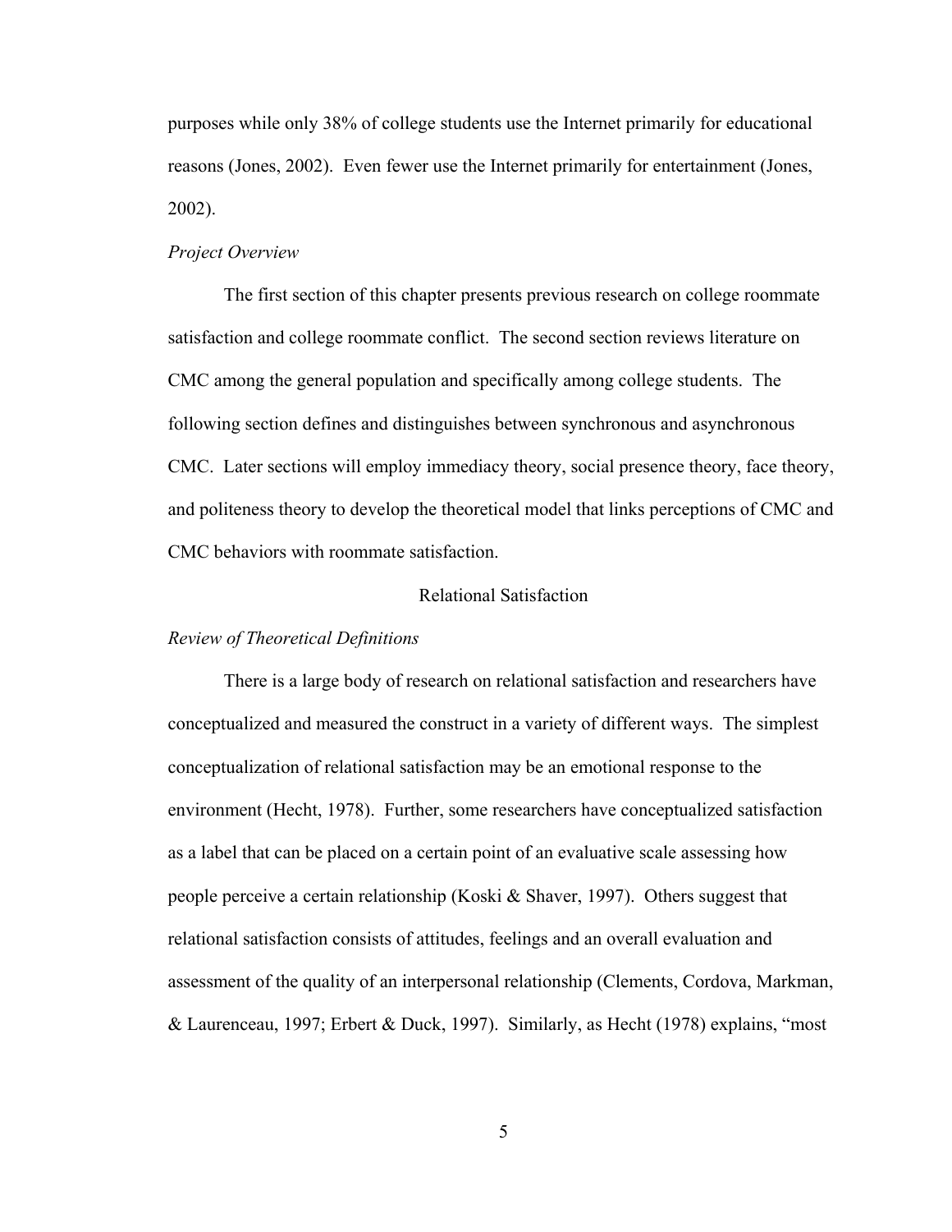purposes while only 38% of college students use the Internet primarily for educational reasons (Jones, 2002). Even fewer use the Internet primarily for entertainment (Jones, 2002).

*Project Overview*

The first section of this chapter presents previous research on college roommate satisfaction and college roommate conflict. The second section reviews literature on CMC among the general population and specifically among college students. The following section defines and distinguishes between synchronous and asynchronous CMC. Later sections will employ immediacy theory, social presence theory, face theory, and politeness theory to develop the theoretical model that links perceptions of CMC and CMC behaviors with roommate satisfaction.

## Relational Satisfaction

*Review of Theoretical Definitions*

There is a large body of research on relational satisfaction and researchers have conceptualized and measured the construct in a variety of different ways. The simplest conceptualization of relational satisfaction may be an emotional response to the environment (Hecht, 1978). Further, some researchers have conceptualized satisfaction as a label that can be placed on a certain point of an evaluative scale assessing how people perceive a certain relationship (Koski & Shaver, 1997). Others suggest that relational satisfaction consists of attitudes, feelings and an overall evaluation and assessment of the quality of an interpersonal relationship (Clements, Cordova, Markman, & Laurenceau, 1997; Erbert & Duck, 1997). Similarly, as Hecht (1978) explains, "most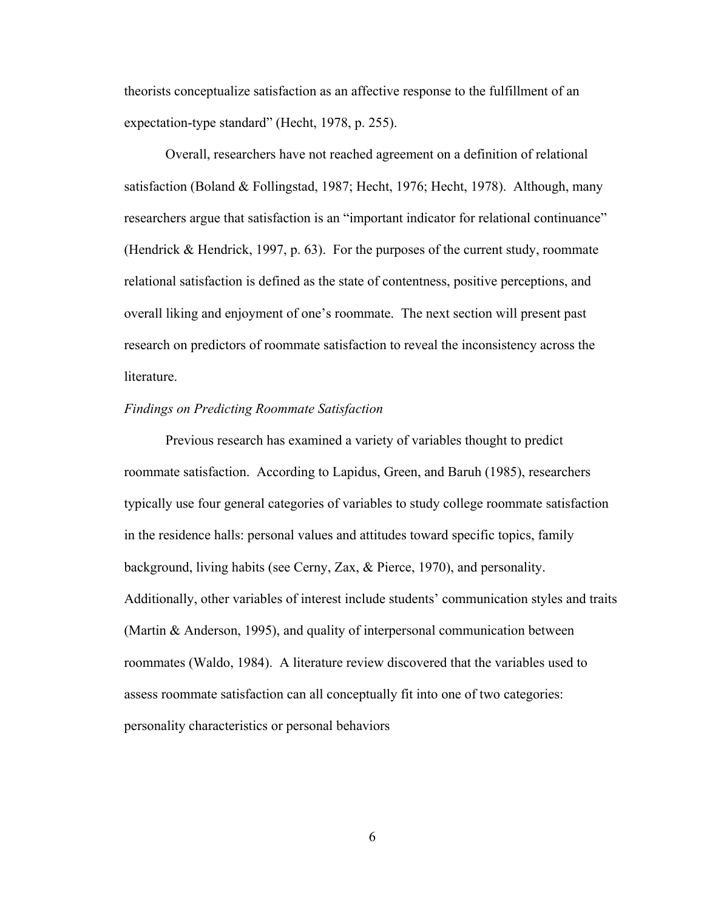theorists conceptualize satisfaction as an affective response to the fulfillment of an expectation-type standard" (Hecht, 1978, p. 255).

Overall, researchers have not reached agreement on a definition of relational satisfaction (Boland & Follingstad, 1987; Hecht, 1976; Hecht, 1978). Although, many researchers argue that satisfaction is an "important indicator for relational continuance" (Hendrick & Hendrick, 1997, p. 63). For the purposes of the current study, roommate relational satisfaction is defined as the state of contentness, positive perceptions, and overall liking and enjoyment of one's roommate. The next section will present past research on predictors of roommate satisfaction to reveal the inconsistency across the literature.

*Findings on Predicting Roommate Satisfaction*

Previous research has examined a variety of variables thought to predict roommate satisfaction. According to Lapidus, Green, and Baruh (1985), researchers typically use four general categories of variables to study college roommate satisfaction in the residence halls: personal values and attitudes toward specific topics, family background, living habits (see Cerny, Zax, & Pierce, 1970), and personality. Additionally, other variables of interest include students' communication styles and traits (Martin & Anderson, 1995), and quality of interpersonal communication between roommates (Waldo, 1984). A literature review discovered that the variables used to assess roommate satisfaction can all conceptually fit into one of two categories: personality characteristics or personal behaviors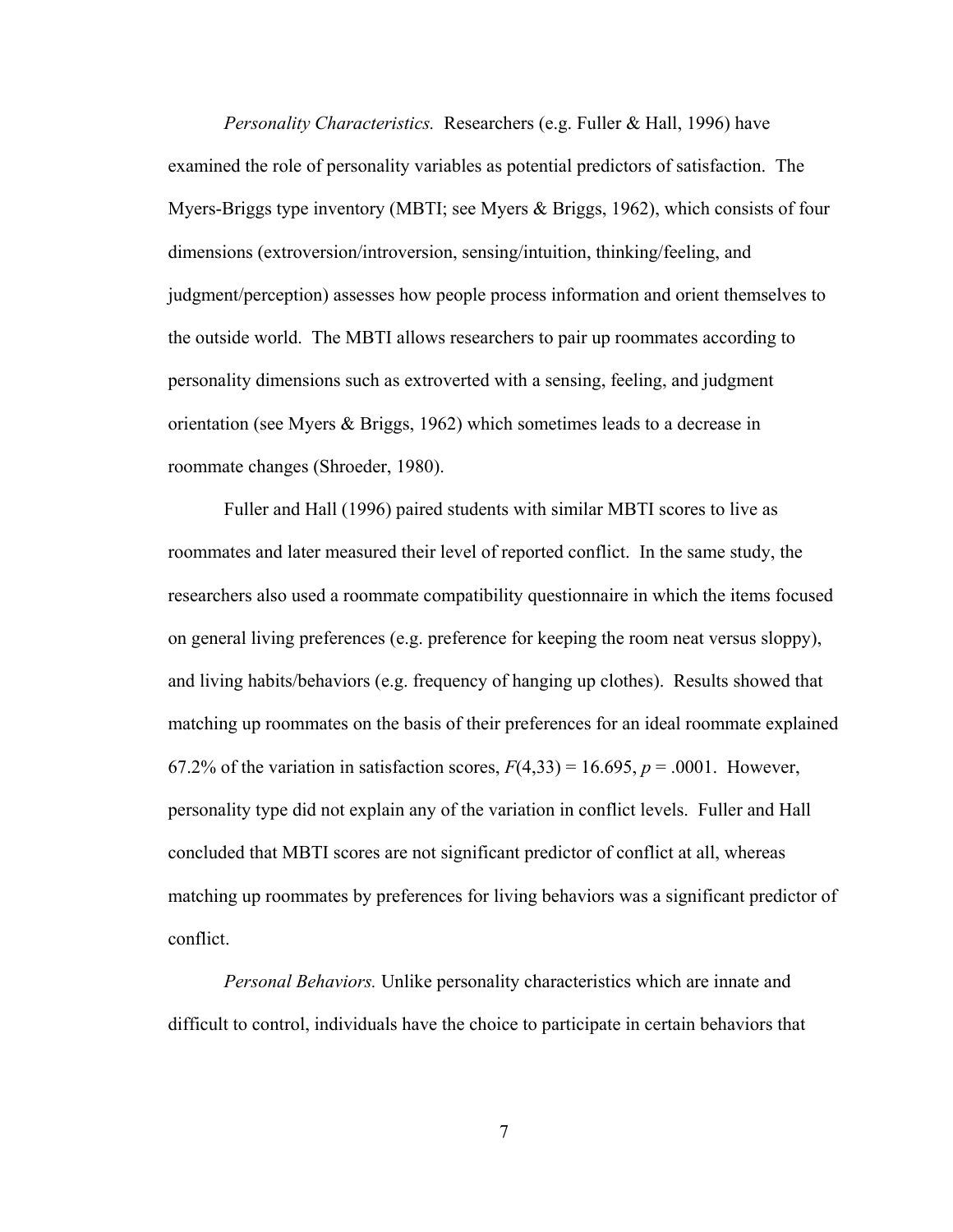*Personality Characteristics.* Researchers (e.g. Fuller & Hall, 1996) have examined the role of personality variables as potential predictors of satisfaction. The Myers-Briggs type inventory (MBTI; see Myers & Briggs, 1962), which consists of four dimensions (extroversion/introversion, sensing/intuition, thinking/feeling, and judgment/perception) assesses how people process information and orient themselves to the outside world. The MBTI allows researchers to pair up roommates according to personality dimensions such as extroverted with a sensing, feeling, and judgment orientation (see Myers & Briggs, 1962) which sometimes leads to a decrease in roommate changes (Shroeder, 1980).

Fuller and Hall (1996) paired students with similar MBTI scores to live as roommates and later measured their level of reported conflict. In the same study, the researchers also used a roommate compatibility questionnaire in which the items focused on general living preferences (e.g. preference for keeping the room neat versus sloppy), and living habits/behaviors (e.g. frequency of hanging up clothes). Results showed that matching up roommates on the basis of their preferences for an ideal roommate explained 67.2% of the variation in satisfaction scores, $F(4,33) = 16.695$, $p = .0001$. However, personality type did not explain any of the variation in conflict levels. Fuller and Hall concluded that MBTI scores are not significant predictor of conflict at all, whereas matching up roommates by preferences for living behaviors was a significant predictor of conflict.

*Personal Behaviors.* Unlike personality characteristics which are innate and difficult to control, individuals have the choice to participate in certain behaviors that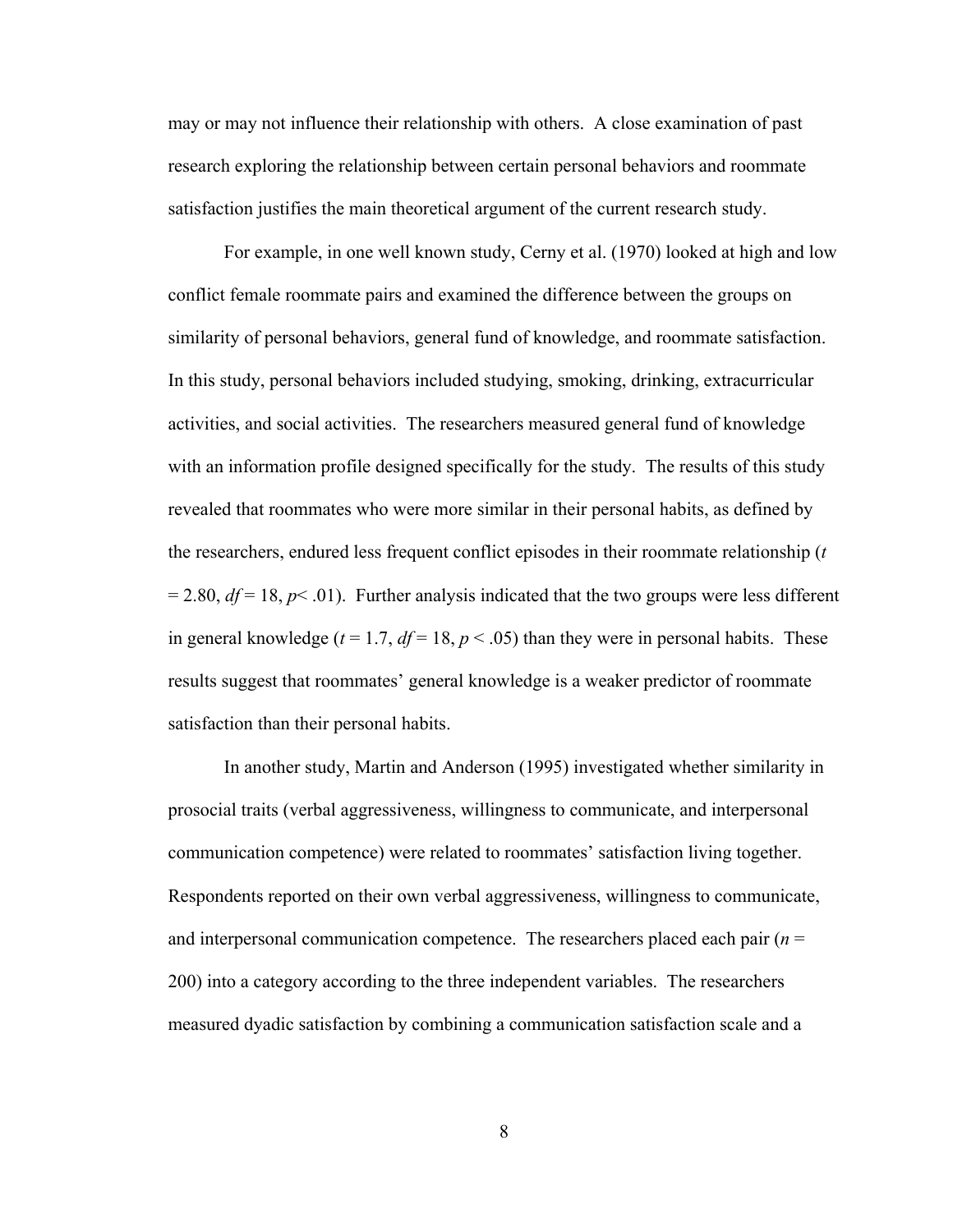may or may not influence their relationship with others. A close examination of past research exploring the relationship between certain personal behaviors and roommate satisfaction justifies the main theoretical argument of the current research study.

For example, in one well known study, Cerny et al. (1970) looked at high and low conflict female roommate pairs and examined the difference between the groups on similarity of personal behaviors, general fund of knowledge, and roommate satisfaction. In this study, personal behaviors included studying, smoking, drinking, extracurricular activities, and social activities. The researchers measured general fund of knowledge with an information profile designed specifically for the study. The results of this study revealed that roommates who were more similar in their personal habits, as defined by the researchers, endured less frequent conflict episodes in their roommate relationship ($t = 2.80$, $df = 18$, $p < .01$). Further analysis indicated that the two groups were less different in general knowledge ($t = 1.7$, $df = 18$, $p < .05$) than they were in personal habits. These results suggest that roommates' general knowledge is a weaker predictor of roommate satisfaction than their personal habits.

In another study, Martin and Anderson (1995) investigated whether similarity in prosocial traits (verbal aggressiveness, willingness to communicate, and interpersonal communication competence) were related to roommates' satisfaction living together. Respondents reported on their own verbal aggressiveness, willingness to communicate, and interpersonal communication competence. The researchers placed each pair ($n = 200$) into a category according to the three independent variables. The researchers measured dyadic satisfaction by combining a communication satisfaction scale and a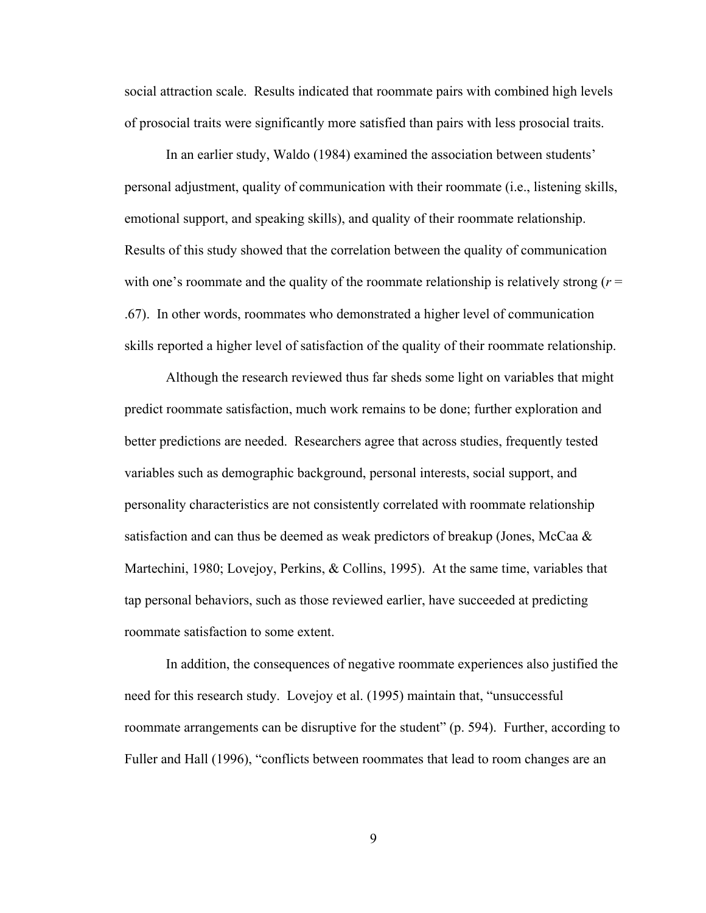social attraction scale. Results indicated that roommate pairs with combined high levels of prosocial traits were significantly more satisfied than pairs with less prosocial traits.

In an earlier study, Waldo (1984) examined the association between students' personal adjustment, quality of communication with their roommate (i.e., listening skills, emotional support, and speaking skills), and quality of their roommate relationship. Results of this study showed that the correlation between the quality of communication with one's roommate and the quality of the roommate relationship is relatively strong ($r$ = .67). In other words, roommates who demonstrated a higher level of communication skills reported a higher level of satisfaction of the quality of their roommate relationship.

Although the research reviewed thus far sheds some light on variables that might predict roommate satisfaction, much work remains to be done; further exploration and better predictions are needed. Researchers agree that across studies, frequently tested variables such as demographic background, personal interests, social support, and personality characteristics are not consistently correlated with roommate relationship satisfaction and can thus be deemed as weak predictors of breakup (Jones, McCaa & Martechini, 1980; Lovejoy, Perkins, & Collins, 1995). At the same time, variables that tap personal behaviors, such as those reviewed earlier, have succeeded at predicting roommate satisfaction to some extent.

In addition, the consequences of negative roommate experiences also justified the need for this research study. Lovejoy et al. (1995) maintain that, "unsuccessful roommate arrangements can be disruptive for the student" (p. 594). Further, according to Fuller and Hall (1996), "conflicts between roommates that lead to room changes are an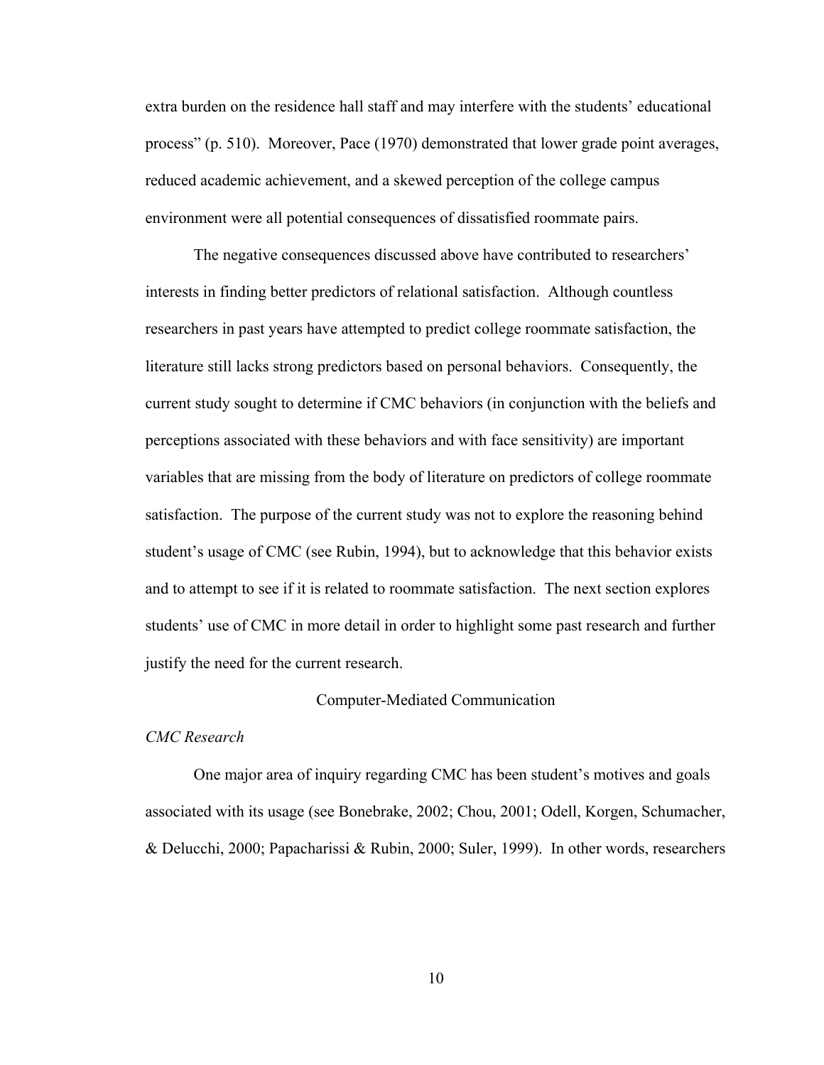extra burden on the residence hall staff and may interfere with the students' educational process" (p. 510). Moreover, Pace (1970) demonstrated that lower grade point averages, reduced academic achievement, and a skewed perception of the college campus environment were all potential consequences of dissatisfied roommate pairs.

The negative consequences discussed above have contributed to researchers' interests in finding better predictors of relational satisfaction. Although countless researchers in past years have attempted to predict college roommate satisfaction, the literature still lacks strong predictors based on personal behaviors. Consequently, the current study sought to determine if CMC behaviors (in conjunction with the beliefs and perceptions associated with these behaviors and with face sensitivity) are important variables that are missing from the body of literature on predictors of college roommate satisfaction. The purpose of the current study was not to explore the reasoning behind student's usage of CMC (see Rubin, 1994), but to acknowledge that this behavior exists and to attempt to see if it is related to roommate satisfaction. The next section explores students' use of CMC in more detail in order to highlight some past research and further justify the need for the current research.

## Computer-Mediated Communication

### *CMC Research*

One major area of inquiry regarding CMC has been student's motives and goals associated with its usage (see Bonebrake, 2002; Chou, 2001; Odell, Korgen, Schumacher, & Delucchi, 2000; Papacharissi & Rubin, 2000; Suler, 1999). In other words, researchers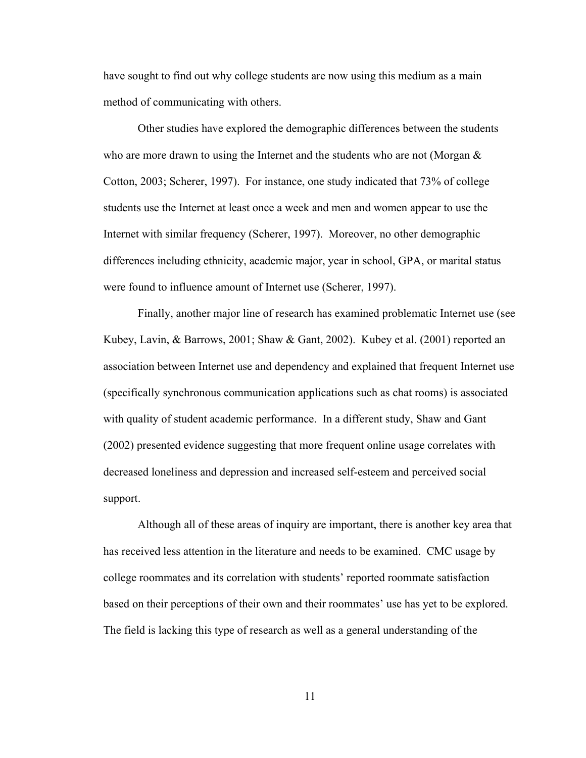have sought to find out why college students are now using this medium as a main method of communicating with others.

Other studies have explored the demographic differences between the students who are more drawn to using the Internet and the students who are not (Morgan & Cotton, 2003; Scherer, 1997). For instance, one study indicated that 73% of college students use the Internet at least once a week and men and women appear to use the Internet with similar frequency (Scherer, 1997). Moreover, no other demographic differences including ethnicity, academic major, year in school, GPA, or marital status were found to influence amount of Internet use (Scherer, 1997).

Finally, another major line of research has examined problematic Internet use (see Kubey, Lavin, & Barrows, 2001; Shaw & Gant, 2002). Kubey et al. (2001) reported an association between Internet use and dependency and explained that frequent Internet use (specifically synchronous communication applications such as chat rooms) is associated with quality of student academic performance. In a different study, Shaw and Gant (2002) presented evidence suggesting that more frequent online usage correlates with decreased loneliness and depression and increased self-esteem and perceived social support.

Although all of these areas of inquiry are important, there is another key area that has received less attention in the literature and needs to be examined. CMC usage by college roommates and its correlation with students' reported roommate satisfaction based on their perceptions of their own and their roommates' use has yet to be explored. The field is lacking this type of research as well as a general understanding of the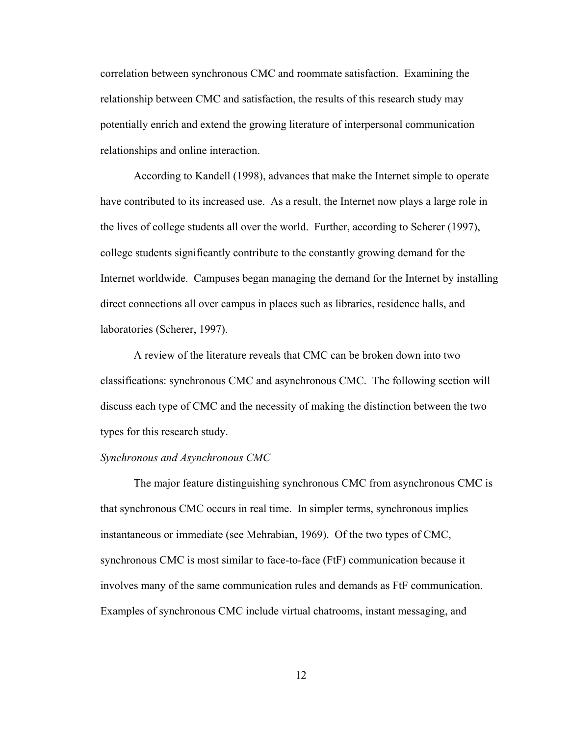correlation between synchronous CMC and roommate satisfaction. Examining the relationship between CMC and satisfaction, the results of this research study may potentially enrich and extend the growing literature of interpersonal communication relationships and online interaction.

According to Kandell (1998), advances that make the Internet simple to operate have contributed to its increased use. As a result, the Internet now plays a large role in the lives of college students all over the world. Further, according to Scherer (1997), college students significantly contribute to the constantly growing demand for the Internet worldwide. Campuses began managing the demand for the Internet by installing direct connections all over campus in places such as libraries, residence halls, and laboratories (Scherer, 1997).

A review of the literature reveals that CMC can be broken down into two classifications: synchronous CMC and asynchronous CMC. The following section will discuss each type of CMC and the necessity of making the distinction between the two types for this research study.

*Synchronous and Asynchronous CMC*

The major feature distinguishing synchronous CMC from asynchronous CMC is that synchronous CMC occurs in real time. In simpler terms, synchronous implies instantaneous or immediate (see Mehrabian, 1969). Of the two types of CMC, synchronous CMC is most similar to face-to-face (FtF) communication because it involves many of the same communication rules and demands as FtF communication. Examples of synchronous CMC include virtual chatrooms, instant messaging, and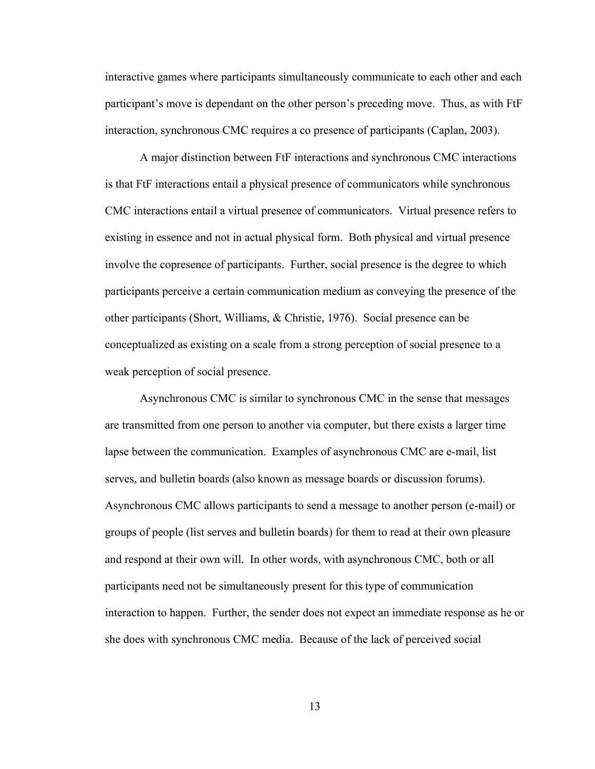interactive games where participants simultaneously communicate to each other and each participant's move is dependant on the other person's preceding move. Thus, as with FtF interaction, synchronous CMC requires a co presence of participants (Caplan, 2003).

A major distinction between FtF interactions and synchronous CMC interactions is that FtF interactions entail a physical presence of communicators while synchronous CMC interactions entail a virtual presence of communicators. Virtual presence refers to existing in essence and not in actual physical form. Both physical and virtual presence involve the copresence of participants. Further, social presence is the degree to which participants perceive a certain communication medium as conveying the presence of the other participants (Short, Williams, & Christie, 1976). Social presence can be conceptualized as existing on a scale from a strong perception of social presence to a weak perception of social presence.

Asynchronous CMC is similar to synchronous CMC in the sense that messages are transmitted from one person to another via computer, but there exists a larger time lapse between the communication. Examples of asynchronous CMC are e-mail, list serves, and bulletin boards (also known as message boards or discussion forums). Asynchronous CMC allows participants to send a message to another person (e-mail) or groups of people (list serves and bulletin boards) for them to read at their own pleasure and respond at their own will. In other words, with asynchronous CMC, both or all participants need not be simultaneously present for this type of communication interaction to happen. Further, the sender does not expect an immediate response as he or she does with synchronous CMC media. Because of the lack of perceived social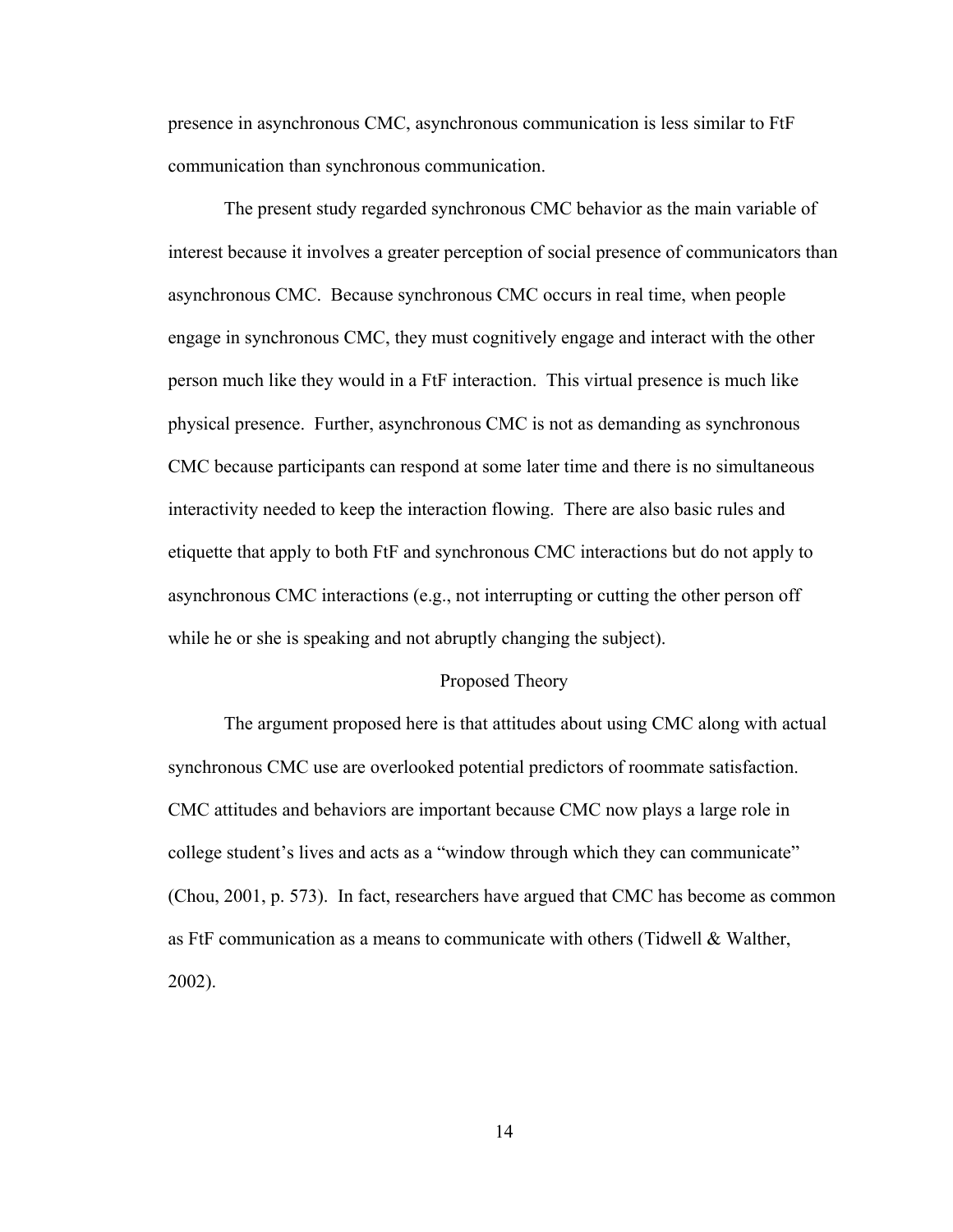presence in asynchronous CMC, asynchronous communication is less similar to FtF communication than synchronous communication.

The present study regarded synchronous CMC behavior as the main variable of interest because it involves a greater perception of social presence of communicators than asynchronous CMC. Because synchronous CMC occurs in real time, when people engage in synchronous CMC, they must cognitively engage and interact with the other person much like they would in a FtF interaction. This virtual presence is much like physical presence. Further, asynchronous CMC is not as demanding as synchronous CMC because participants can respond at some later time and there is no simultaneous interactivity needed to keep the interaction flowing. There are also basic rules and etiquette that apply to both FtF and synchronous CMC interactions but do not apply to asynchronous CMC interactions (e.g., not interrupting or cutting the other person off while he or she is speaking and not abruptly changing the subject).

## Proposed Theory

The argument proposed here is that attitudes about using CMC along with actual synchronous CMC use are overlooked potential predictors of roommate satisfaction. CMC attitudes and behaviors are important because CMC now plays a large role in college student's lives and acts as a "window through which they can communicate" (Chou, 2001, p. 573). In fact, researchers have argued that CMC has become as common as FtF communication as a means to communicate with others (Tidwell & Walther, 2002).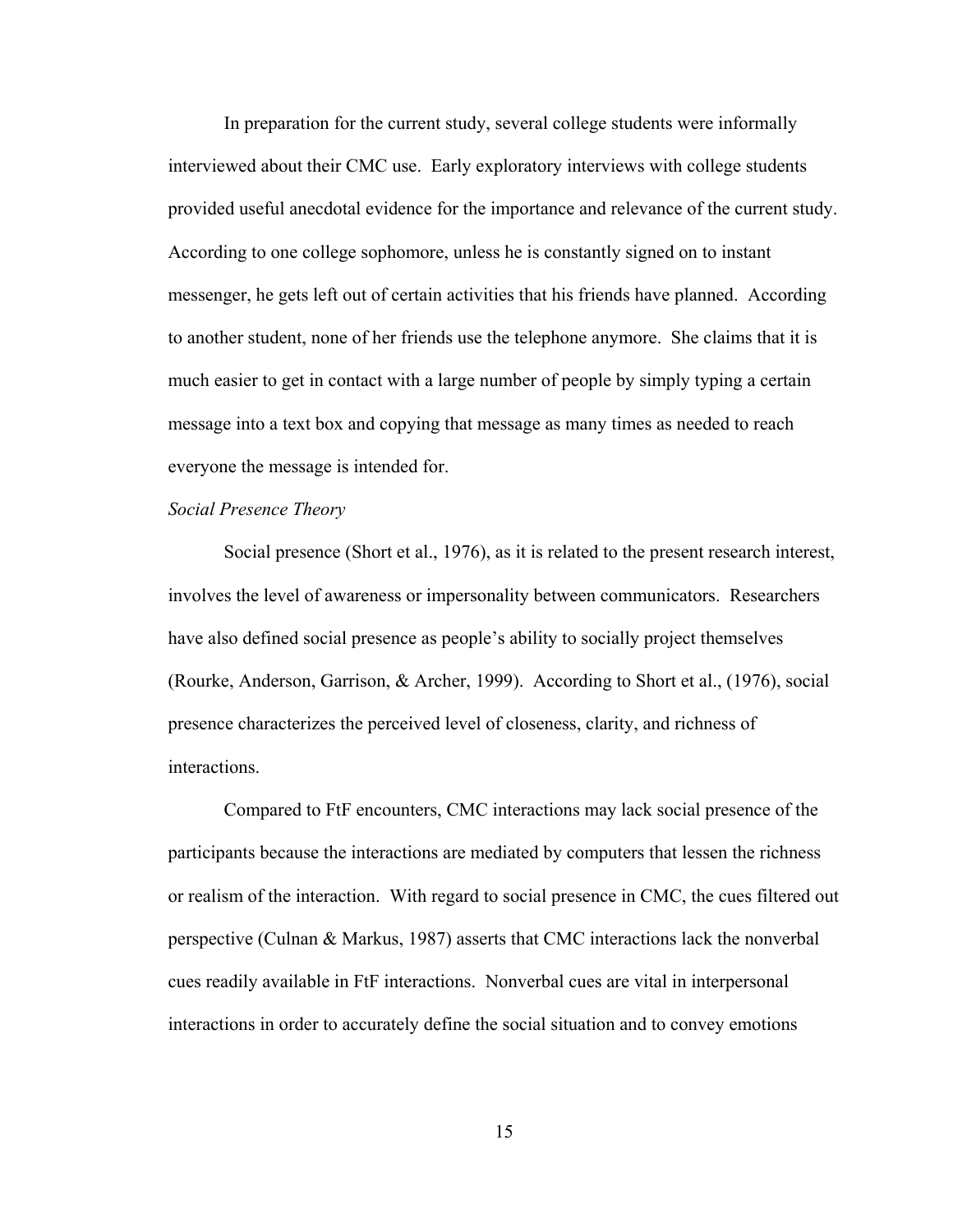In preparation for the current study, several college students were informally interviewed about their CMC use. Early exploratory interviews with college students provided useful anecdotal evidence for the importance and relevance of the current study. According to one college sophomore, unless he is constantly signed on to instant messenger, he gets left out of certain activities that his friends have planned. According to another student, none of her friends use the telephone anymore. She claims that it is much easier to get in contact with a large number of people by simply typing a certain message into a text box and copying that message as many times as needed to reach everyone the message is intended for.

*Social Presence Theory*

Social presence (Short et al., 1976), as it is related to the present research interest, involves the level of awareness or impersonality between communicators. Researchers have also defined social presence as people's ability to socially project themselves (Rourke, Anderson, Garrison, & Archer, 1999). According to Short et al., (1976), social presence characterizes the perceived level of closeness, clarity, and richness of interactions.

Compared to FtF encounters, CMC interactions may lack social presence of the participants because the interactions are mediated by computers that lessen the richness or realism of the interaction. With regard to social presence in CMC, the cues filtered out perspective (Culnan & Markus, 1987) asserts that CMC interactions lack the nonverbal cues readily available in FtF interactions. Nonverbal cues are vital in interpersonal interactions in order to accurately define the social situation and to convey emotions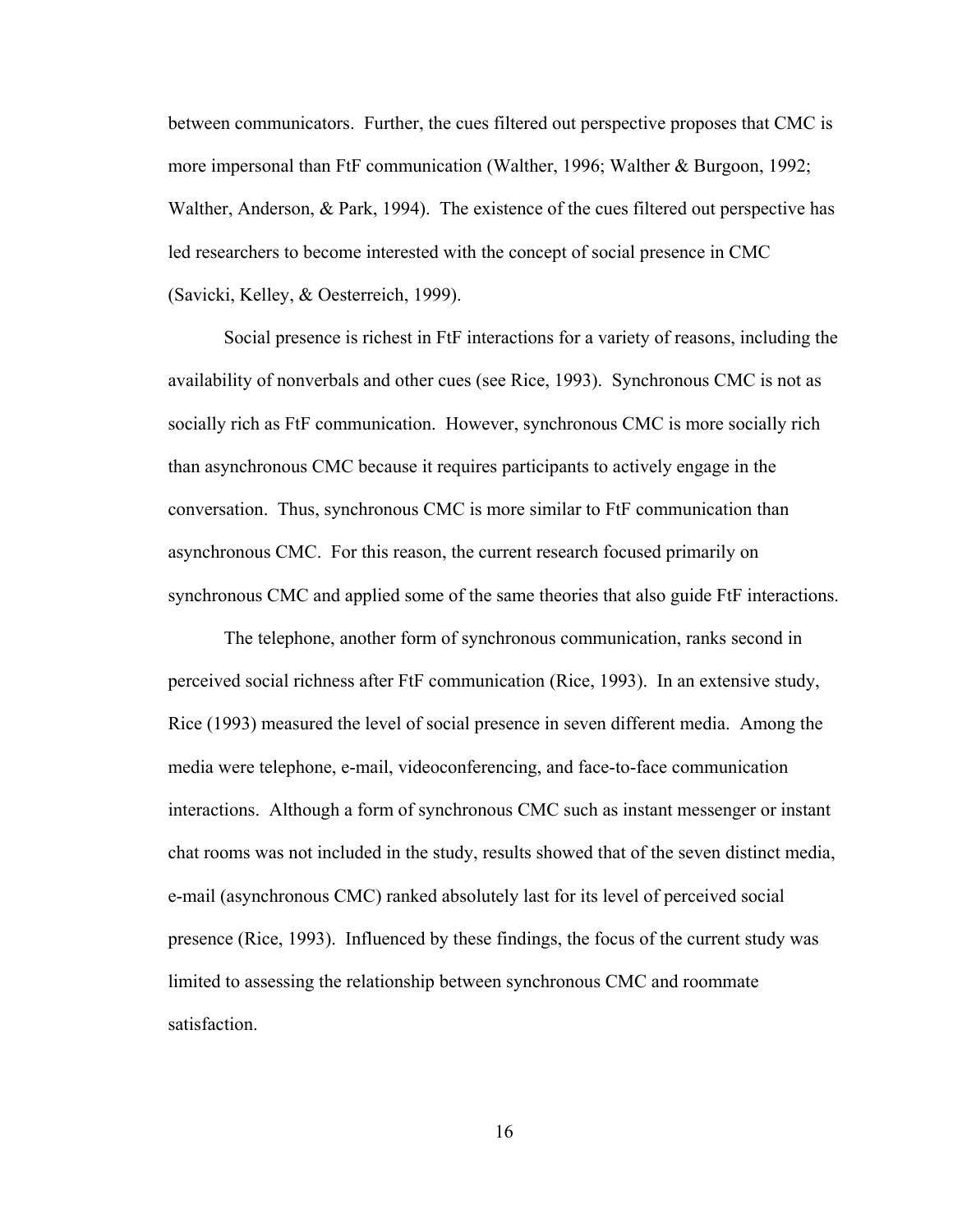between communicators. Further, the cues filtered out perspective proposes that CMC is more impersonal than FtF communication (Walther, 1996; Walther & Burgoon, 1992; Walther, Anderson, & Park, 1994). The existence of the cues filtered out perspective has led researchers to become interested with the concept of social presence in CMC (Savicki, Kelley, & Oesterreich, 1999).

Social presence is richest in FtF interactions for a variety of reasons, including the availability of nonverbals and other cues (see Rice, 1993). Synchronous CMC is not as socially rich as FtF communication. However, synchronous CMC is more socially rich than asynchronous CMC because it requires participants to actively engage in the conversation. Thus, synchronous CMC is more similar to FtF communication than asynchronous CMC. For this reason, the current research focused primarily on synchronous CMC and applied some of the same theories that also guide FtF interactions.

The telephone, another form of synchronous communication, ranks second in perceived social richness after FtF communication (Rice, 1993). In an extensive study, Rice (1993) measured the level of social presence in seven different media. Among the media were telephone, e-mail, videoconferencing, and face-to-face communication interactions. Although a form of synchronous CMC such as instant messenger or instant chat rooms was not included in the study, results showed that of the seven distinct media, e-mail (asynchronous CMC) ranked absolutely last for its level of perceived social presence (Rice, 1993). Influenced by these findings, the focus of the current study was limited to assessing the relationship between synchronous CMC and roommate satisfaction.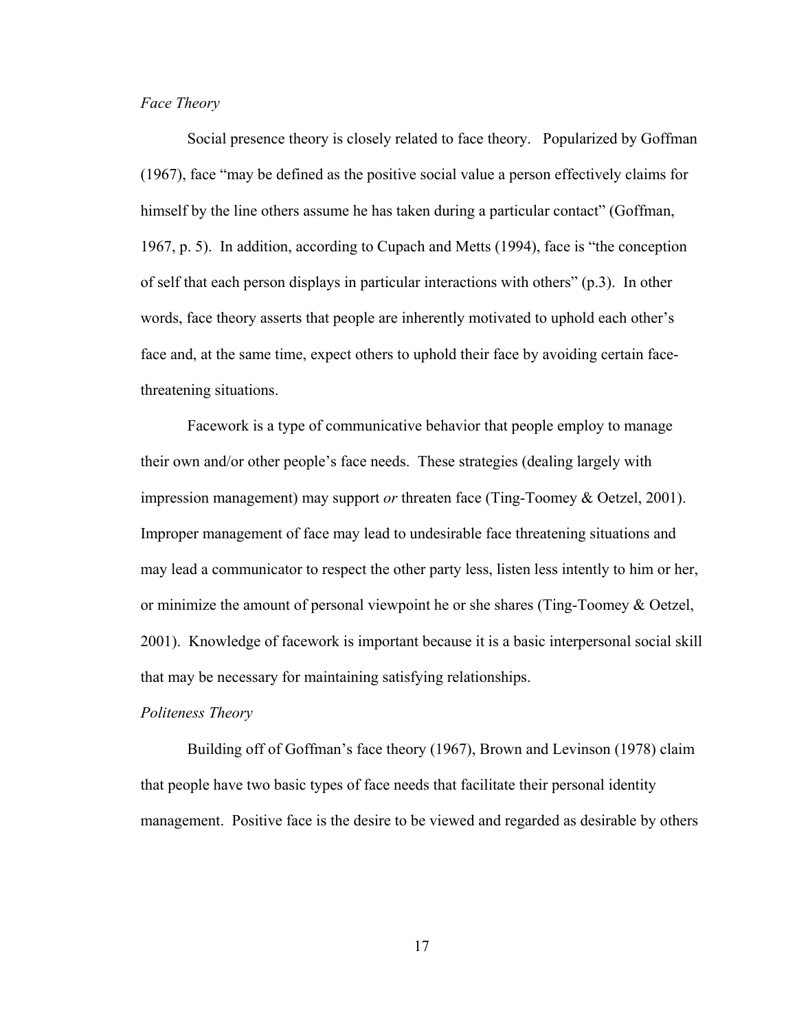*Face Theory*

Social presence theory is closely related to face theory. Popularized by Goffman (1967), face "may be defined as the positive social value a person effectively claims for himself by the line others assume he has taken during a particular contact" (Goffman, 1967, p. 5). In addition, according to Cupach and Metts (1994), face is "the conception of self that each person displays in particular interactions with others" (p.3). In other words, face theory asserts that people are inherently motivated to uphold each other's face and, at the same time, expect others to uphold their face by avoiding certain face-threatening situations.

Facework is a type of communicative behavior that people employ to manage their own and/or other people's face needs. These strategies (dealing largely with impression management) may support *or* threaten face (Ting-Toomey & Oetzel, 2001). Improper management of face may lead to undesirable face threatening situations and may lead a communicator to respect the other party less, listen less intently to him or her, or minimize the amount of personal viewpoint he or she shares (Ting-Toomey & Oetzel, 2001). Knowledge of facework is important because it is a basic interpersonal social skill that may be necessary for maintaining satisfying relationships.

*Politeness Theory*

Building off of Goffman's face theory (1967), Brown and Levinson (1978) claim that people have two basic types of face needs that facilitate their personal identity management. Positive face is the desire to be viewed and regarded as desirable by others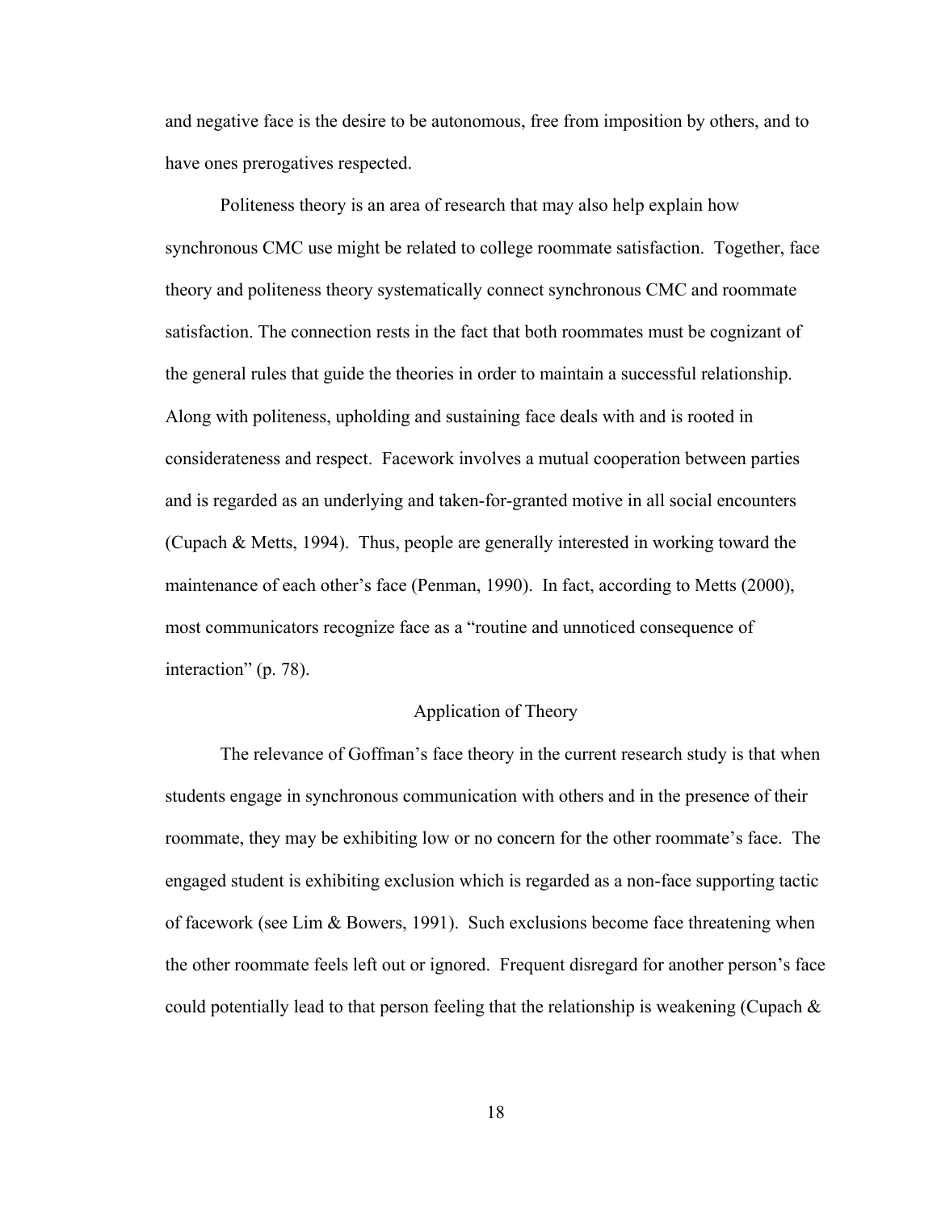and negative face is the desire to be autonomous, free from imposition by others, and to have ones prerogatives respected.

Politeness theory is an area of research that may also help explain how synchronous CMC use might be related to college roommate satisfaction. Together, face theory and politeness theory systematically connect synchronous CMC and roommate satisfaction. The connection rests in the fact that both roommates must be cognizant of the general rules that guide the theories in order to maintain a successful relationship. Along with politeness, upholding and sustaining face deals with and is rooted in considerateness and respect. Facework involves a mutual cooperation between parties and is regarded as an underlying and taken-for-granted motive in all social encounters (Cupach & Metts, 1994). Thus, people are generally interested in working toward the maintenance of each other's face (Penman, 1990). In fact, according to Metts (2000), most communicators recognize face as a "routine and unnoticed consequence of interaction" (p. 78).

## Application of Theory

The relevance of Goffman's face theory in the current research study is that when students engage in synchronous communication with others and in the presence of their roommate, they may be exhibiting low or no concern for the other roommate's face. The engaged student is exhibiting exclusion which is regarded as a non-face supporting tactic of facework (see Lim & Bowers, 1991). Such exclusions become face threatening when the other roommate feels left out or ignored. Frequent disregard for another person's face could potentially lead to that person feeling that the relationship is weakening (Cupach &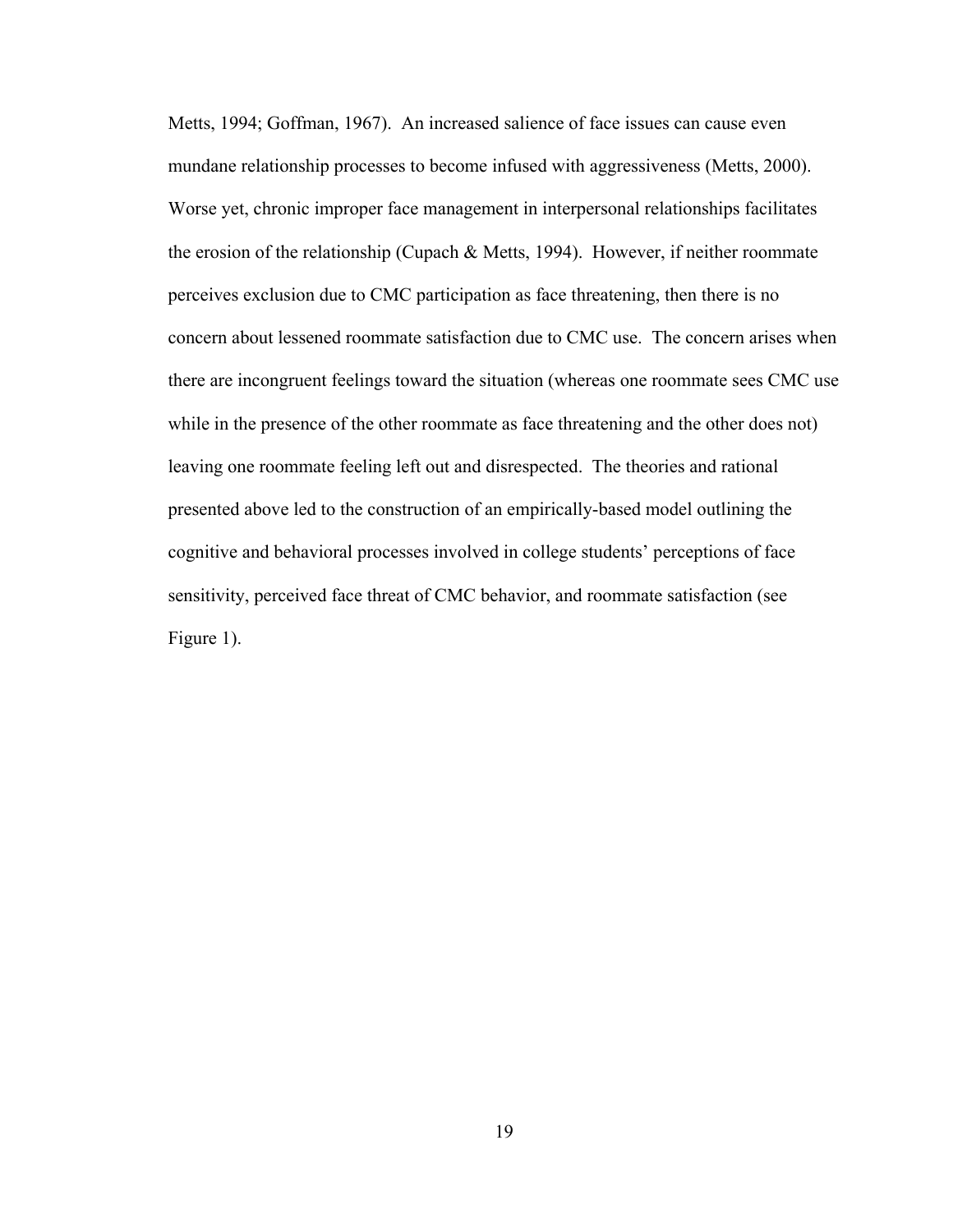Metts, 1994; Goffman, 1967). An increased salience of face issues can cause even mundane relationship processes to become infused with aggressiveness (Metts, 2000). Worse yet, chronic improper face management in interpersonal relationships facilitates the erosion of the relationship (Cupach & Metts, 1994). However, if neither roommate perceives exclusion due to CMC participation as face threatening, then there is no concern about lessened roommate satisfaction due to CMC use. The concern arises when there are incongruent feelings toward the situation (whereas one roommate sees CMC use while in the presence of the other roommate as face threatening and the other does not) leaving one roommate feeling left out and disrespected. The theories and rational presented above led to the construction of an empirically-based model outlining the cognitive and behavioral processes involved in college students' perceptions of face sensitivity, perceived face threat of CMC behavior, and roommate satisfaction (see Figure 1).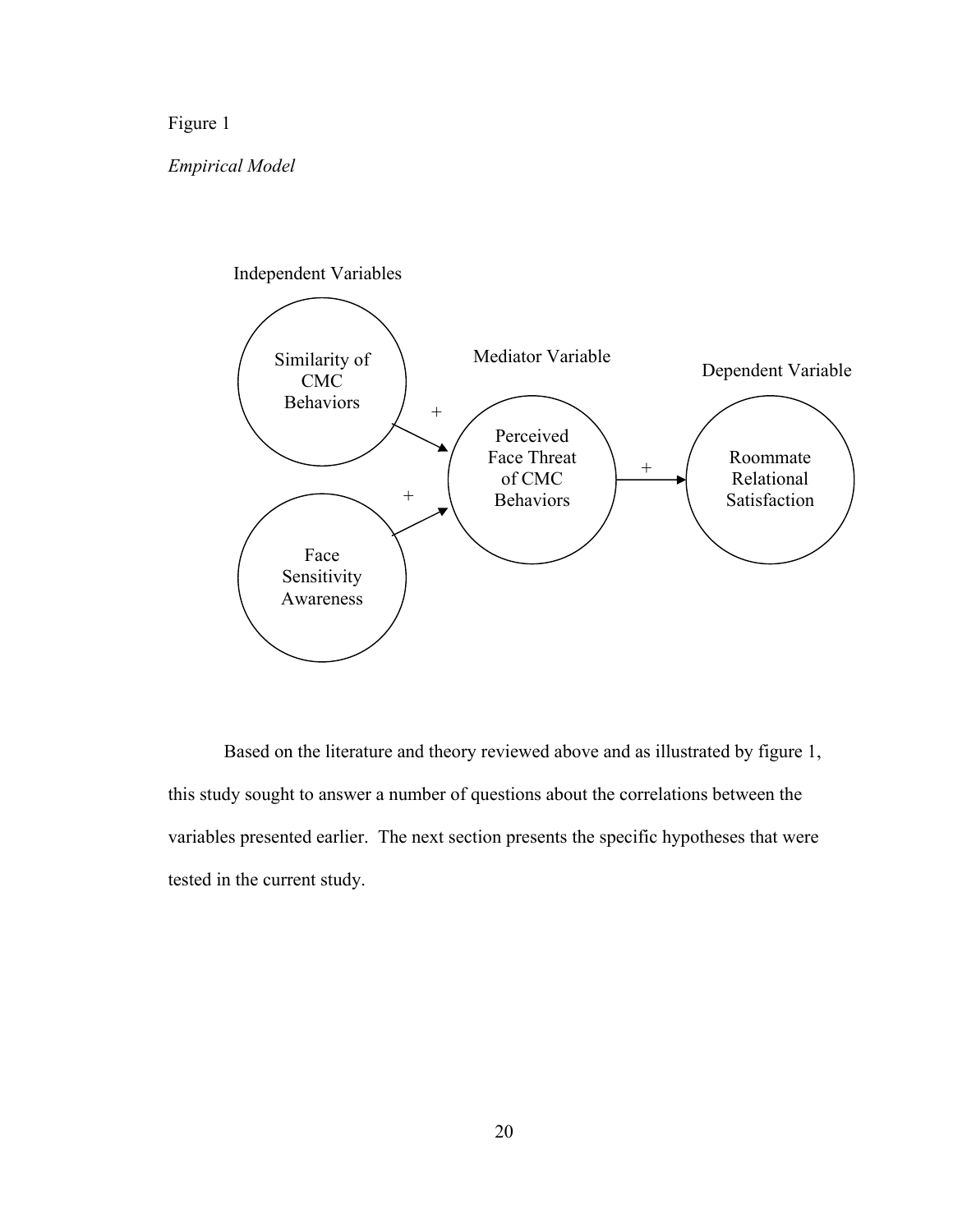Figure 1

*Empirical Model*

Based on the literature and theory reviewed above and as illustrated by figure 1, this study sought to answer a number of questions about the correlations between the variables presented earlier. The next section presents the specific hypotheses that were tested in the current study.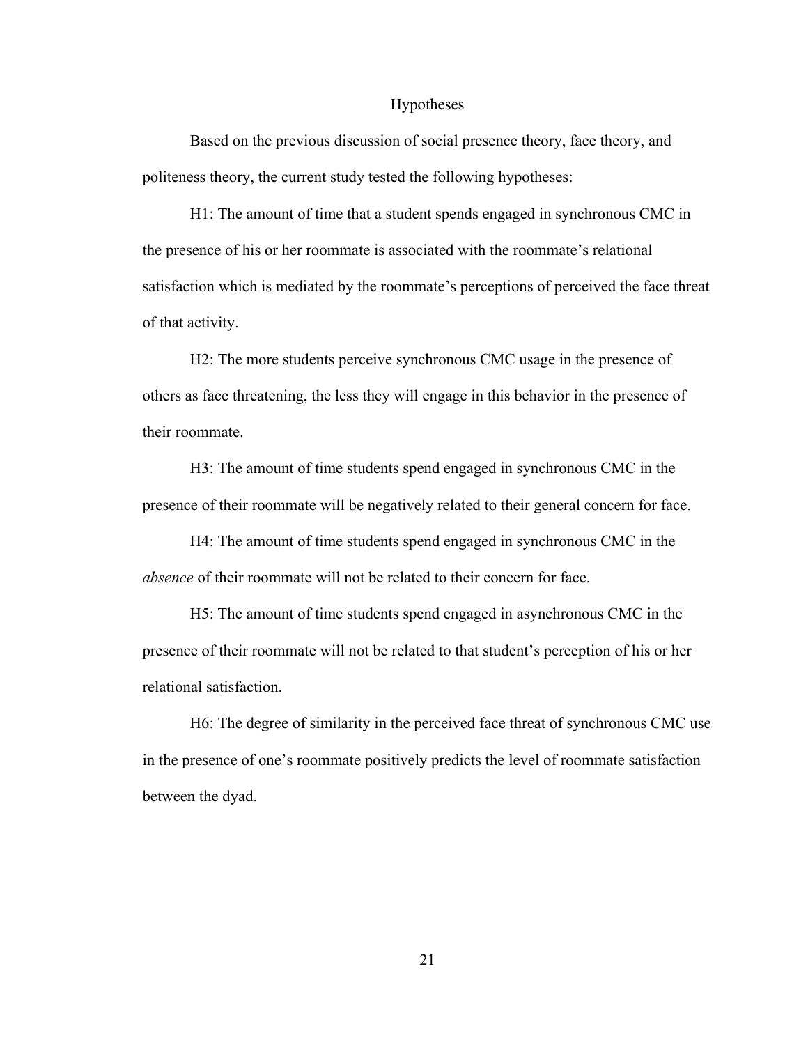## Hypotheses

Based on the previous discussion of social presence theory, face theory, and politeness theory, the current study tested the following hypotheses:

H1: The amount of time that a student spends engaged in synchronous CMC in the presence of his or her roommate is associated with the roommate's relational satisfaction which is mediated by the roommate's perceptions of perceived the face threat of that activity.

H2: The more students perceive synchronous CMC usage in the presence of others as face threatening, the less they will engage in this behavior in the presence of their roommate.

H3: The amount of time students spend engaged in synchronous CMC in the presence of their roommate will be negatively related to their general concern for face.

H4: The amount of time students spend engaged in synchronous CMC in the *absence* of their roommate will not be related to their concern for face.

H5: The amount of time students spend engaged in asynchronous CMC in the presence of their roommate will not be related to that student's perception of his or her relational satisfaction.

H6: The degree of similarity in the perceived face threat of synchronous CMC use in the presence of one's roommate positively predicts the level of roommate satisfaction between the dyad.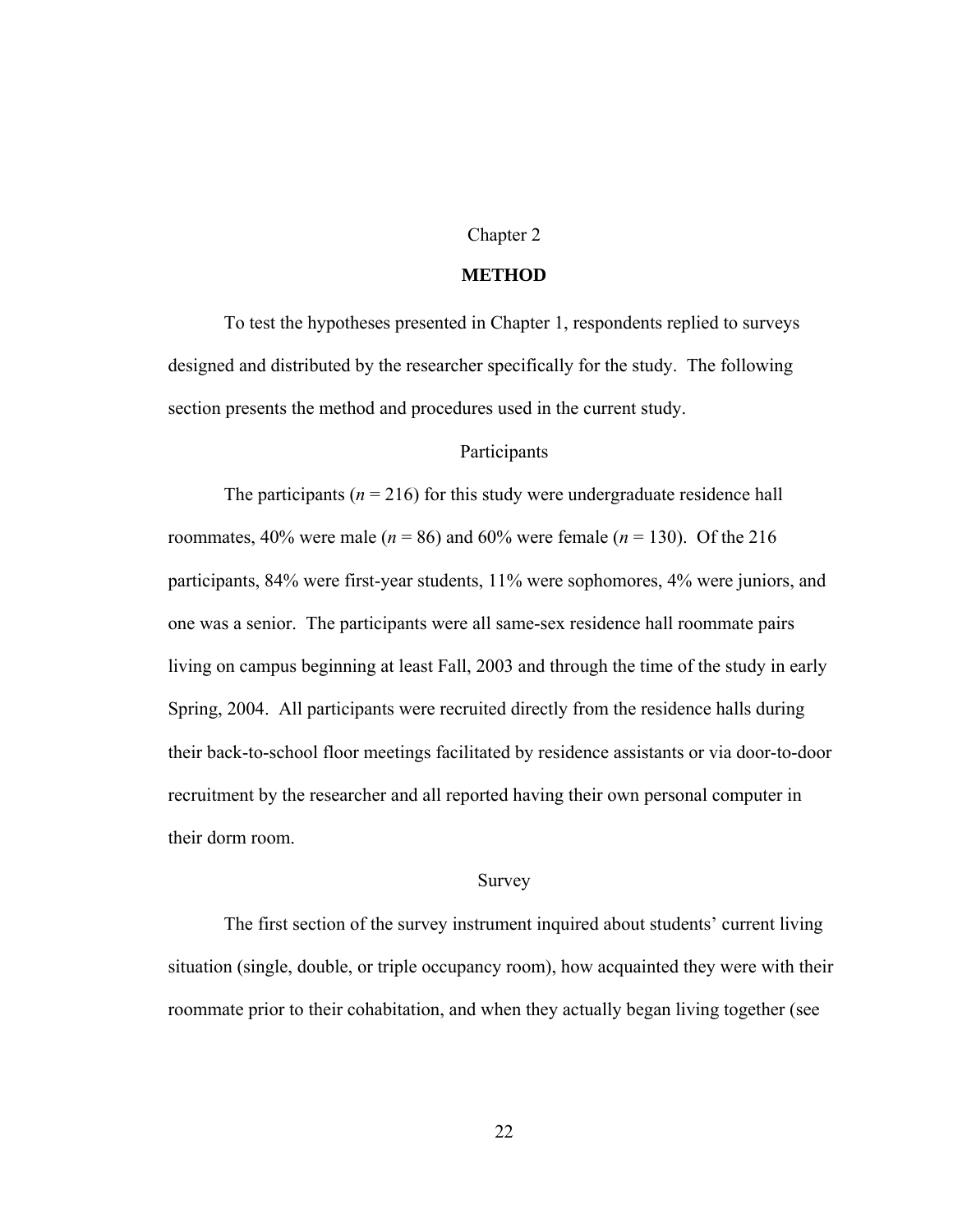Chapter 2

# METHOD

To test the hypotheses presented in Chapter 1, respondents replied to surveys designed and distributed by the researcher specifically for the study. The following section presents the method and procedures used in the current study.

## Participants

The participants ($n$ = 216) for this study were undergraduate residence hall roommates, 40% were male ($n$ = 86) and 60% were female ($n$ = 130). Of the 216 participants, 84% were first-year students, 11% were sophomores, 4% were juniors, and one was a senior. The participants were all same-sex residence hall roommate pairs living on campus beginning at least Fall, 2003 and through the time of the study in early Spring, 2004. All participants were recruited directly from the residence halls during their back-to-school floor meetings facilitated by residence assistants or via door-to-door recruitment by the researcher and all reported having their own personal computer in their dorm room.

## Survey

The first section of the survey instrument inquired about students' current living situation (single, double, or triple occupancy room), how acquainted they were with their roommate prior to their cohabitation, and when they actually began living together (see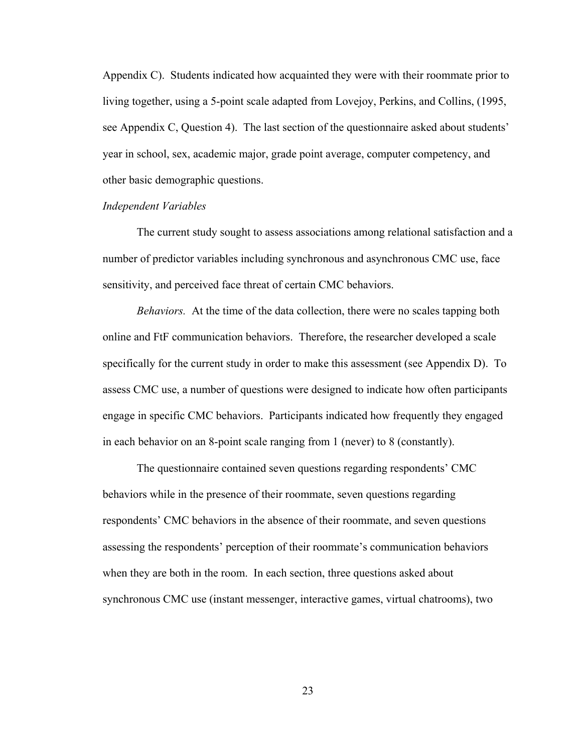Appendix C). Students indicated how acquainted they were with their roommate prior to living together, using a 5-point scale adapted from Lovejoy, Perkins, and Collins, (1995, see Appendix C, Question 4). The last section of the questionnaire asked about students' year in school, sex, academic major, grade point average, computer competency, and other basic demographic questions.

*Independent Variables*

The current study sought to assess associations among relational satisfaction and a number of predictor variables including synchronous and asynchronous CMC use, face sensitivity, and perceived face threat of certain CMC behaviors.

*Behaviors.* At the time of the data collection, there were no scales tapping both online and FtF communication behaviors. Therefore, the researcher developed a scale specifically for the current study in order to make this assessment (see Appendix D). To assess CMC use, a number of questions were designed to indicate how often participants engage in specific CMC behaviors. Participants indicated how frequently they engaged in each behavior on an 8-point scale ranging from 1 (never) to 8 (constantly).

The questionnaire contained seven questions regarding respondents' CMC behaviors while in the presence of their roommate, seven questions regarding respondents' CMC behaviors in the absence of their roommate, and seven questions assessing the respondents' perception of their roommate's communication behaviors when they are both in the room. In each section, three questions asked about synchronous CMC use (instant messenger, interactive games, virtual chatrooms), two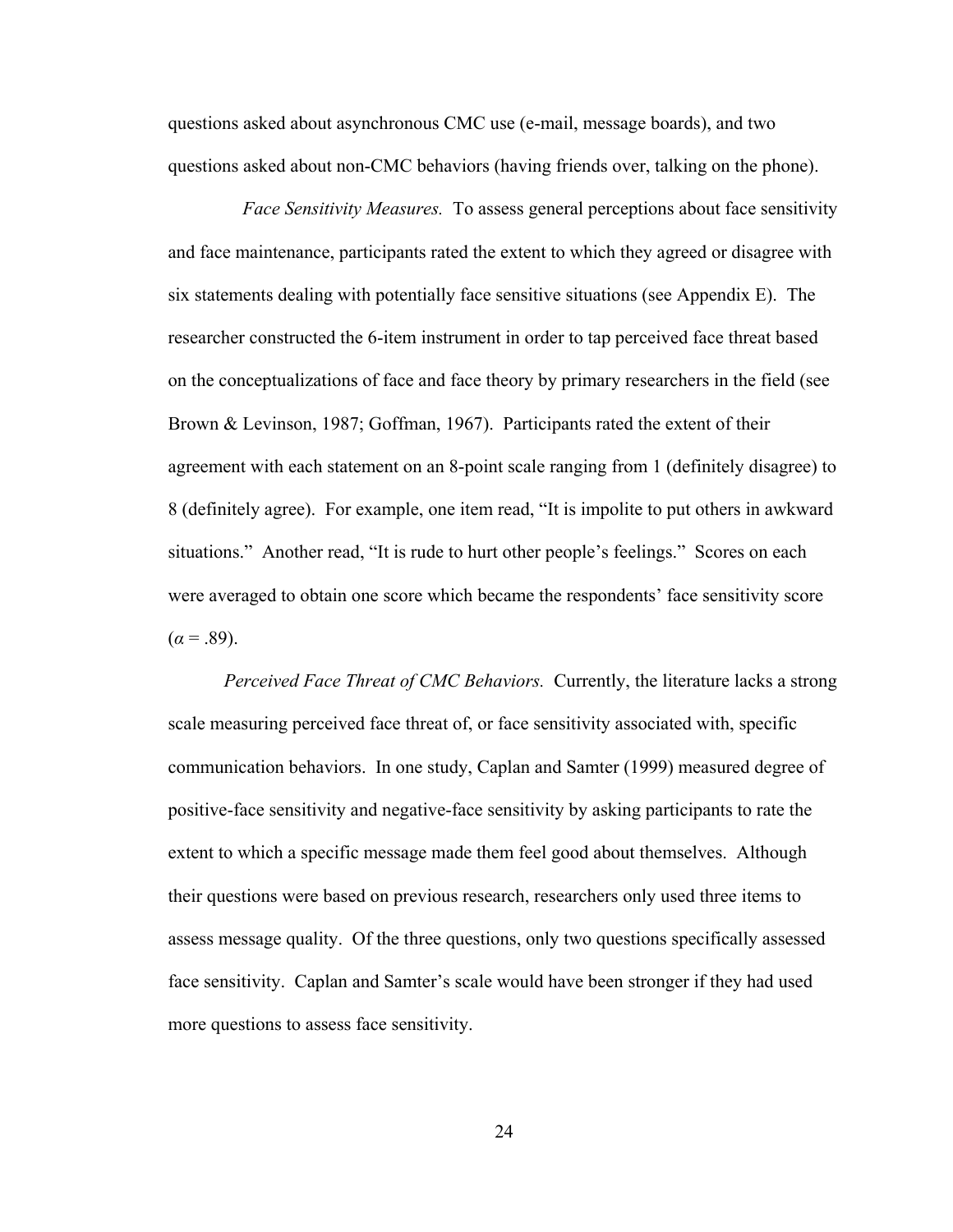questions asked about asynchronous CMC use (e-mail, message boards), and two questions asked about non-CMC behaviors (having friends over, talking on the phone).

*Face Sensitivity Measures.* To assess general perceptions about face sensitivity and face maintenance, participants rated the extent to which they agreed or disagree with six statements dealing with potentially face sensitive situations (see Appendix E). The researcher constructed the 6-item instrument in order to tap perceived face threat based on the conceptualizations of face and face theory by primary researchers in the field (see Brown & Levinson, 1987; Goffman, 1967). Participants rated the extent of their agreement with each statement on an 8-point scale ranging from 1 (definitely disagree) to 8 (definitely agree). For example, one item read, "It is impolite to put others in awkward situations." Another read, "It is rude to hurt other people's feelings." Scores on each were averaged to obtain one score which became the respondents' face sensitivity score ($\alpha = .89$).

*Perceived Face Threat of CMC Behaviors.* Currently, the literature lacks a strong scale measuring perceived face threat of, or face sensitivity associated with, specific communication behaviors. In one study, Caplan and Samter (1999) measured degree of positive-face sensitivity and negative-face sensitivity by asking participants to rate the extent to which a specific message made them feel good about themselves. Although their questions were based on previous research, researchers only used three items to assess message quality. Of the three questions, only two questions specifically assessed face sensitivity. Caplan and Samter's scale would have been stronger if they had used more questions to assess face sensitivity.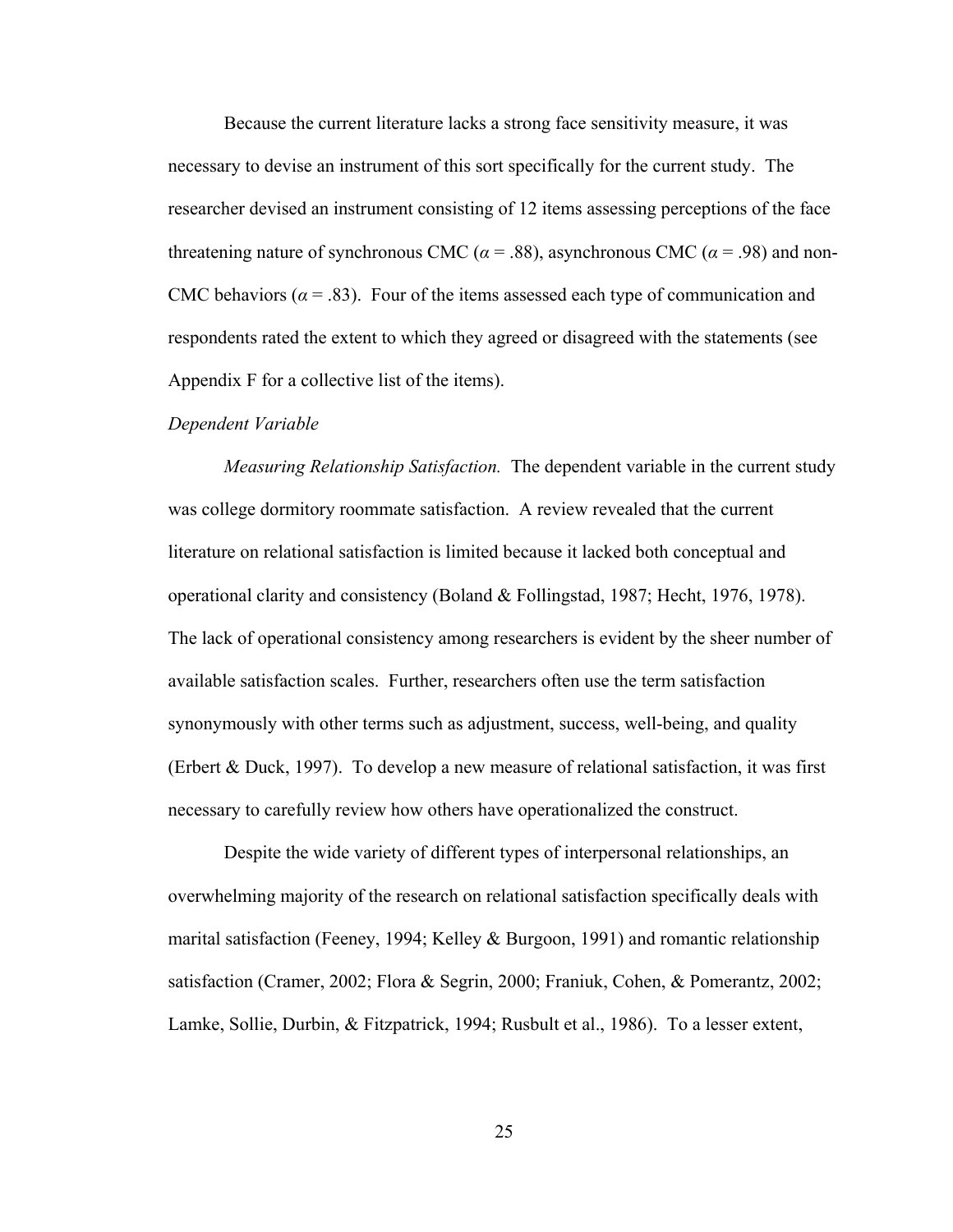Because the current literature lacks a strong face sensitivity measure, it was necessary to devise an instrument of this sort specifically for the current study. The researcher devised an instrument consisting of 12 items assessing perceptions of the face threatening nature of synchronous CMC ($\alpha = .88$), asynchronous CMC ($\alpha = .98$) and non-CMC behaviors ($\alpha = .83$). Four of the items assessed each type of communication and respondents rated the extent to which they agreed or disagreed with the statements (see Appendix F for a collective list of the items).

*Dependent Variable*

*Measuring Relationship Satisfaction.* The dependent variable in the current study was college dormitory roommate satisfaction. A review revealed that the current literature on relational satisfaction is limited because it lacked both conceptual and operational clarity and consistency (Boland & Follingstad, 1987; Hecht, 1976, 1978). The lack of operational consistency among researchers is evident by the sheer number of available satisfaction scales. Further, researchers often use the term satisfaction synonymously with other terms such as adjustment, success, well-being, and quality (Erbert & Duck, 1997). To develop a new measure of relational satisfaction, it was first necessary to carefully review how others have operationalized the construct.

Despite the wide variety of different types of interpersonal relationships, an overwhelming majority of the research on relational satisfaction specifically deals with marital satisfaction (Feeney, 1994; Kelley & Burgoon, 1991) and romantic relationship satisfaction (Cramer, 2002; Flora & Segrin, 2000; Franiuk, Cohen, & Pomerantz, 2002; Lamke, Sollie, Durbin, & Fitzpatrick, 1994; Rusbult et al., 1986). To a lesser extent,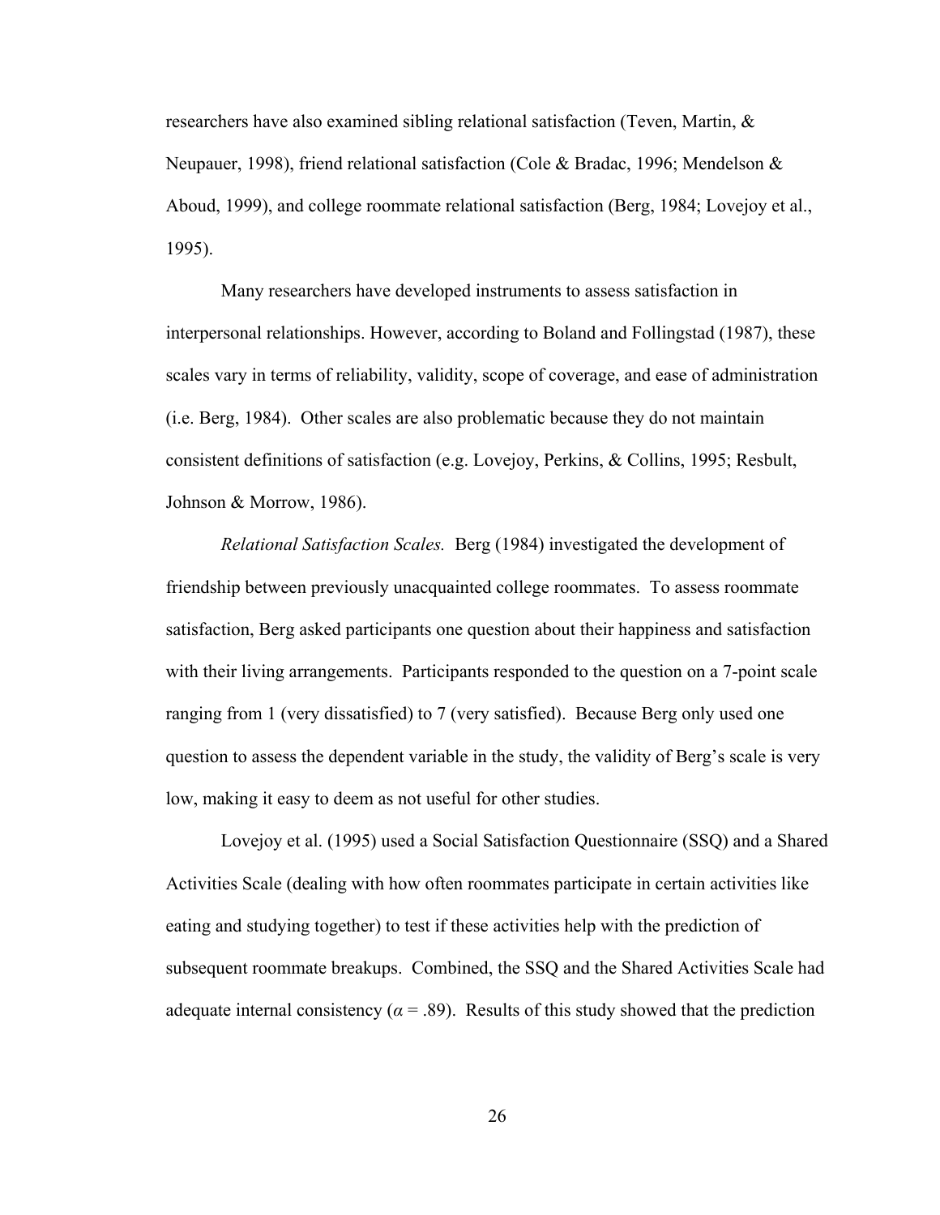researchers have also examined sibling relational satisfaction (Teven, Martin, & Neupauer, 1998), friend relational satisfaction (Cole & Bradac, 1996; Mendelson & Aboud, 1999), and college roommate relational satisfaction (Berg, 1984; Lovejoy et al., 1995).

Many researchers have developed instruments to assess satisfaction in interpersonal relationships. However, according to Boland and Follingstad (1987), these scales vary in terms of reliability, validity, scope of coverage, and ease of administration (i.e. Berg, 1984). Other scales are also problematic because they do not maintain consistent definitions of satisfaction (e.g. Lovejoy, Perkins, & Collins, 1995; Resbult, Johnson & Morrow, 1986).

*Relational Satisfaction Scales.* Berg (1984) investigated the development of friendship between previously unacquainted college roommates. To assess roommate satisfaction, Berg asked participants one question about their happiness and satisfaction with their living arrangements. Participants responded to the question on a 7-point scale ranging from 1 (very dissatisfied) to 7 (very satisfied). Because Berg only used one question to assess the dependent variable in the study, the validity of Berg's scale is very low, making it easy to deem as not useful for other studies.

Lovejoy et al. (1995) used a Social Satisfaction Questionnaire (SSQ) and a Shared Activities Scale (dealing with how often roommates participate in certain activities like eating and studying together) to test if these activities help with the prediction of subsequent roommate breakups. Combined, the SSQ and the Shared Activities Scale had adequate internal consistency ($\alpha = .89$). Results of this study showed that the prediction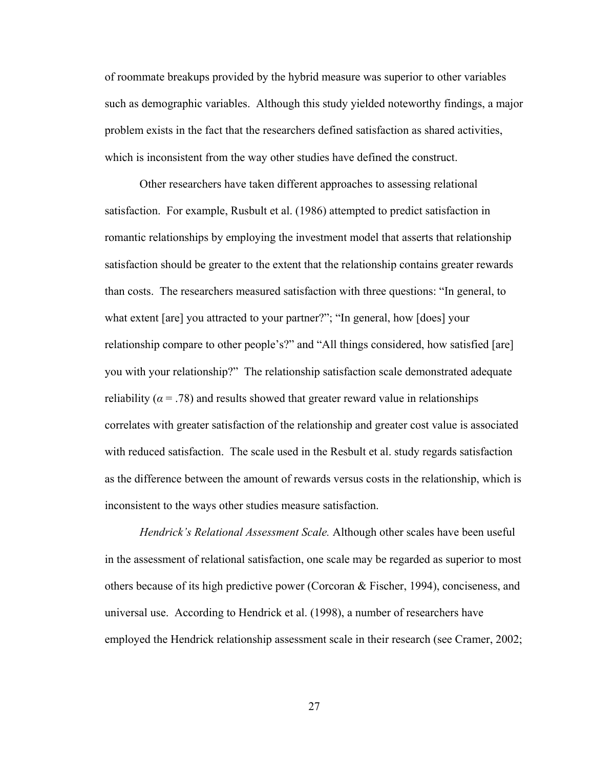of roommate breakups provided by the hybrid measure was superior to other variables such as demographic variables. Although this study yielded noteworthy findings, a major problem exists in the fact that the researchers defined satisfaction as shared activities, which is inconsistent from the way other studies have defined the construct.

Other researchers have taken different approaches to assessing relational satisfaction. For example, Rusbult et al. (1986) attempted to predict satisfaction in romantic relationships by employing the investment model that asserts that relationship satisfaction should be greater to the extent that the relationship contains greater rewards than costs. The researchers measured satisfaction with three questions: "In general, to what extent [are] you attracted to your partner?"; "In general, how [does] your relationship compare to other people's?" and "All things considered, how satisfied [are] you with your relationship?" The relationship satisfaction scale demonstrated adequate reliability ($\alpha = .78$) and results showed that greater reward value in relationships correlates with greater satisfaction of the relationship and greater cost value is associated with reduced satisfaction. The scale used in the Resbult et al. study regards satisfaction as the difference between the amount of rewards versus costs in the relationship, which is inconsistent to the ways other studies measure satisfaction.

*Hendrick's Relational Assessment Scale.* Although other scales have been useful in the assessment of relational satisfaction, one scale may be regarded as superior to most others because of its high predictive power (Corcoran & Fischer, 1994), conciseness, and universal use. According to Hendrick et al. (1998), a number of researchers have employed the Hendrick relationship assessment scale in their research (see Cramer, 2002;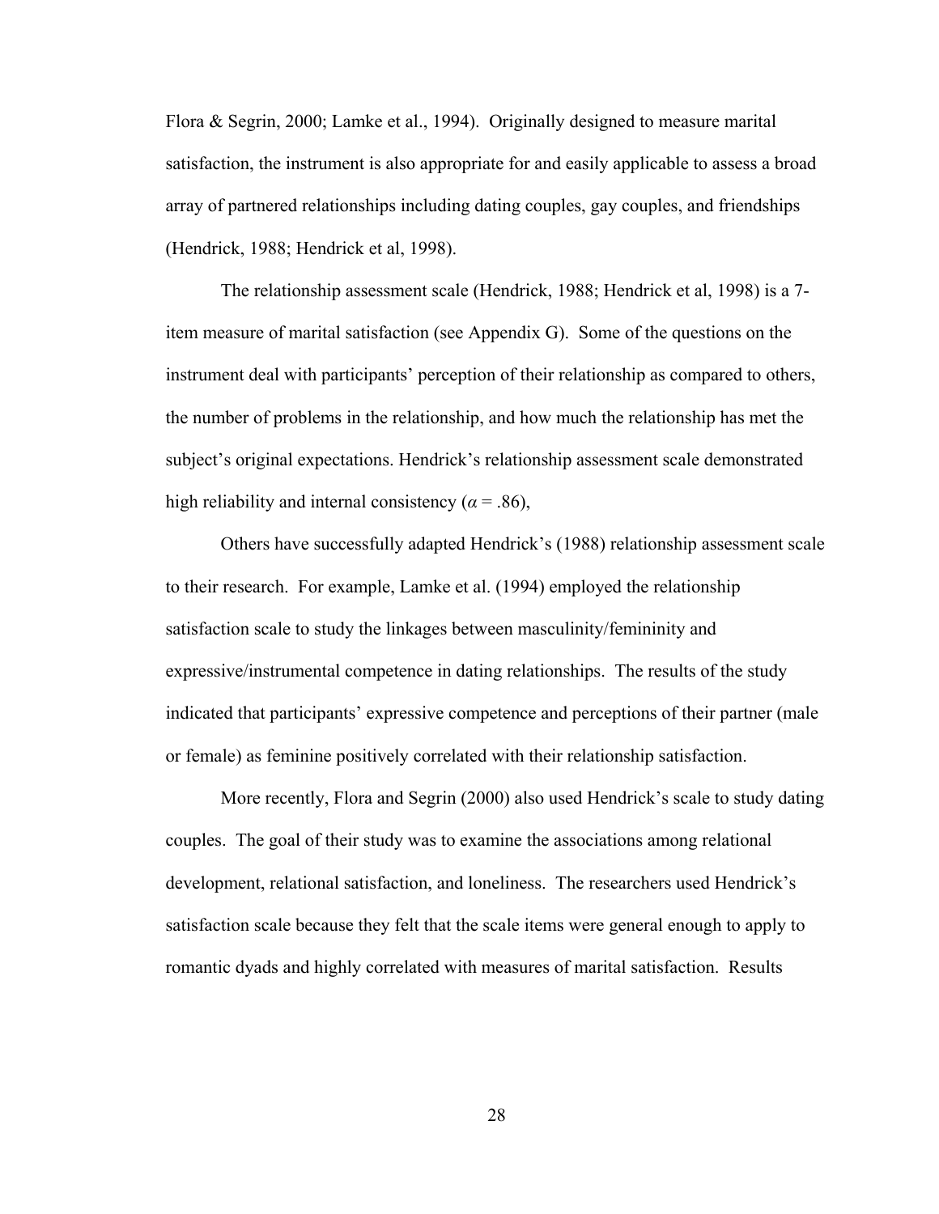Flora & Segrin, 2000; Lamke et al., 1994). Originally designed to measure marital satisfaction, the instrument is also appropriate for and easily applicable to assess a broad array of partnered relationships including dating couples, gay couples, and friendships (Hendrick, 1988; Hendrick et al, 1998).

The relationship assessment scale (Hendrick, 1988; Hendrick et al, 1998) is a 7-item measure of marital satisfaction (see Appendix G). Some of the questions on the instrument deal with participants' perception of their relationship as compared to others, the number of problems in the relationship, and how much the relationship has met the subject's original expectations. Hendrick's relationship assessment scale demonstrated high reliability and internal consistency ($\alpha$ = .86),

Others have successfully adapted Hendrick's (1988) relationship assessment scale to their research. For example, Lamke et al. (1994) employed the relationship satisfaction scale to study the linkages between masculinity/femininity and expressive/instrumental competence in dating relationships. The results of the study indicated that participants' expressive competence and perceptions of their partner (male or female) as feminine positively correlated with their relationship satisfaction.

More recently, Flora and Segrin (2000) also used Hendrick's scale to study dating couples. The goal of their study was to examine the associations among relational development, relational satisfaction, and loneliness. The researchers used Hendrick's satisfaction scale because they felt that the scale items were general enough to apply to romantic dyads and highly correlated with measures of marital satisfaction. Results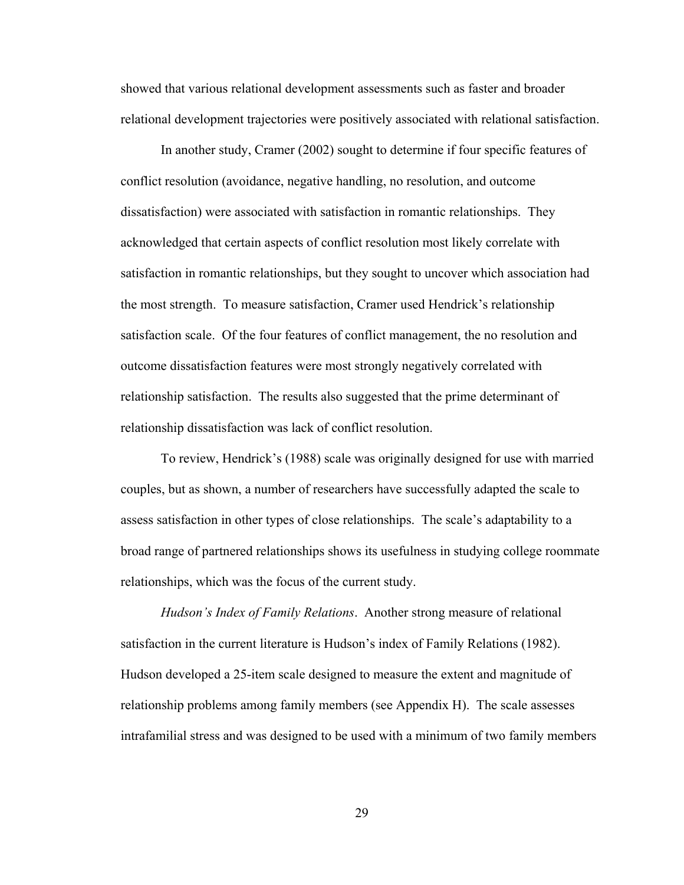showed that various relational development assessments such as faster and broader relational development trajectories were positively associated with relational satisfaction.

In another study, Cramer (2002) sought to determine if four specific features of conflict resolution (avoidance, negative handling, no resolution, and outcome dissatisfaction) were associated with satisfaction in romantic relationships. They acknowledged that certain aspects of conflict resolution most likely correlate with satisfaction in romantic relationships, but they sought to uncover which association had the most strength. To measure satisfaction, Cramer used Hendrick's relationship satisfaction scale. Of the four features of conflict management, the no resolution and outcome dissatisfaction features were most strongly negatively correlated with relationship satisfaction. The results also suggested that the prime determinant of relationship dissatisfaction was lack of conflict resolution.

To review, Hendrick's (1988) scale was originally designed for use with married couples, but as shown, a number of researchers have successfully adapted the scale to assess satisfaction in other types of close relationships. The scale's adaptability to a broad range of partnered relationships shows its usefulness in studying college roommate relationships, which was the focus of the current study.

*Hudson's Index of Family Relations*. Another strong measure of relational satisfaction in the current literature is Hudson's index of Family Relations (1982). Hudson developed a 25-item scale designed to measure the extent and magnitude of relationship problems among family members (see Appendix H). The scale assesses intrafamilial stress and was designed to be used with a minimum of two family members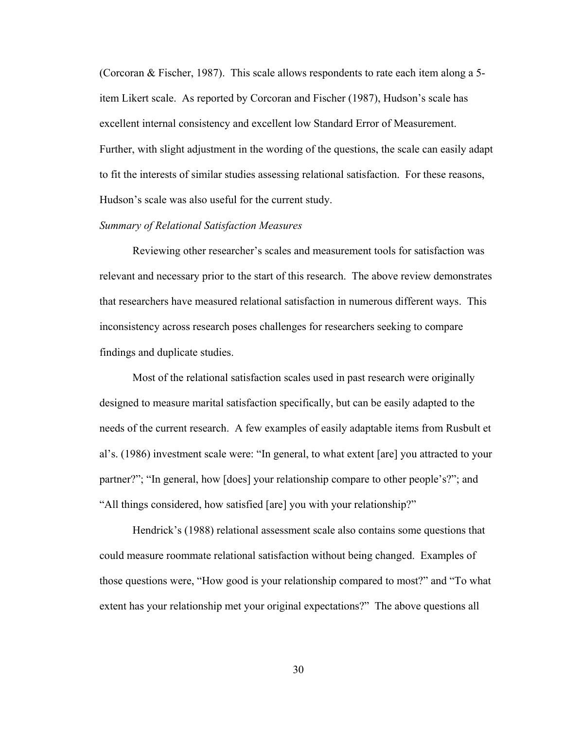(Corcoran & Fischer, 1987). This scale allows respondents to rate each item along a 5-item Likert scale. As reported by Corcoran and Fischer (1987), Hudson's scale has excellent internal consistency and excellent low Standard Error of Measurement. Further, with slight adjustment in the wording of the questions, the scale can easily adapt to fit the interests of similar studies assessing relational satisfaction. For these reasons, Hudson's scale was also useful for the current study.

*Summary of Relational Satisfaction Measures*

Reviewing other researcher's scales and measurement tools for satisfaction was relevant and necessary prior to the start of this research. The above review demonstrates that researchers have measured relational satisfaction in numerous different ways. This inconsistency across research poses challenges for researchers seeking to compare findings and duplicate studies.

Most of the relational satisfaction scales used in past research were originally designed to measure marital satisfaction specifically, but can be easily adapted to the needs of the current research. A few examples of easily adaptable items from Rusbult et al's. (1986) investment scale were: "In general, to what extent [are] you attracted to your partner?"; "In general, how [does] your relationship compare to other people's?"; and "All things considered, how satisfied [are] you with your relationship?"

Hendrick's (1988) relational assessment scale also contains some questions that could measure roommate relational satisfaction without being changed. Examples of those questions were, "How good is your relationship compared to most?" and "To what extent has your relationship met your original expectations?" The above questions all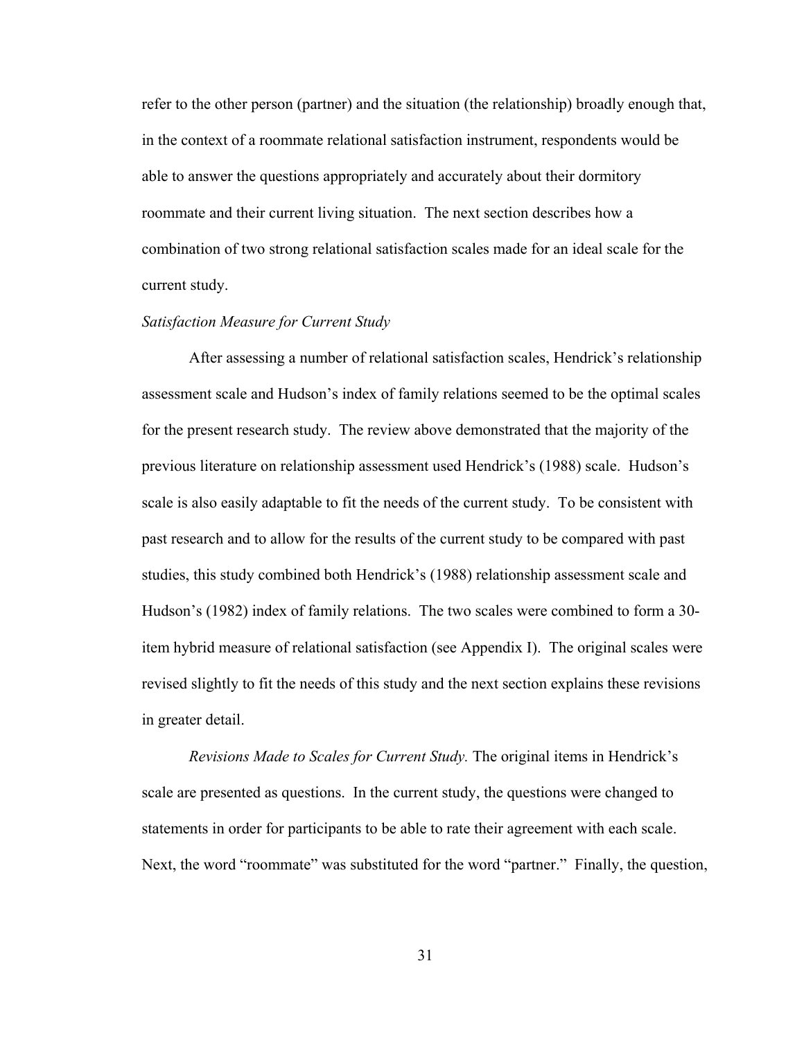refer to the other person (partner) and the situation (the relationship) broadly enough that, in the context of a roommate relational satisfaction instrument, respondents would be able to answer the questions appropriately and accurately about their dormitory roommate and their current living situation. The next section describes how a combination of two strong relational satisfaction scales made for an ideal scale for the current study.

### *Satisfaction Measure for Current Study*

After assessing a number of relational satisfaction scales, Hendrick's relationship assessment scale and Hudson's index of family relations seemed to be the optimal scales for the present research study. The review above demonstrated that the majority of the previous literature on relationship assessment used Hendrick's (1988) scale. Hudson's scale is also easily adaptable to fit the needs of the current study. To be consistent with past research and to allow for the results of the current study to be compared with past studies, this study combined both Hendrick's (1988) relationship assessment scale and Hudson's (1982) index of family relations. The two scales were combined to form a 30-item hybrid measure of relational satisfaction (see Appendix I). The original scales were revised slightly to fit the needs of this study and the next section explains these revisions in greater detail.

*Revisions Made to Scales for Current Study.* The original items in Hendrick's scale are presented as questions. In the current study, the questions were changed to statements in order for participants to be able to rate their agreement with each scale. Next, the word "roommate" was substituted for the word "partner." Finally, the question,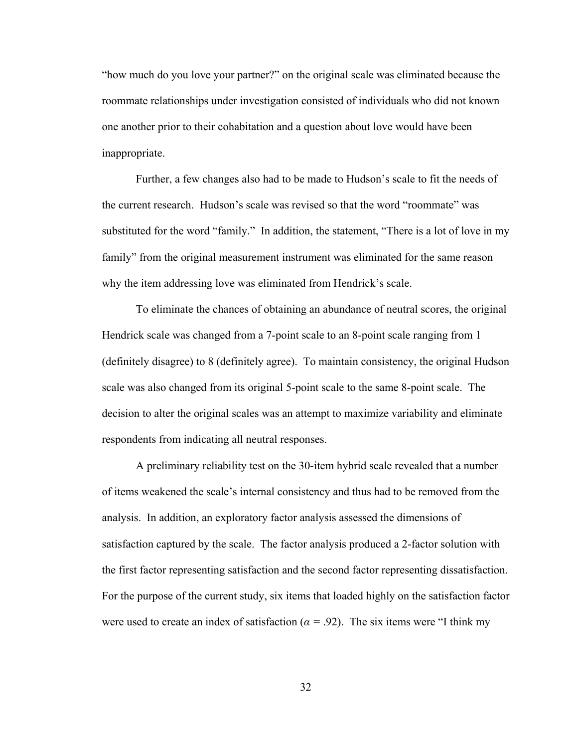"how much do you love your partner?" on the original scale was eliminated because the roommate relationships under investigation consisted of individuals who did not known one another prior to their cohabitation and a question about love would have been inappropriate.

Further, a few changes also had to be made to Hudson's scale to fit the needs of the current research. Hudson's scale was revised so that the word "roommate" was substituted for the word "family." In addition, the statement, "There is a lot of love in my family" from the original measurement instrument was eliminated for the same reason why the item addressing love was eliminated from Hendrick's scale.

To eliminate the chances of obtaining an abundance of neutral scores, the original Hendrick scale was changed from a 7-point scale to an 8-point scale ranging from 1 (definitely disagree) to 8 (definitely agree). To maintain consistency, the original Hudson scale was also changed from its original 5-point scale to the same 8-point scale. The decision to alter the original scales was an attempt to maximize variability and eliminate respondents from indicating all neutral responses.

A preliminary reliability test on the 30-item hybrid scale revealed that a number of items weakened the scale's internal consistency and thus had to be removed from the analysis. In addition, an exploratory factor analysis assessed the dimensions of satisfaction captured by the scale. The factor analysis produced a 2-factor solution with the first factor representing satisfaction and the second factor representing dissatisfaction. For the purpose of the current study, six items that loaded highly on the satisfaction factor were used to create an index of satisfaction ($\alpha$ = .92). The six items were "I think my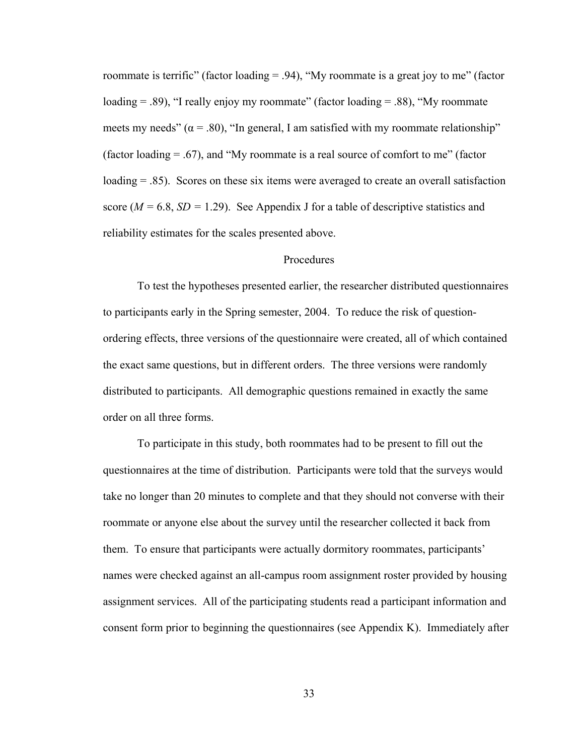roommate is terrific" (factor loading = .94), "My roommate is a great joy to me" (factor loading = .89), "I really enjoy my roommate" (factor loading = .88), "My roommate meets my needs" (α = .80), "In general, I am satisfied with my roommate relationship" (factor loading = .67), and "My roommate is a real source of comfort to me" (factor loading = .85). Scores on these six items were averaged to create an overall satisfaction score (*M* = 6.8, *SD* = 1.29). See Appendix J for a table of descriptive statistics and reliability estimates for the scales presented above.

## Procedures

To test the hypotheses presented earlier, the researcher distributed questionnaires to participants early in the Spring semester, 2004. To reduce the risk of question-ordering effects, three versions of the questionnaire were created, all of which contained the exact same questions, but in different orders. The three versions were randomly distributed to participants. All demographic questions remained in exactly the same order on all three forms.

To participate in this study, both roommates had to be present to fill out the questionnaires at the time of distribution. Participants were told that the surveys would take no longer than 20 minutes to complete and that they should not converse with their roommate or anyone else about the survey until the researcher collected it back from them. To ensure that participants were actually dormitory roommates, participants' names were checked against an all-campus room assignment roster provided by housing assignment services. All of the participating students read a participant information and consent form prior to beginning the questionnaires (see Appendix K). Immediately after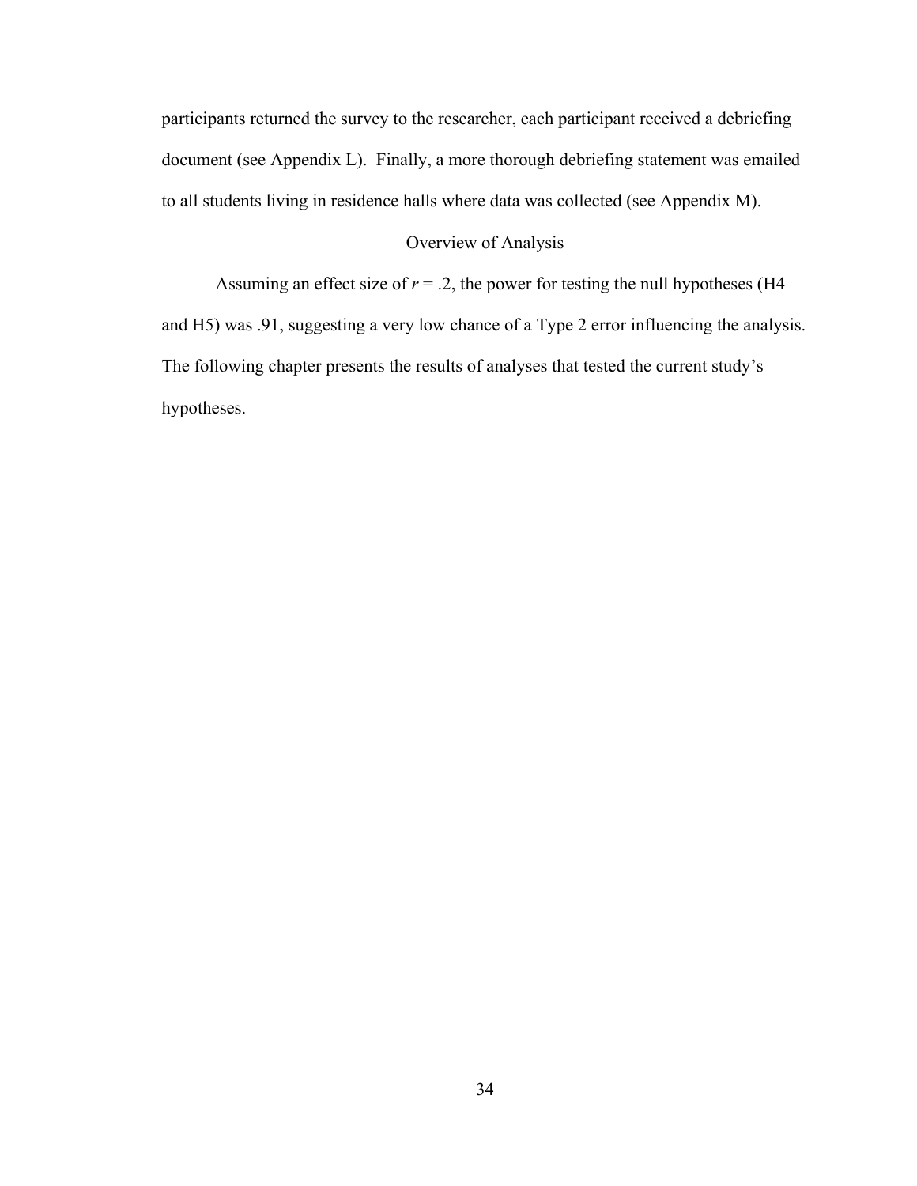participants returned the survey to the researcher, each participant received a debriefing document (see Appendix L). Finally, a more thorough debriefing statement was emailed to all students living in residence halls where data was collected (see Appendix M).

## Overview of Analysis

Assuming an effect size of $r = .2$, the power for testing the null hypotheses (H4 and H5) was .91, suggesting a very low chance of a Type 2 error influencing the analysis. The following chapter presents the results of analyses that tested the current study's hypotheses.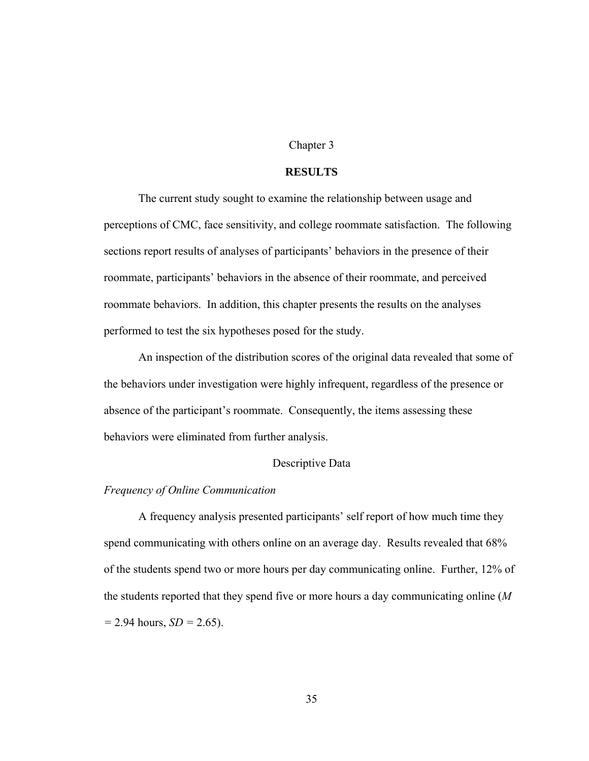# Chapter 3

## RESULTS

The current study sought to examine the relationship between usage and perceptions of CMC, face sensitivity, and college roommate satisfaction. The following sections report results of analyses of participants' behaviors in the presence of their roommate, participants' behaviors in the absence of their roommate, and perceived roommate behaviors. In addition, this chapter presents the results on the analyses performed to test the six hypotheses posed for the study.

An inspection of the distribution scores of the original data revealed that some of the behaviors under investigation were highly infrequent, regardless of the presence or absence of the participant's roommate. Consequently, the items assessing these behaviors were eliminated from further analysis.

### Descriptive Data

#### *Frequency of Online Communication*

A frequency analysis presented participants' self report of how much time they spend communicating with others online on an average day. Results revealed that 68% of the students spend two or more hours per day communicating online. Further, 12% of the students reported that they spend five or more hours a day communicating online ($M$ = 2.94 hours, $SD$ = 2.65).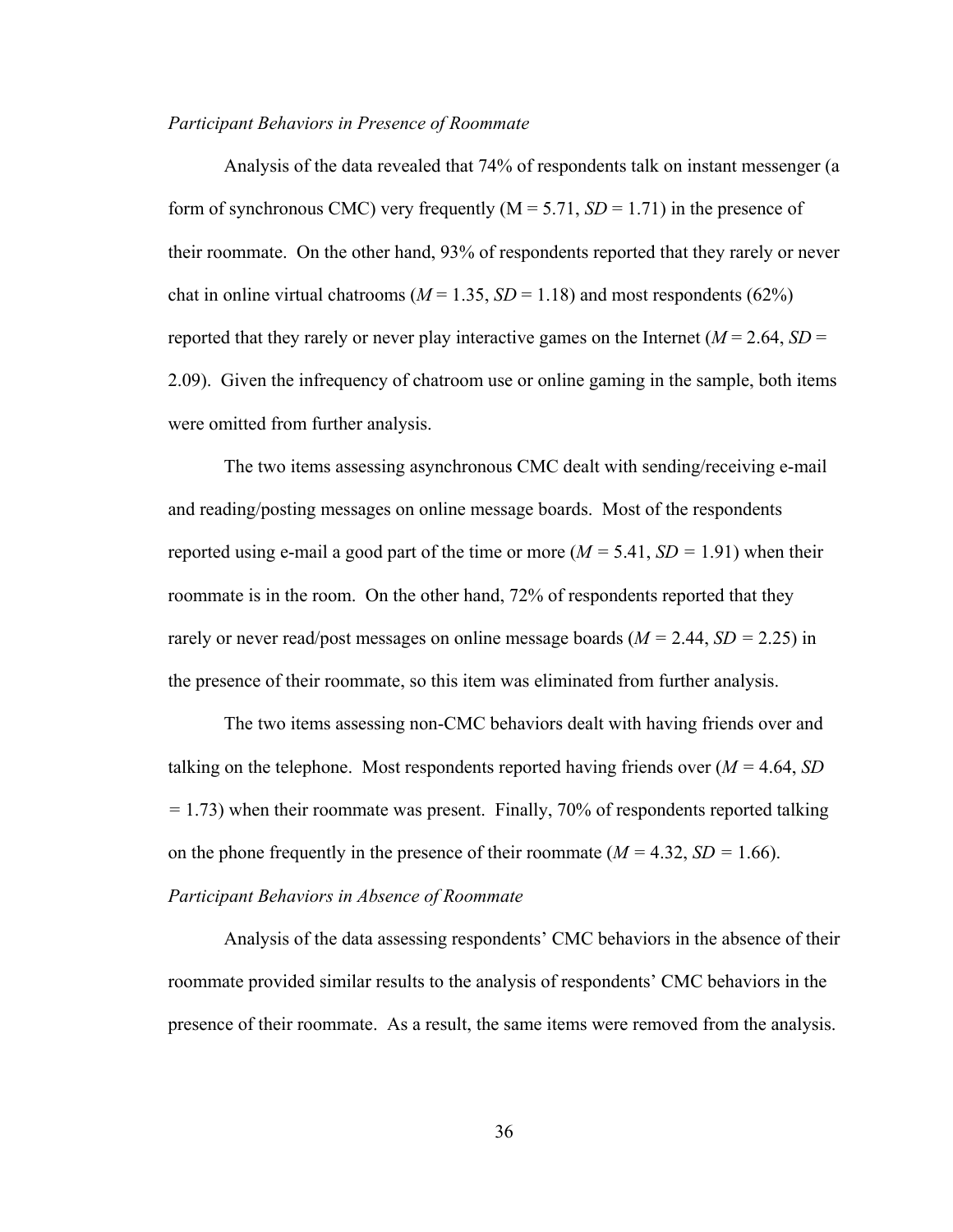*Participant Behaviors in Presence of Roommate*

Analysis of the data revealed that 74% of respondents talk on instant messenger (a form of synchronous CMC) very frequently (M = 5.71, *SD* = 1.71) in the presence of their roommate. On the other hand, 93% of respondents reported that they rarely or never chat in online virtual chatrooms (*M* = 1.35, *SD* = 1.18) and most respondents (62%) reported that they rarely or never play interactive games on the Internet (*M* = 2.64, *SD* = 2.09). Given the infrequency of chatroom use or online gaming in the sample, both items were omitted from further analysis.

The two items assessing asynchronous CMC dealt with sending/receiving e-mail and reading/posting messages on online message boards. Most of the respondents reported using e-mail a good part of the time or more (*M* = 5.41, *SD* = 1.91) when their roommate is in the room. On the other hand, 72% of respondents reported that they rarely or never read/post messages on online message boards (*M* = 2.44, *SD* = 2.25) in the presence of their roommate, so this item was eliminated from further analysis.

The two items assessing non-CMC behaviors dealt with having friends over and talking on the telephone. Most respondents reported having friends over (*M* = 4.64, *SD* = 1.73) when their roommate was present. Finally, 70% of respondents reported talking on the phone frequently in the presence of their roommate (*M* = 4.32, *SD* = 1.66).

*Participant Behaviors in Absence of Roommate*

Analysis of the data assessing respondents' CMC behaviors in the absence of their roommate provided similar results to the analysis of respondents' CMC behaviors in the presence of their roommate. As a result, the same items were removed from the analysis.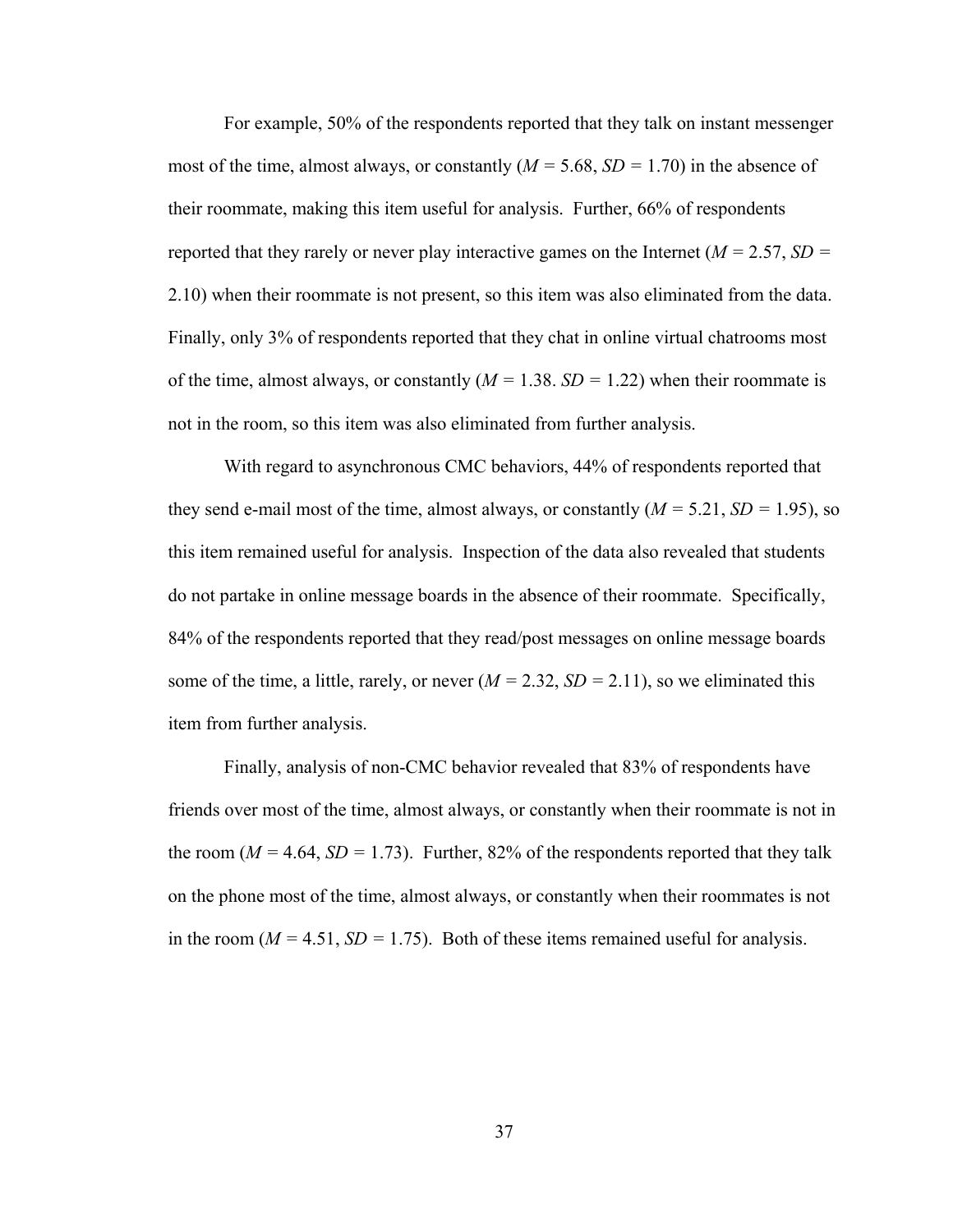For example, 50% of the respondents reported that they talk on instant messenger most of the time, almost always, or constantly ($M$ = 5.68, $SD$ = 1.70) in the absence of their roommate, making this item useful for analysis. Further, 66% of respondents reported that they rarely or never play interactive games on the Internet ($M$ = 2.57, $SD$ = 2.10) when their roommate is not present, so this item was also eliminated from the data. Finally, only 3% of respondents reported that they chat in online virtual chatrooms most of the time, almost always, or constantly ($M$ = 1.38. $SD$ = 1.22) when their roommate is not in the room, so this item was also eliminated from further analysis.

With regard to asynchronous CMC behaviors, 44% of respondents reported that they send e-mail most of the time, almost always, or constantly ($M$ = 5.21, $SD$ = 1.95), so this item remained useful for analysis. Inspection of the data also revealed that students do not partake in online message boards in the absence of their roommate. Specifically, 84% of the respondents reported that they read/post messages on online message boards some of the time, a little, rarely, or never ($M$ = 2.32, $SD$ = 2.11), so we eliminated this item from further analysis.

Finally, analysis of non-CMC behavior revealed that 83% of respondents have friends over most of the time, almost always, or constantly when their roommate is not in the room ($M$ = 4.64, $SD$ = 1.73). Further, 82% of the respondents reported that they talk on the phone most of the time, almost always, or constantly when their roommates is not in the room ($M$ = 4.51, $SD$ = 1.75). Both of these items remained useful for analysis.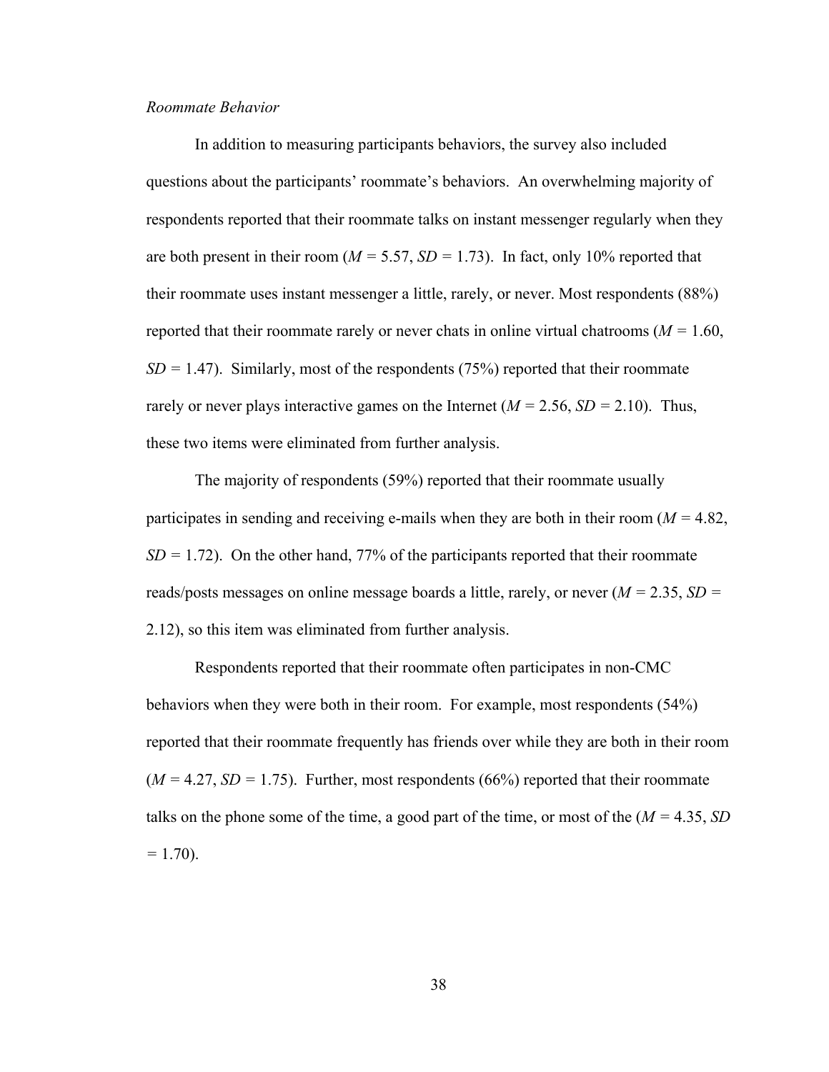*Roommate Behavior*

In addition to measuring participants behaviors, the survey also included questions about the participants' roommate's behaviors. An overwhelming majority of respondents reported that their roommate talks on instant messenger regularly when they are both present in their room ($M$ = 5.57, $SD$ = 1.73). In fact, only 10% reported that their roommate uses instant messenger a little, rarely, or never. Most respondents (88%) reported that their roommate rarely or never chats in online virtual chatrooms ($M$ = 1.60, $SD$ = 1.47). Similarly, most of the respondents (75%) reported that their roommate rarely or never plays interactive games on the Internet ($M$ = 2.56, $SD$ = 2.10). Thus, these two items were eliminated from further analysis.

The majority of respondents (59%) reported that their roommate usually participates in sending and receiving e-mails when they are both in their room ($M$ = 4.82, $SD$ = 1.72). On the other hand, 77% of the participants reported that their roommate reads/posts messages on online message boards a little, rarely, or never ($M$ = 2.35, $SD$ = 2.12), so this item was eliminated from further analysis.

Respondents reported that their roommate often participates in non-CMC behaviors when they were both in their room. For example, most respondents (54%) reported that their roommate frequently has friends over while they are both in their room ($M$ = 4.27, $SD$ = 1.75). Further, most respondents (66%) reported that their roommate talks on the phone some of the time, a good part of the time, or most of the ($M$ = 4.35, $SD$ = 1.70).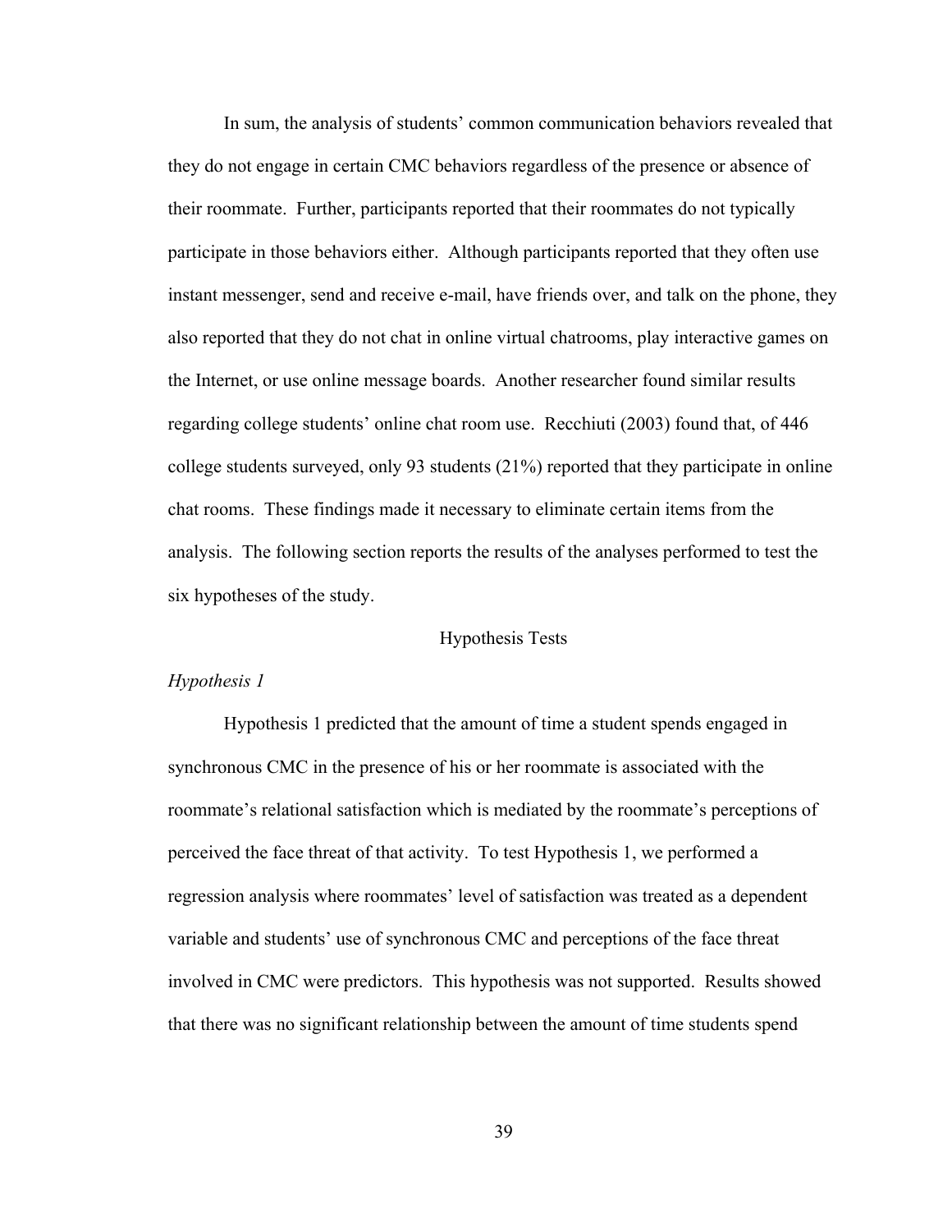In sum, the analysis of students' common communication behaviors revealed that they do not engage in certain CMC behaviors regardless of the presence or absence of their roommate. Further, participants reported that their roommates do not typically participate in those behaviors either. Although participants reported that they often use instant messenger, send and receive e-mail, have friends over, and talk on the phone, they also reported that they do not chat in online virtual chatrooms, play interactive games on the Internet, or use online message boards. Another researcher found similar results regarding college students' online chat room use. Recchiuti (2003) found that, of 446 college students surveyed, only 93 students (21%) reported that they participate in online chat rooms. These findings made it necessary to eliminate certain items from the analysis. The following section reports the results of the analyses performed to test the six hypotheses of the study.

## Hypothesis Tests

### *Hypothesis 1*

Hypothesis 1 predicted that the amount of time a student spends engaged in synchronous CMC in the presence of his or her roommate is associated with the roommate's relational satisfaction which is mediated by the roommate's perceptions of perceived the face threat of that activity. To test Hypothesis 1, we performed a regression analysis where roommates' level of satisfaction was treated as a dependent variable and students' use of synchronous CMC and perceptions of the face threat involved in CMC were predictors. This hypothesis was not supported. Results showed that there was no significant relationship between the amount of time students spend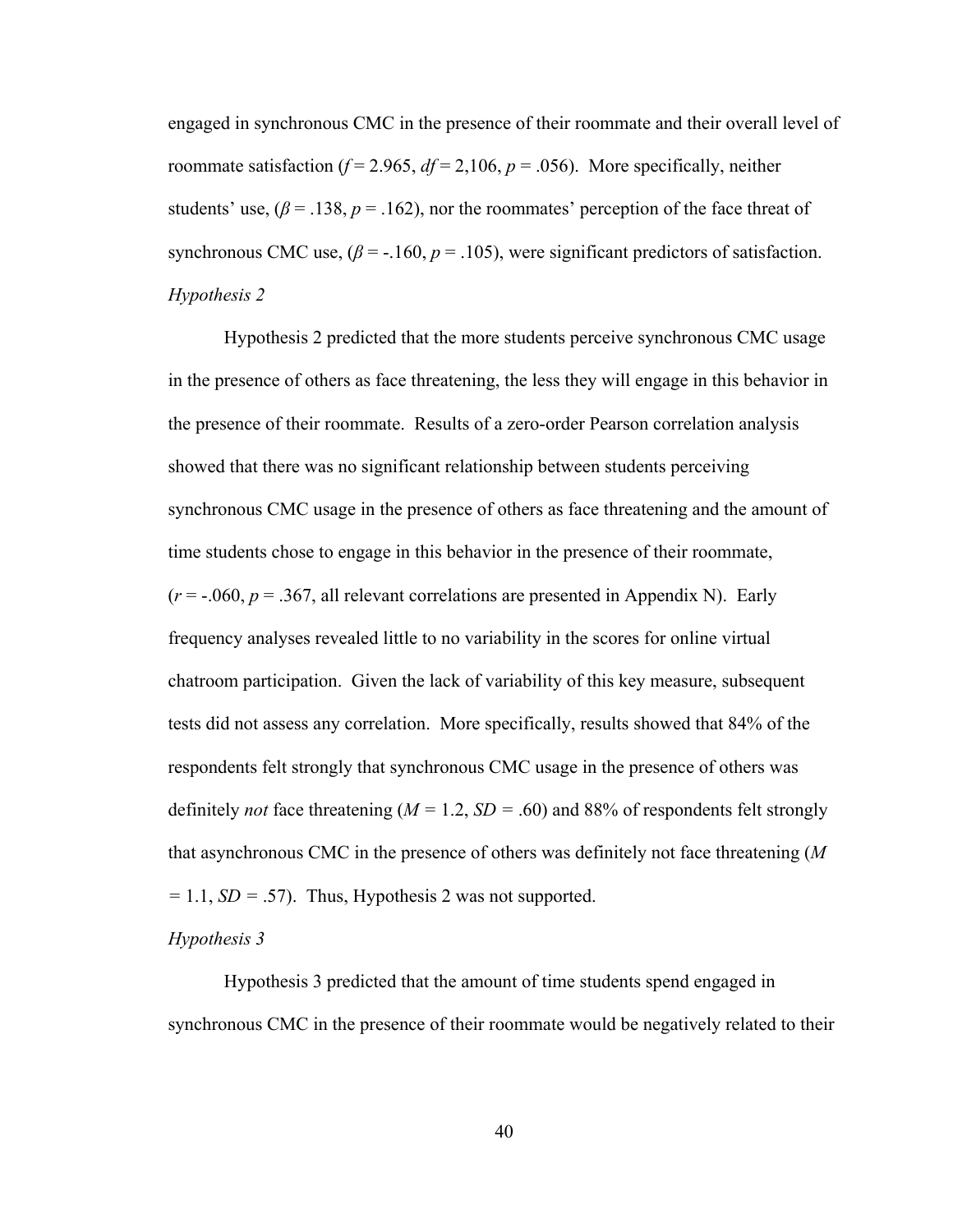engaged in synchronous CMC in the presence of their roommate and their overall level of roommate satisfaction ($f = 2.965$, $df = 2{,}106$, $p = .056$). More specifically, neither students' use, ($\beta = .138$, $p = .162$), nor the roommates' perception of the face threat of synchronous CMC use, ($\beta = -.160$, $p = .105$), were significant predictors of satisfaction.

*Hypothesis 2*

Hypothesis 2 predicted that the more students perceive synchronous CMC usage in the presence of others as face threatening, the less they will engage in this behavior in the presence of their roommate. Results of a zero-order Pearson correlation analysis showed that there was no significant relationship between students perceiving synchronous CMC usage in the presence of others as face threatening and the amount of time students chose to engage in this behavior in the presence of their roommate, ($r = -.060$, $p = .367$, all relevant correlations are presented in Appendix N). Early frequency analyses revealed little to no variability in the scores for online virtual chatroom participation. Given the lack of variability of this key measure, subsequent tests did not assess any correlation. More specifically, results showed that 84% of the respondents felt strongly that synchronous CMC usage in the presence of others was definitely *not* face threatening ($M = 1.2$, $SD = .60$) and 88% of respondents felt strongly that asynchronous CMC in the presence of others was definitely not face threatening ($M = 1.1$, $SD = .57$). Thus, Hypothesis 2 was not supported.

*Hypothesis 3*

Hypothesis 3 predicted that the amount of time students spend engaged in synchronous CMC in the presence of their roommate would be negatively related to their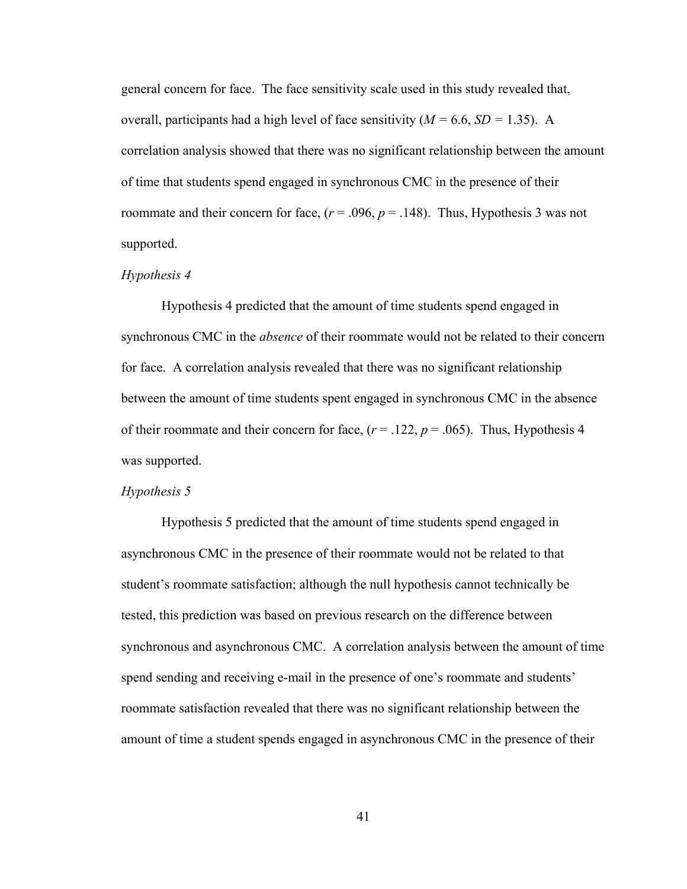general concern for face. The face sensitivity scale used in this study revealed that, overall, participants had a high level of face sensitivity ($M$ = 6.6, $SD$ = 1.35). A correlation analysis showed that there was no significant relationship between the amount of time that students spend engaged in synchronous CMC in the presence of their roommate and their concern for face, ($r$ = .096, $p$ = .148). Thus, Hypothesis 3 was not supported.

*Hypothesis 4*

Hypothesis 4 predicted that the amount of time students spend engaged in synchronous CMC in the *absence* of their roommate would not be related to their concern for face. A correlation analysis revealed that there was no significant relationship between the amount of time students spent engaged in synchronous CMC in the absence of their roommate and their concern for face, ($r$ = .122, $p$ = .065). Thus, Hypothesis 4 was supported.

*Hypothesis 5*

Hypothesis 5 predicted that the amount of time students spend engaged in asynchronous CMC in the presence of their roommate would not be related to that student's roommate satisfaction; although the null hypothesis cannot technically be tested, this prediction was based on previous research on the difference between synchronous and asynchronous CMC. A correlation analysis between the amount of time spend sending and receiving e-mail in the presence of one's roommate and students' roommate satisfaction revealed that there was no significant relationship between the amount of time a student spends engaged in asynchronous CMC in the presence of their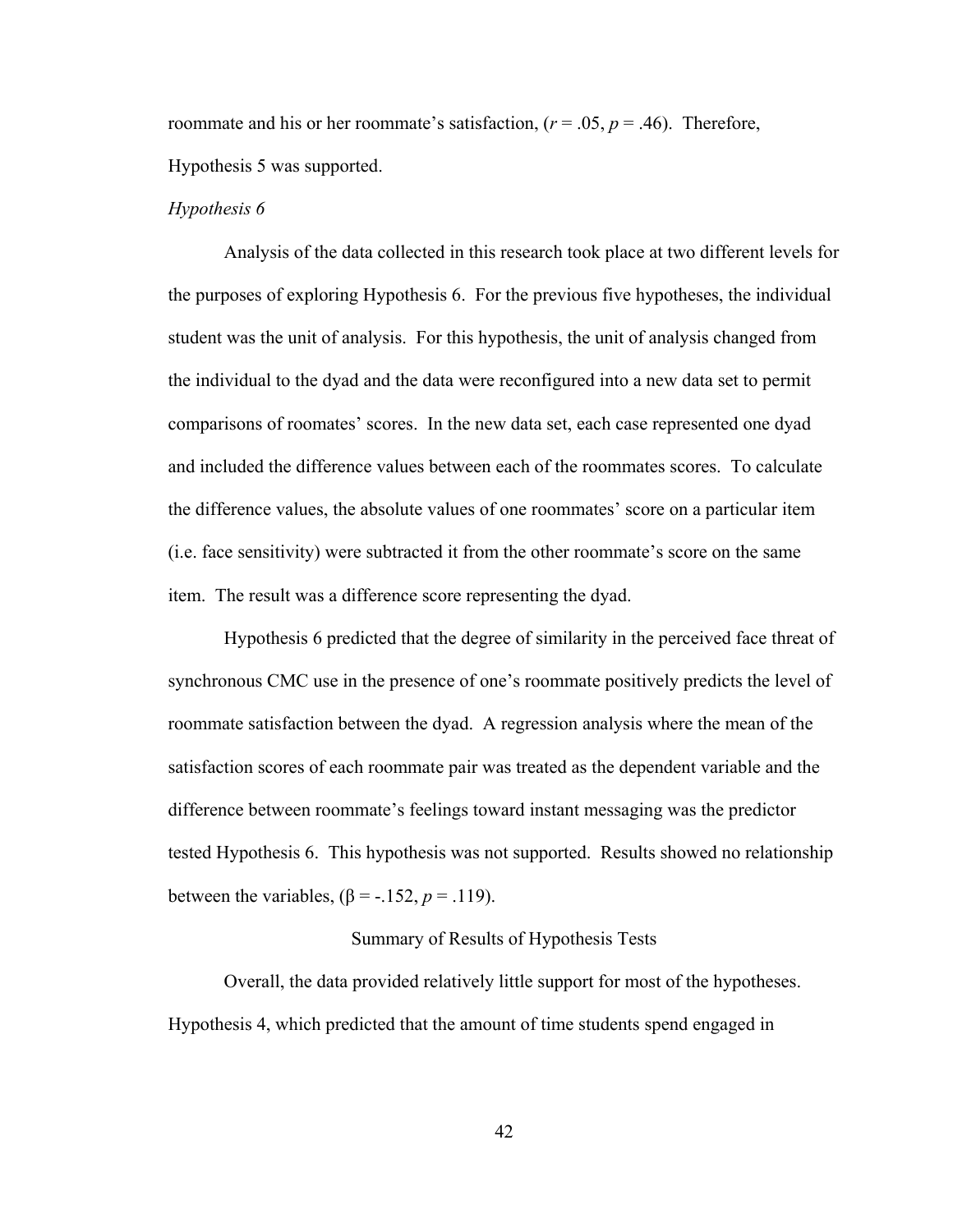roommate and his or her roommate's satisfaction, ($r$ = .05, $p$ = .46). Therefore, Hypothesis 5 was supported.

*Hypothesis 6*

Analysis of the data collected in this research took place at two different levels for the purposes of exploring Hypothesis 6. For the previous five hypotheses, the individual student was the unit of analysis. For this hypothesis, the unit of analysis changed from the individual to the dyad and the data were reconfigured into a new data set to permit comparisons of roomates' scores. In the new data set, each case represented one dyad and included the difference values between each of the roommates scores. To calculate the difference values, the absolute values of one roommates' score on a particular item (i.e. face sensitivity) were subtracted it from the other roommate's score on the same item. The result was a difference score representing the dyad.

Hypothesis 6 predicted that the degree of similarity in the perceived face threat of synchronous CMC use in the presence of one's roommate positively predicts the level of roommate satisfaction between the dyad. A regression analysis where the mean of the satisfaction scores of each roommate pair was treated as the dependent variable and the difference between roommate's feelings toward instant messaging was the predictor tested Hypothesis 6. This hypothesis was not supported. Results showed no relationship between the variables, ($\beta$ = -.152, $p$ = .119).

## Summary of Results of Hypothesis Tests

Overall, the data provided relatively little support for most of the hypotheses. Hypothesis 4, which predicted that the amount of time students spend engaged in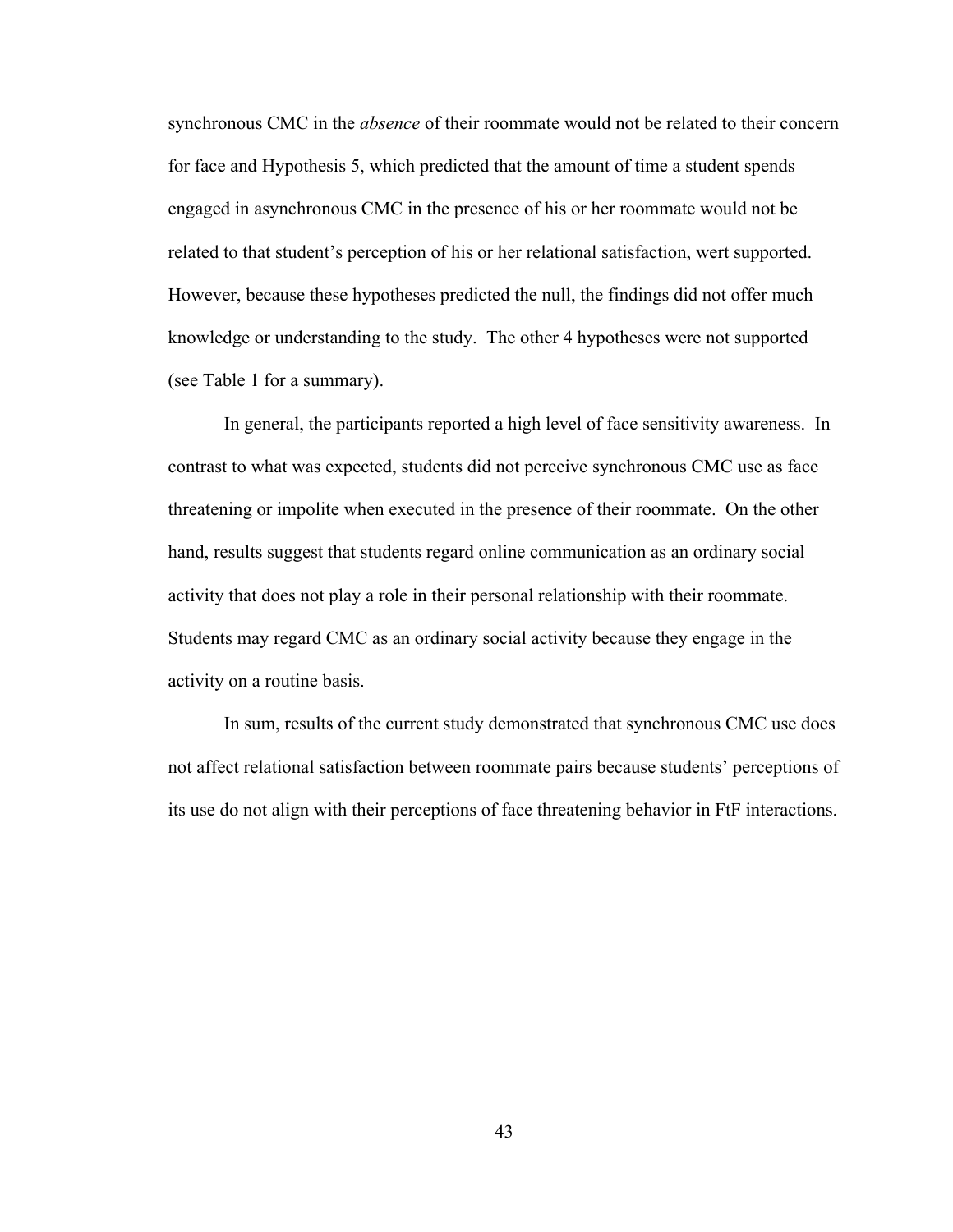synchronous CMC in the *absence* of their roommate would not be related to their concern for face and Hypothesis 5, which predicted that the amount of time a student spends engaged in asynchronous CMC in the presence of his or her roommate would not be related to that student's perception of his or her relational satisfaction, wert supported. However, because these hypotheses predicted the null, the findings did not offer much knowledge or understanding to the study. The other 4 hypotheses were not supported (see Table 1 for a summary).

In general, the participants reported a high level of face sensitivity awareness. In contrast to what was expected, students did not perceive synchronous CMC use as face threatening or impolite when executed in the presence of their roommate. On the other hand, results suggest that students regard online communication as an ordinary social activity that does not play a role in their personal relationship with their roommate. Students may regard CMC as an ordinary social activity because they engage in the activity on a routine basis.

In sum, results of the current study demonstrated that synchronous CMC use does not affect relational satisfaction between roommate pairs because students' perceptions of its use do not align with their perceptions of face threatening behavior in FtF interactions.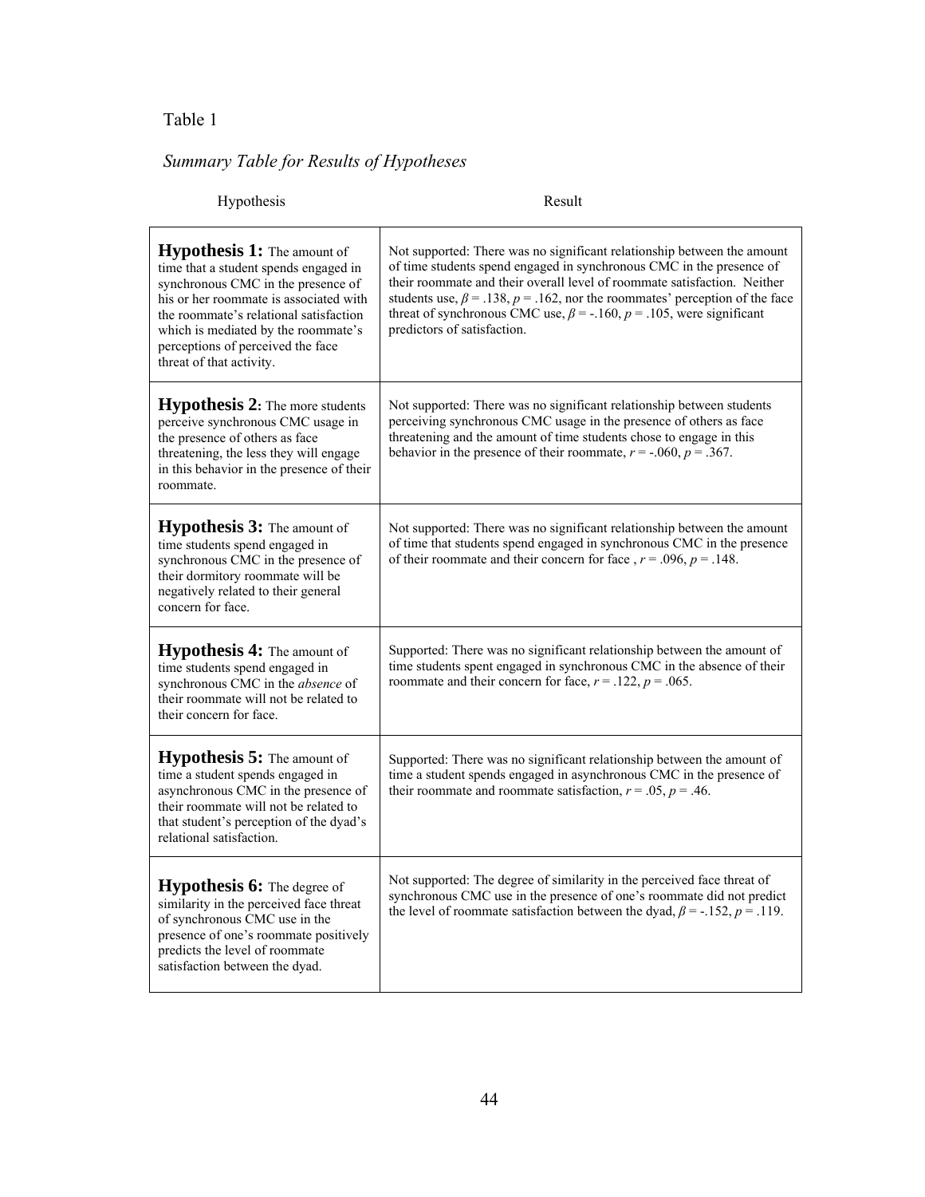Table 1

*Summary Table for Results of Hypotheses*

| Hypothesis | Result |
|---|---|
| **Hypothesis 1:** The amount of time that a student spends engaged in synchronous CMC in the presence of his or her roommate is associated with the roommate's relational satisfaction which is mediated by the roommate's perceptions of perceived the face threat of that activity. | Not supported: There was no significant relationship between the amount of time students spend engaged in synchronous CMC in the presence of their roommate and their overall level of roommate satisfaction. Neither students use, $\beta = .138$, $p = .162$, nor the roommates' perception of the face threat of synchronous CMC use, $\beta = -.160$, $p = .105$, were significant predictors of satisfaction. |
| **Hypothesis 2:** The more students perceive synchronous CMC usage in the presence of others as face threatening, the less they will engage in this behavior in the presence of their roommate. | Not supported: There was no significant relationship between students perceiving synchronous CMC usage in the presence of others as face threatening and the amount of time students chose to engage in this behavior in the presence of their roommate, $r = -.060$, $p = .367$. |
| **Hypothesis 3:** The amount of time students spend engaged in synchronous CMC in the presence of their dormitory roommate will be negatively related to their general concern for face. | Not supported: There was no significant relationship between the amount of time that students spend engaged in synchronous CMC in the presence of their roommate and their concern for face , $r = .096$, $p = .148$. |
| **Hypothesis 4:** The amount of time students spend engaged in synchronous CMC in the *absence* of their roommate will not be related to their concern for face. | Supported: There was no significant relationship between the amount of time students spent engaged in synchronous CMC in the absence of their roommate and their concern for face, $r = .122$, $p = .065$. |
| **Hypothesis 5:** The amount of time a student spends engaged in asynchronous CMC in the presence of their roommate will not be related to that student's perception of the dyad's relational satisfaction. | Supported: There was no significant relationship between the amount of time a student spends engaged in asynchronous CMC in the presence of their roommate and roommate satisfaction, $r = .05$, $p = .46$. |
| **Hypothesis 6:** The degree of similarity in the perceived face threat of synchronous CMC use in the presence of one's roommate positively predicts the level of roommate satisfaction between the dyad. | Not supported: The degree of similarity in the perceived face threat of synchronous CMC use in the presence of one's roommate did not predict the level of roommate satisfaction between the dyad, $\beta = -.152$, $p = .119$. |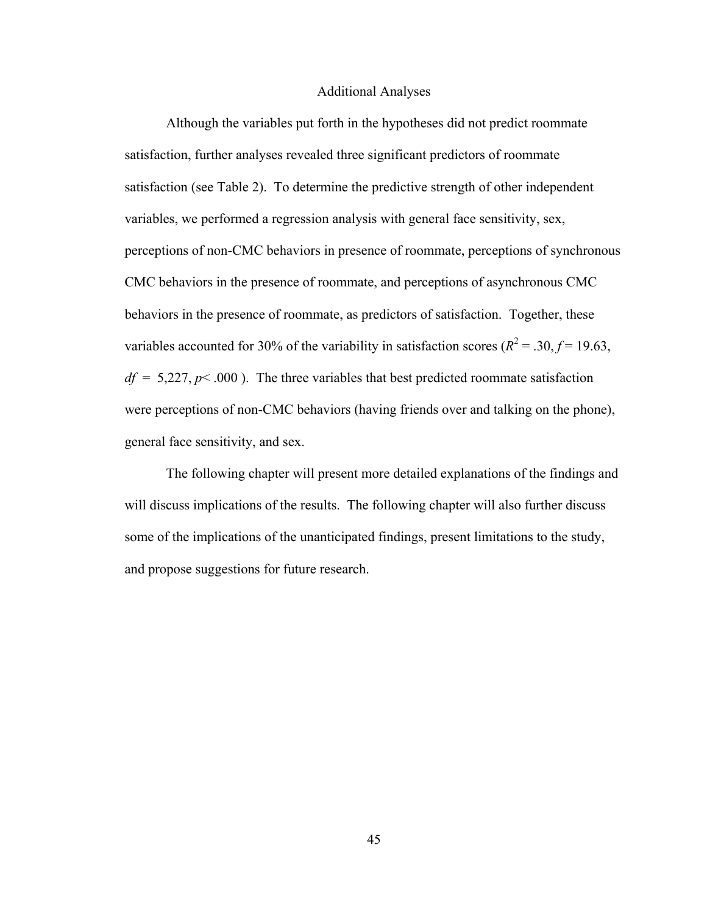## Additional Analyses

Although the variables put forth in the hypotheses did not predict roommate satisfaction, further analyses revealed three significant predictors of roommate satisfaction (see Table 2). To determine the predictive strength of other independent variables, we performed a regression analysis with general face sensitivity, sex, perceptions of non-CMC behaviors in presence of roommate, perceptions of synchronous CMC behaviors in the presence of roommate, and perceptions of asynchronous CMC behaviors in the presence of roommate, as predictors of satisfaction. Together, these variables accounted for 30% of the variability in satisfaction scores ($R^2 = .30$, $f = 19.63$, $df = 5{,}227$, $p < .000$ ). The three variables that best predicted roommate satisfaction were perceptions of non-CMC behaviors (having friends over and talking on the phone), general face sensitivity, and sex.

The following chapter will present more detailed explanations of the findings and will discuss implications of the results. The following chapter will also further discuss some of the implications of the unanticipated findings, present limitations to the study, and propose suggestions for future research.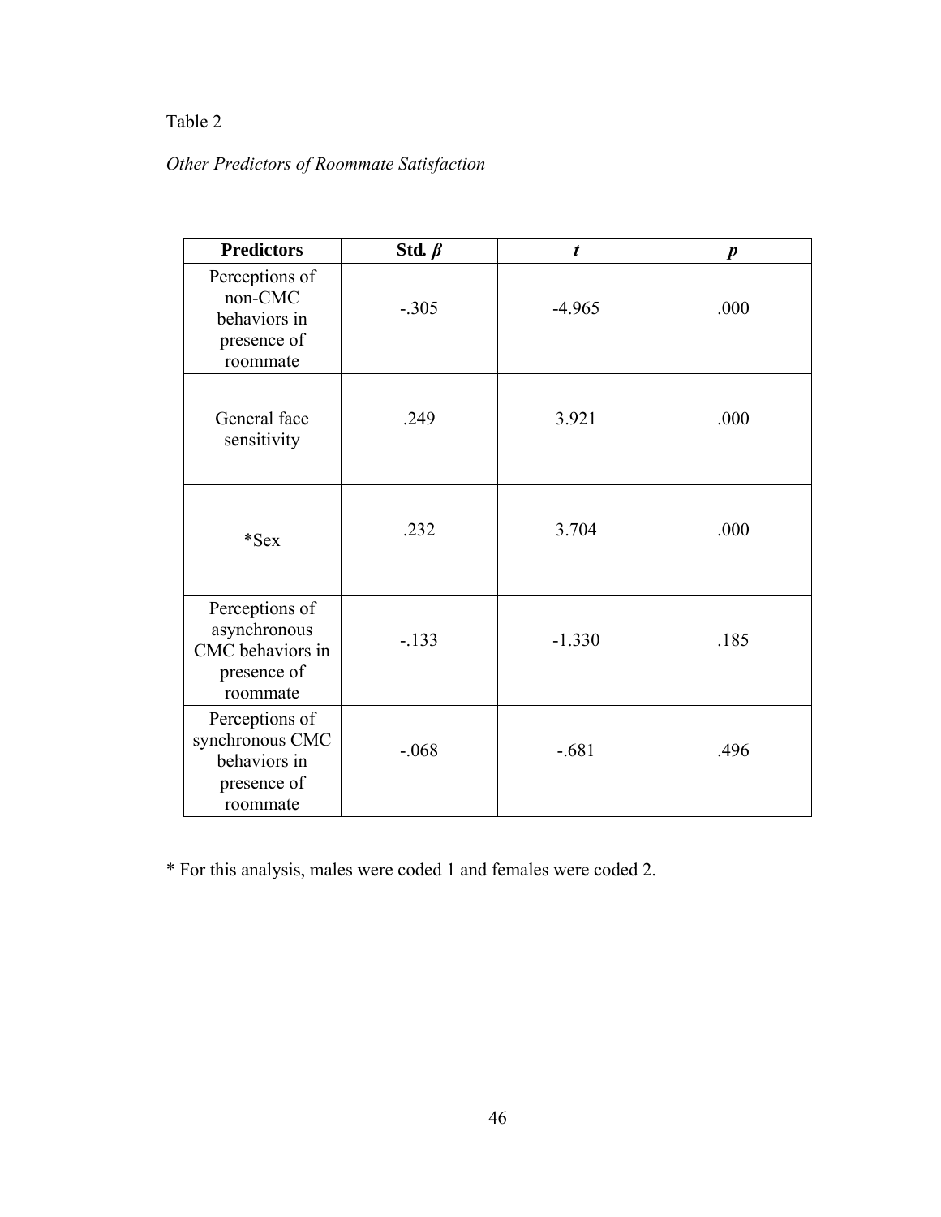Table 2

*Other Predictors of Roommate Satisfaction*

| **Predictors** | **Std. *β*** | ***t*** | ***p*** |
| --- | --- | --- | --- |
| Perceptions of non-CMC behaviors in presence of roommate | -.305 | -4.965 | .000 |
| General face sensitivity | .249 | 3.921 | .000 |
| *Sex | .232 | 3.704 | .000 |
| Perceptions of asynchronous CMC behaviors in presence of roommate | -.133 | -1.330 | .185 |
| Perceptions of synchronous CMC behaviors in presence of roommate | -.068 | -.681 | .496 |

* For this analysis, males were coded 1 and females were coded 2.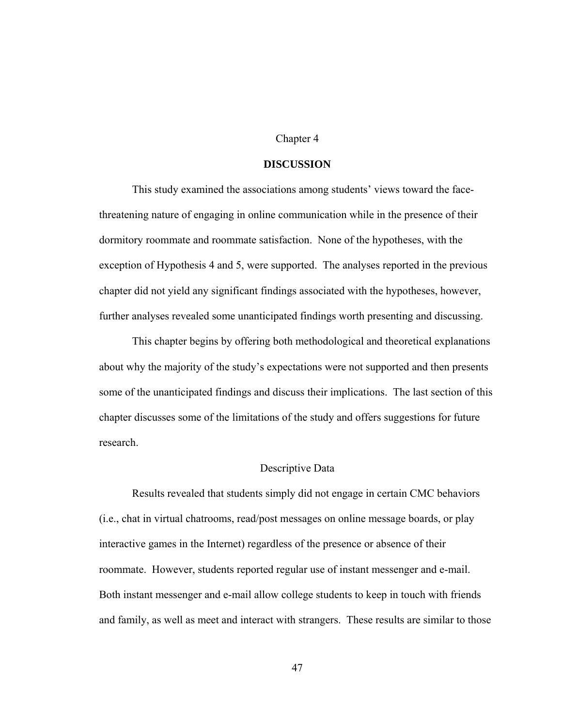# Chapter 4

## DISCUSSION

This study examined the associations among students' views toward the face-threatening nature of engaging in online communication while in the presence of their dormitory roommate and roommate satisfaction. None of the hypotheses, with the exception of Hypothesis 4 and 5, were supported. The analyses reported in the previous chapter did not yield any significant findings associated with the hypotheses, however, further analyses revealed some unanticipated findings worth presenting and discussing.

This chapter begins by offering both methodological and theoretical explanations about why the majority of the study's expectations were not supported and then presents some of the unanticipated findings and discuss their implications. The last section of this chapter discusses some of the limitations of the study and offers suggestions for future research.

### Descriptive Data

Results revealed that students simply did not engage in certain CMC behaviors (i.e., chat in virtual chatrooms, read/post messages on online message boards, or play interactive games in the Internet) regardless of the presence or absence of their roommate. However, students reported regular use of instant messenger and e-mail. Both instant messenger and e-mail allow college students to keep in touch with friends and family, as well as meet and interact with strangers. These results are similar to those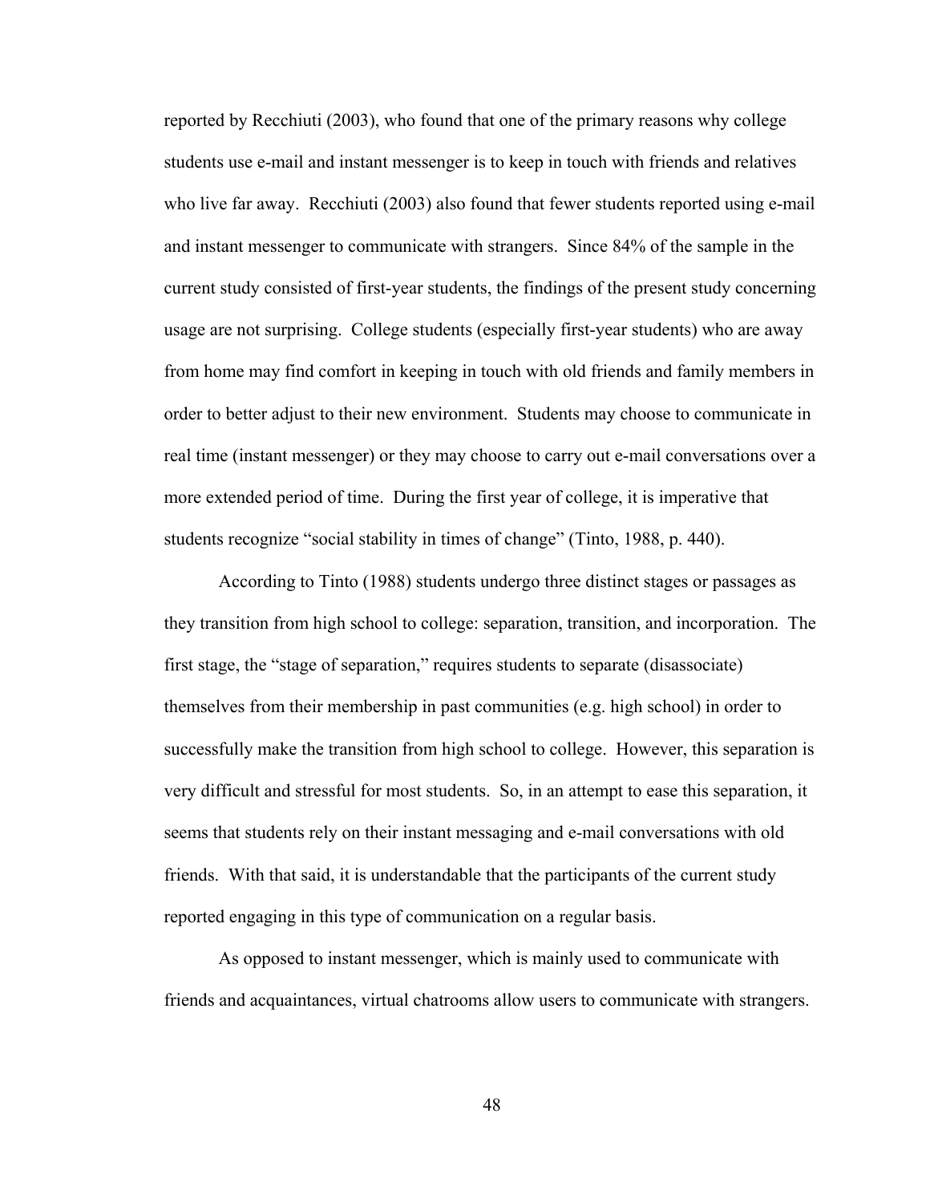reported by Recchiuti (2003), who found that one of the primary reasons why college students use e-mail and instant messenger is to keep in touch with friends and relatives who live far away. Recchiuti (2003) also found that fewer students reported using e-mail and instant messenger to communicate with strangers. Since 84% of the sample in the current study consisted of first-year students, the findings of the present study concerning usage are not surprising. College students (especially first-year students) who are away from home may find comfort in keeping in touch with old friends and family members in order to better adjust to their new environment. Students may choose to communicate in real time (instant messenger) or they may choose to carry out e-mail conversations over a more extended period of time. During the first year of college, it is imperative that students recognize "social stability in times of change" (Tinto, 1988, p. 440).

According to Tinto (1988) students undergo three distinct stages or passages as they transition from high school to college: separation, transition, and incorporation. The first stage, the "stage of separation," requires students to separate (disassociate) themselves from their membership in past communities (e.g. high school) in order to successfully make the transition from high school to college. However, this separation is very difficult and stressful for most students. So, in an attempt to ease this separation, it seems that students rely on their instant messaging and e-mail conversations with old friends. With that said, it is understandable that the participants of the current study reported engaging in this type of communication on a regular basis.

As opposed to instant messenger, which is mainly used to communicate with friends and acquaintances, virtual chatrooms allow users to communicate with strangers.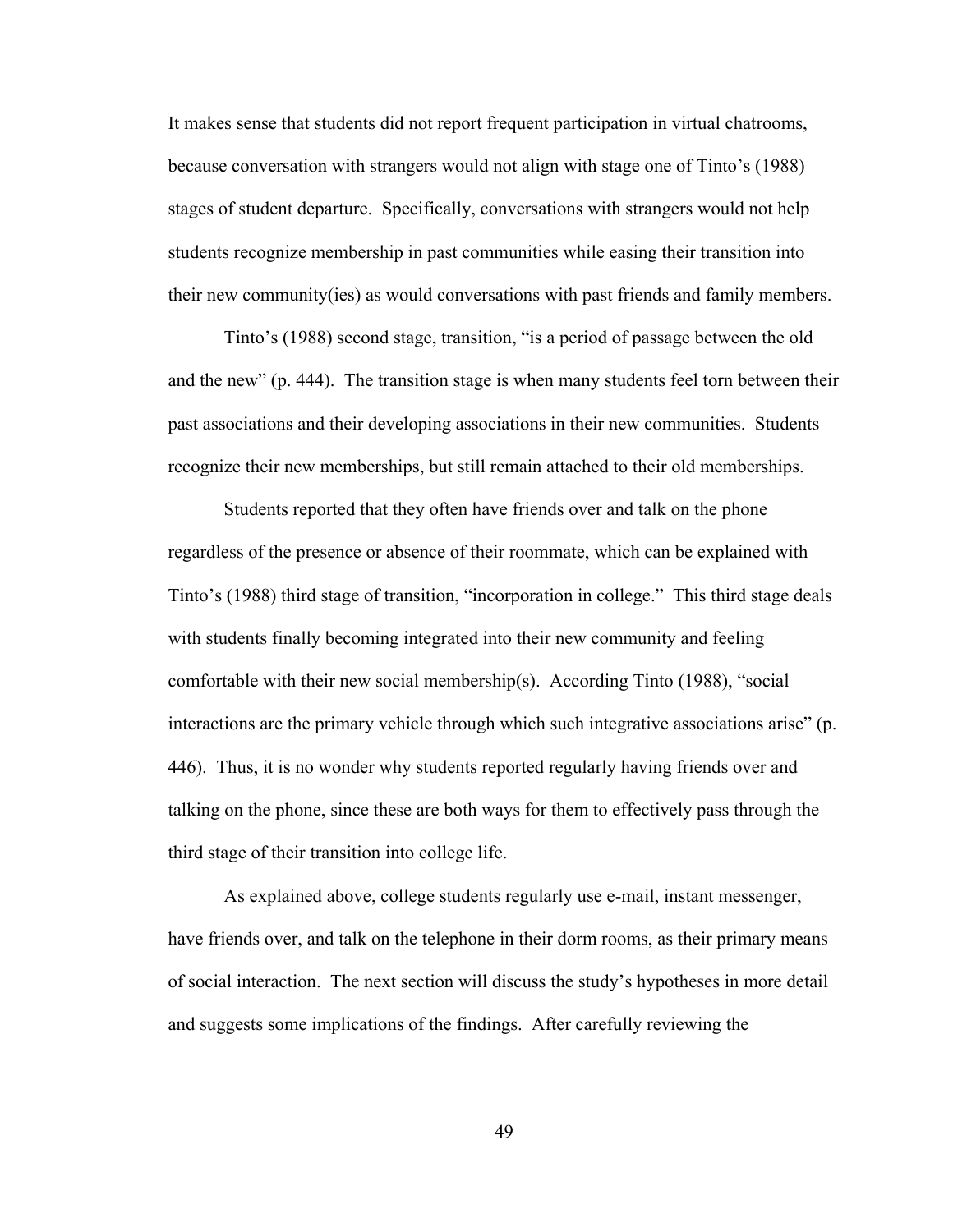It makes sense that students did not report frequent participation in virtual chatrooms, because conversation with strangers would not align with stage one of Tinto's (1988) stages of student departure. Specifically, conversations with strangers would not help students recognize membership in past communities while easing their transition into their new community(ies) as would conversations with past friends and family members.

Tinto's (1988) second stage, transition, "is a period of passage between the old and the new" (p. 444). The transition stage is when many students feel torn between their past associations and their developing associations in their new communities. Students recognize their new memberships, but still remain attached to their old memberships.

Students reported that they often have friends over and talk on the phone regardless of the presence or absence of their roommate, which can be explained with Tinto's (1988) third stage of transition, "incorporation in college." This third stage deals with students finally becoming integrated into their new community and feeling comfortable with their new social membership(s). According Tinto (1988), "social interactions are the primary vehicle through which such integrative associations arise" (p. 446). Thus, it is no wonder why students reported regularly having friends over and talking on the phone, since these are both ways for them to effectively pass through the third stage of their transition into college life.

As explained above, college students regularly use e-mail, instant messenger, have friends over, and talk on the telephone in their dorm rooms, as their primary means of social interaction. The next section will discuss the study's hypotheses in more detail and suggests some implications of the findings. After carefully reviewing the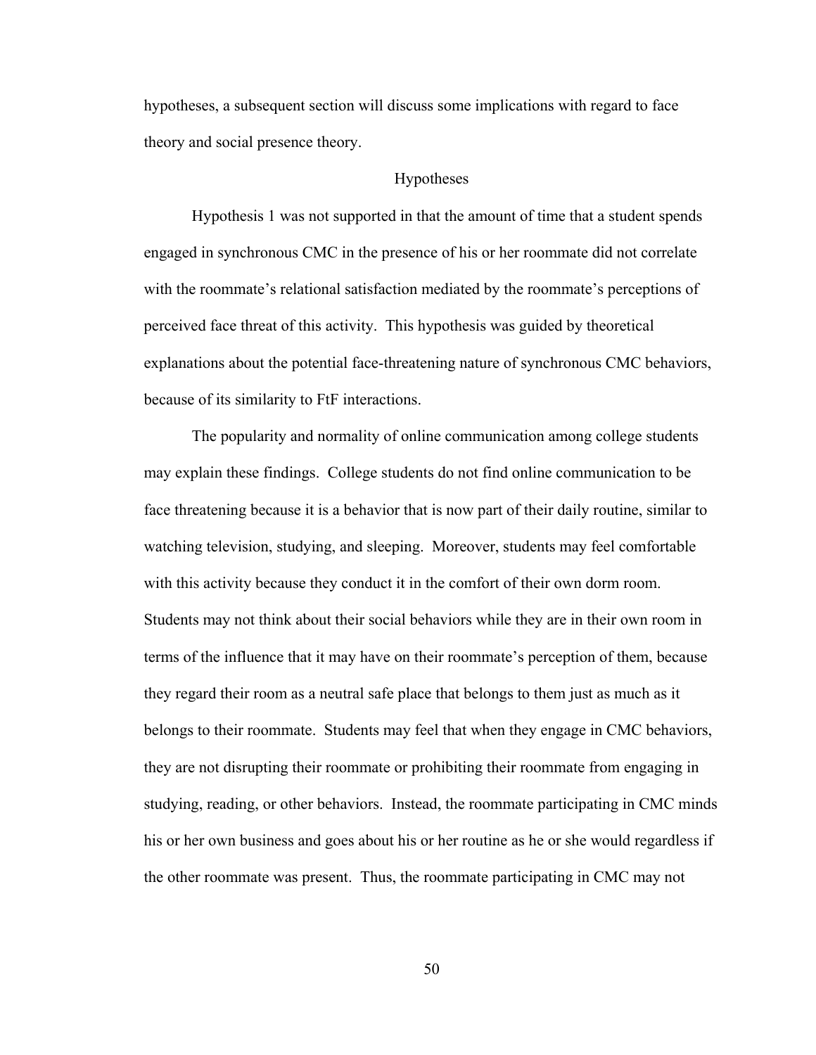hypotheses, a subsequent section will discuss some implications with regard to face theory and social presence theory.

## Hypotheses

Hypothesis 1 was not supported in that the amount of time that a student spends engaged in synchronous CMC in the presence of his or her roommate did not correlate with the roommate's relational satisfaction mediated by the roommate's perceptions of perceived face threat of this activity. This hypothesis was guided by theoretical explanations about the potential face-threatening nature of synchronous CMC behaviors, because of its similarity to FtF interactions.

The popularity and normality of online communication among college students may explain these findings. College students do not find online communication to be face threatening because it is a behavior that is now part of their daily routine, similar to watching television, studying, and sleeping. Moreover, students may feel comfortable with this activity because they conduct it in the comfort of their own dorm room. Students may not think about their social behaviors while they are in their own room in terms of the influence that it may have on their roommate's perception of them, because they regard their room as a neutral safe place that belongs to them just as much as it belongs to their roommate. Students may feel that when they engage in CMC behaviors, they are not disrupting their roommate or prohibiting their roommate from engaging in studying, reading, or other behaviors. Instead, the roommate participating in CMC minds his or her own business and goes about his or her routine as he or she would regardless if the other roommate was present. Thus, the roommate participating in CMC may not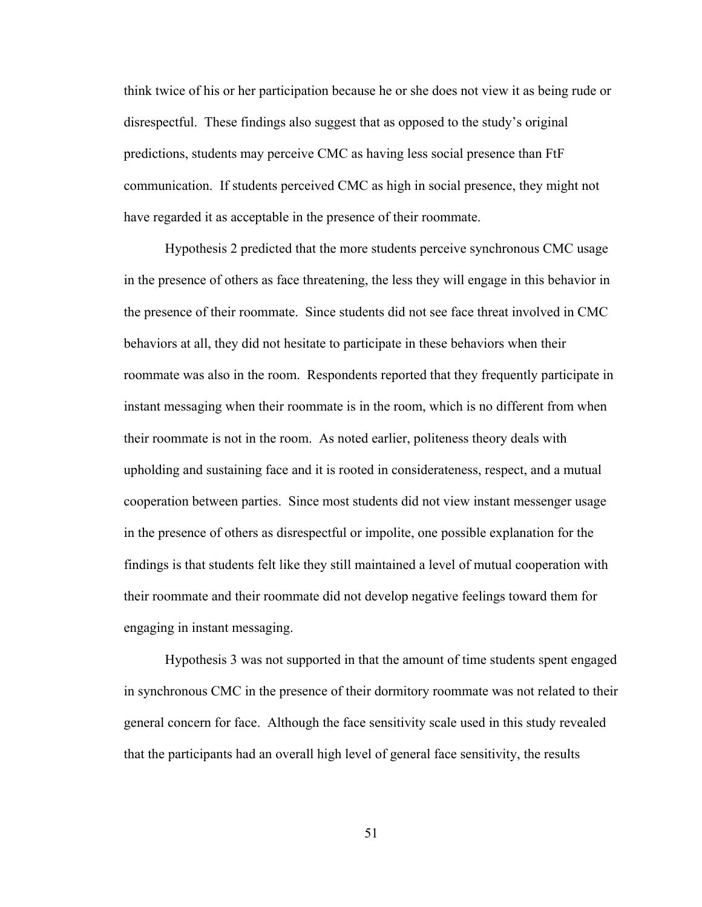think twice of his or her participation because he or she does not view it as being rude or disrespectful. These findings also suggest that as opposed to the study's original predictions, students may perceive CMC as having less social presence than FtF communication. If students perceived CMC as high in social presence, they might not have regarded it as acceptable in the presence of their roommate.

Hypothesis 2 predicted that the more students perceive synchronous CMC usage in the presence of others as face threatening, the less they will engage in this behavior in the presence of their roommate. Since students did not see face threat involved in CMC behaviors at all, they did not hesitate to participate in these behaviors when their roommate was also in the room. Respondents reported that they frequently participate in instant messaging when their roommate is in the room, which is no different from when their roommate is not in the room. As noted earlier, politeness theory deals with upholding and sustaining face and it is rooted in considerateness, respect, and a mutual cooperation between parties. Since most students did not view instant messenger usage in the presence of others as disrespectful or impolite, one possible explanation for the findings is that students felt like they still maintained a level of mutual cooperation with their roommate and their roommate did not develop negative feelings toward them for engaging in instant messaging.

Hypothesis 3 was not supported in that the amount of time students spent engaged in synchronous CMC in the presence of their dormitory roommate was not related to their general concern for face. Although the face sensitivity scale used in this study revealed that the participants had an overall high level of general face sensitivity, the results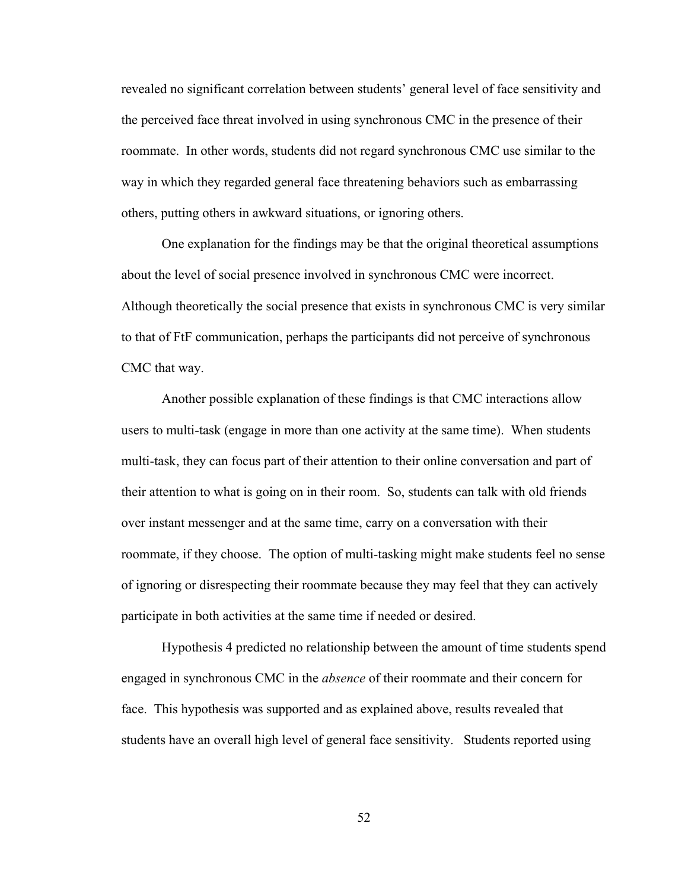revealed no significant correlation between students' general level of face sensitivity and the perceived face threat involved in using synchronous CMC in the presence of their roommate. In other words, students did not regard synchronous CMC use similar to the way in which they regarded general face threatening behaviors such as embarrassing others, putting others in awkward situations, or ignoring others.

One explanation for the findings may be that the original theoretical assumptions about the level of social presence involved in synchronous CMC were incorrect. Although theoretically the social presence that exists in synchronous CMC is very similar to that of FtF communication, perhaps the participants did not perceive of synchronous CMC that way.

Another possible explanation of these findings is that CMC interactions allow users to multi-task (engage in more than one activity at the same time). When students multi-task, they can focus part of their attention to their online conversation and part of their attention to what is going on in their room. So, students can talk with old friends over instant messenger and at the same time, carry on a conversation with their roommate, if they choose. The option of multi-tasking might make students feel no sense of ignoring or disrespecting their roommate because they may feel that they can actively participate in both activities at the same time if needed or desired.

Hypothesis 4 predicted no relationship between the amount of time students spend engaged in synchronous CMC in the *absence* of their roommate and their concern for face. This hypothesis was supported and as explained above, results revealed that students have an overall high level of general face sensitivity. Students reported using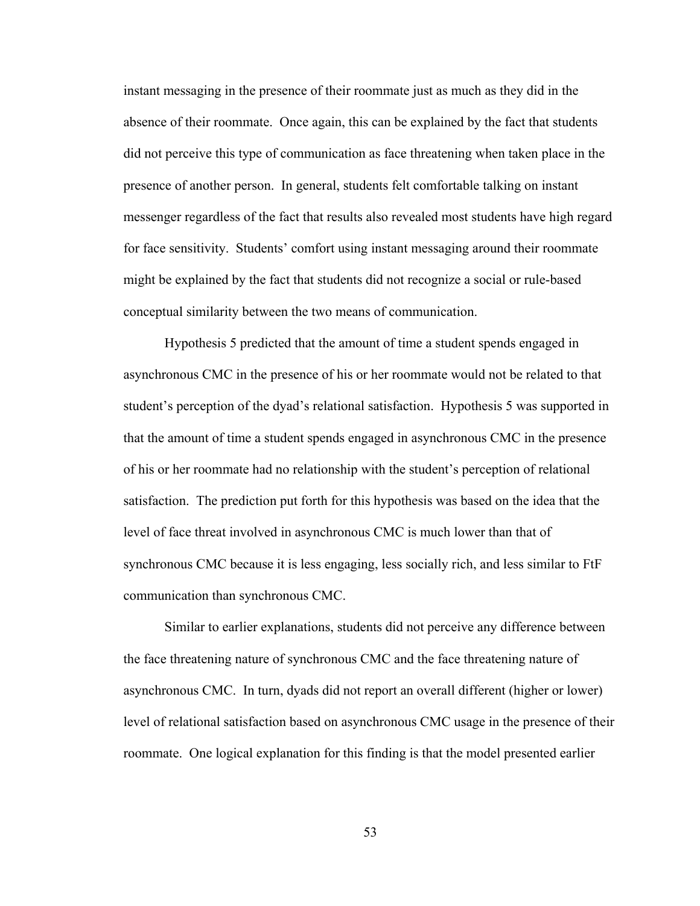instant messaging in the presence of their roommate just as much as they did in the absence of their roommate. Once again, this can be explained by the fact that students did not perceive this type of communication as face threatening when taken place in the presence of another person. In general, students felt comfortable talking on instant messenger regardless of the fact that results also revealed most students have high regard for face sensitivity. Students' comfort using instant messaging around their roommate might be explained by the fact that students did not recognize a social or rule-based conceptual similarity between the two means of communication.

Hypothesis 5 predicted that the amount of time a student spends engaged in asynchronous CMC in the presence of his or her roommate would not be related to that student's perception of the dyad's relational satisfaction. Hypothesis 5 was supported in that the amount of time a student spends engaged in asynchronous CMC in the presence of his or her roommate had no relationship with the student's perception of relational satisfaction. The prediction put forth for this hypothesis was based on the idea that the level of face threat involved in asynchronous CMC is much lower than that of synchronous CMC because it is less engaging, less socially rich, and less similar to FtF communication than synchronous CMC.

Similar to earlier explanations, students did not perceive any difference between the face threatening nature of synchronous CMC and the face threatening nature of asynchronous CMC. In turn, dyads did not report an overall different (higher or lower) level of relational satisfaction based on asynchronous CMC usage in the presence of their roommate. One logical explanation for this finding is that the model presented earlier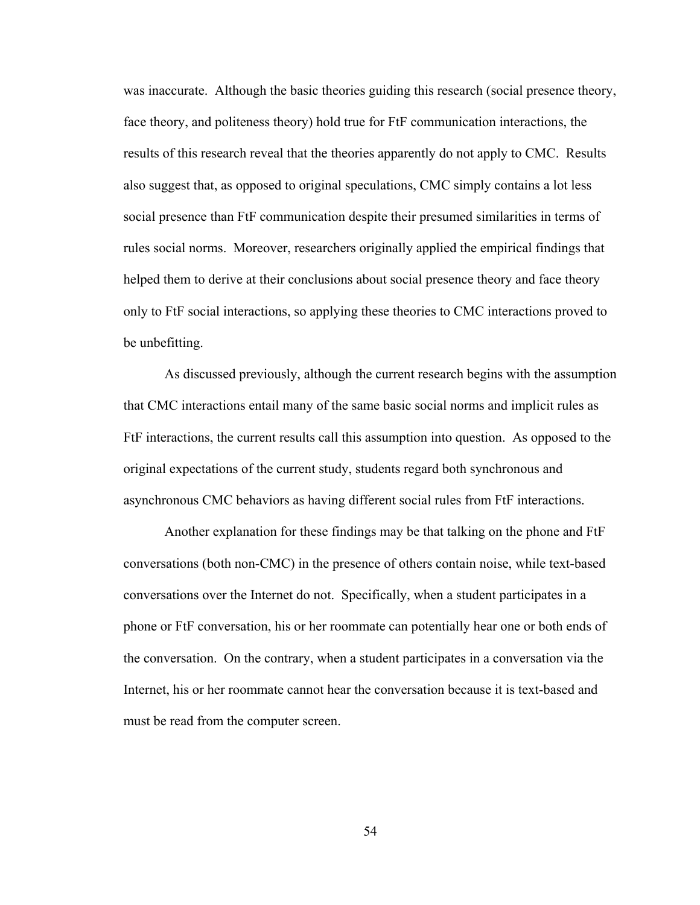was inaccurate. Although the basic theories guiding this research (social presence theory, face theory, and politeness theory) hold true for FtF communication interactions, the results of this research reveal that the theories apparently do not apply to CMC. Results also suggest that, as opposed to original speculations, CMC simply contains a lot less social presence than FtF communication despite their presumed similarities in terms of rules social norms. Moreover, researchers originally applied the empirical findings that helped them to derive at their conclusions about social presence theory and face theory only to FtF social interactions, so applying these theories to CMC interactions proved to be unbefitting.

As discussed previously, although the current research begins with the assumption that CMC interactions entail many of the same basic social norms and implicit rules as FtF interactions, the current results call this assumption into question. As opposed to the original expectations of the current study, students regard both synchronous and asynchronous CMC behaviors as having different social rules from FtF interactions.

Another explanation for these findings may be that talking on the phone and FtF conversations (both non-CMC) in the presence of others contain noise, while text-based conversations over the Internet do not. Specifically, when a student participates in a phone or FtF conversation, his or her roommate can potentially hear one or both ends of the conversation. On the contrary, when a student participates in a conversation via the Internet, his or her roommate cannot hear the conversation because it is text-based and must be read from the computer screen.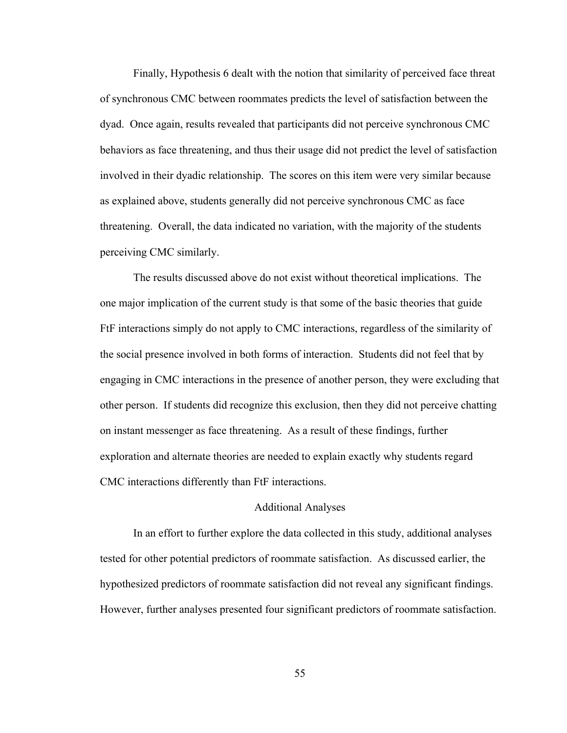Finally, Hypothesis 6 dealt with the notion that similarity of perceived face threat of synchronous CMC between roommates predicts the level of satisfaction between the dyad. Once again, results revealed that participants did not perceive synchronous CMC behaviors as face threatening, and thus their usage did not predict the level of satisfaction involved in their dyadic relationship. The scores on this item were very similar because as explained above, students generally did not perceive synchronous CMC as face threatening. Overall, the data indicated no variation, with the majority of the students perceiving CMC similarly.

The results discussed above do not exist without theoretical implications. The one major implication of the current study is that some of the basic theories that guide FtF interactions simply do not apply to CMC interactions, regardless of the similarity of the social presence involved in both forms of interaction. Students did not feel that by engaging in CMC interactions in the presence of another person, they were excluding that other person. If students did recognize this exclusion, then they did not perceive chatting on instant messenger as face threatening. As a result of these findings, further exploration and alternate theories are needed to explain exactly why students regard CMC interactions differently than FtF interactions.

## Additional Analyses

In an effort to further explore the data collected in this study, additional analyses tested for other potential predictors of roommate satisfaction. As discussed earlier, the hypothesized predictors of roommate satisfaction did not reveal any significant findings. However, further analyses presented four significant predictors of roommate satisfaction.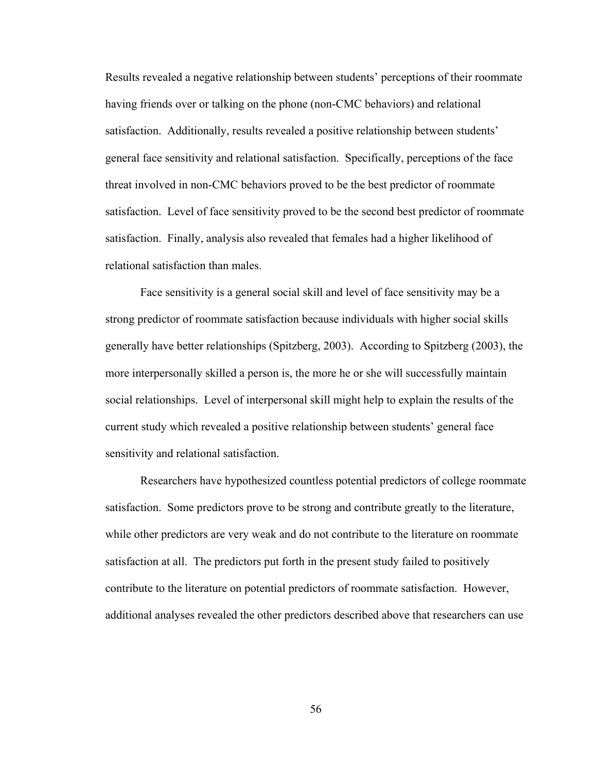Results revealed a negative relationship between students' perceptions of their roommate having friends over or talking on the phone (non-CMC behaviors) and relational satisfaction. Additionally, results revealed a positive relationship between students' general face sensitivity and relational satisfaction. Specifically, perceptions of the face threat involved in non-CMC behaviors proved to be the best predictor of roommate satisfaction. Level of face sensitivity proved to be the second best predictor of roommate satisfaction. Finally, analysis also revealed that females had a higher likelihood of relational satisfaction than males.

Face sensitivity is a general social skill and level of face sensitivity may be a strong predictor of roommate satisfaction because individuals with higher social skills generally have better relationships (Spitzberg, 2003). According to Spitzberg (2003), the more interpersonally skilled a person is, the more he or she will successfully maintain social relationships. Level of interpersonal skill might help to explain the results of the current study which revealed a positive relationship between students' general face sensitivity and relational satisfaction.

Researchers have hypothesized countless potential predictors of college roommate satisfaction. Some predictors prove to be strong and contribute greatly to the literature, while other predictors are very weak and do not contribute to the literature on roommate satisfaction at all. The predictors put forth in the present study failed to positively contribute to the literature on potential predictors of roommate satisfaction. However, additional analyses revealed the other predictors described above that researchers can use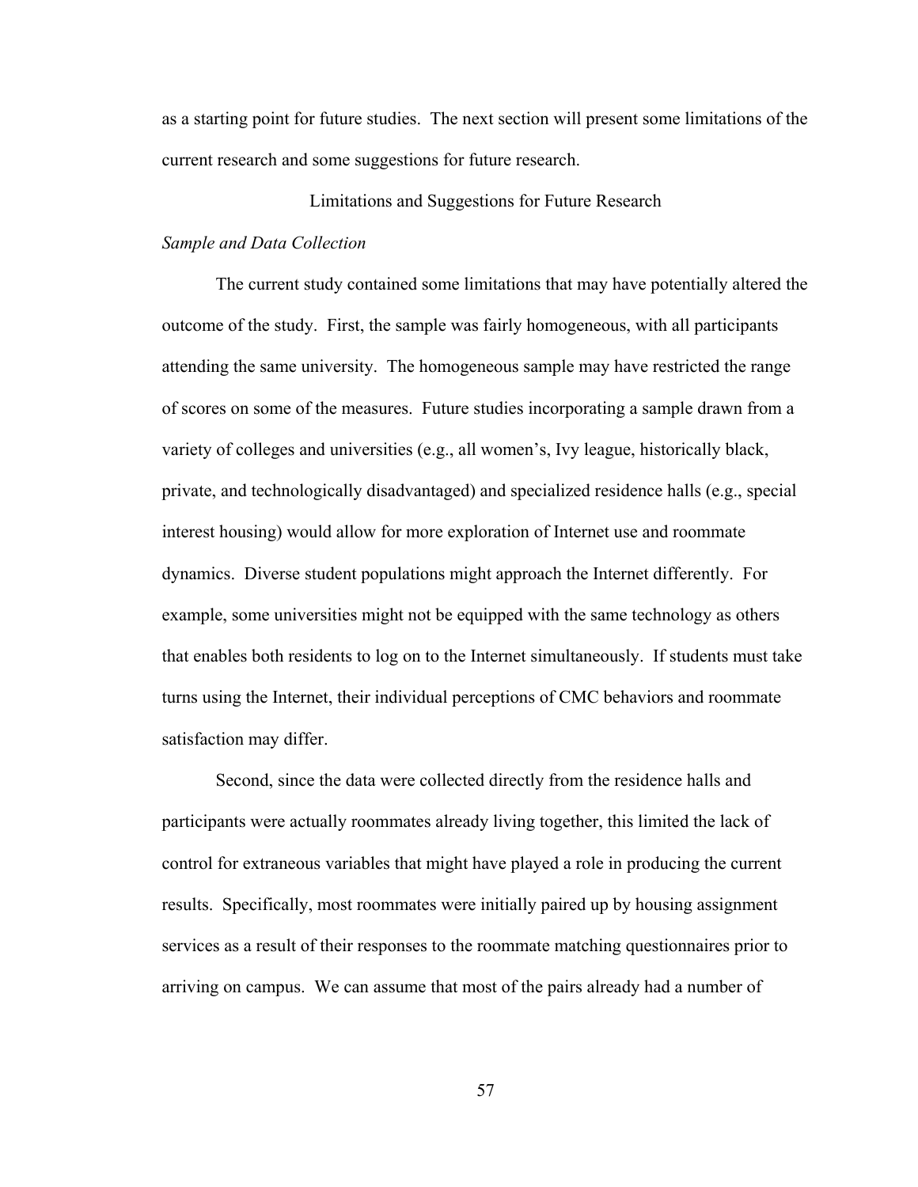as a starting point for future studies. The next section will present some limitations of the current research and some suggestions for future research.

## Limitations and Suggestions for Future Research

### *Sample and Data Collection*

The current study contained some limitations that may have potentially altered the outcome of the study. First, the sample was fairly homogeneous, with all participants attending the same university. The homogeneous sample may have restricted the range of scores on some of the measures. Future studies incorporating a sample drawn from a variety of colleges and universities (e.g., all women's, Ivy league, historically black, private, and technologically disadvantaged) and specialized residence halls (e.g., special interest housing) would allow for more exploration of Internet use and roommate dynamics. Diverse student populations might approach the Internet differently. For example, some universities might not be equipped with the same technology as others that enables both residents to log on to the Internet simultaneously. If students must take turns using the Internet, their individual perceptions of CMC behaviors and roommate satisfaction may differ.

Second, since the data were collected directly from the residence halls and participants were actually roommates already living together, this limited the lack of control for extraneous variables that might have played a role in producing the current results. Specifically, most roommates were initially paired up by housing assignment services as a result of their responses to the roommate matching questionnaires prior to arriving on campus. We can assume that most of the pairs already had a number of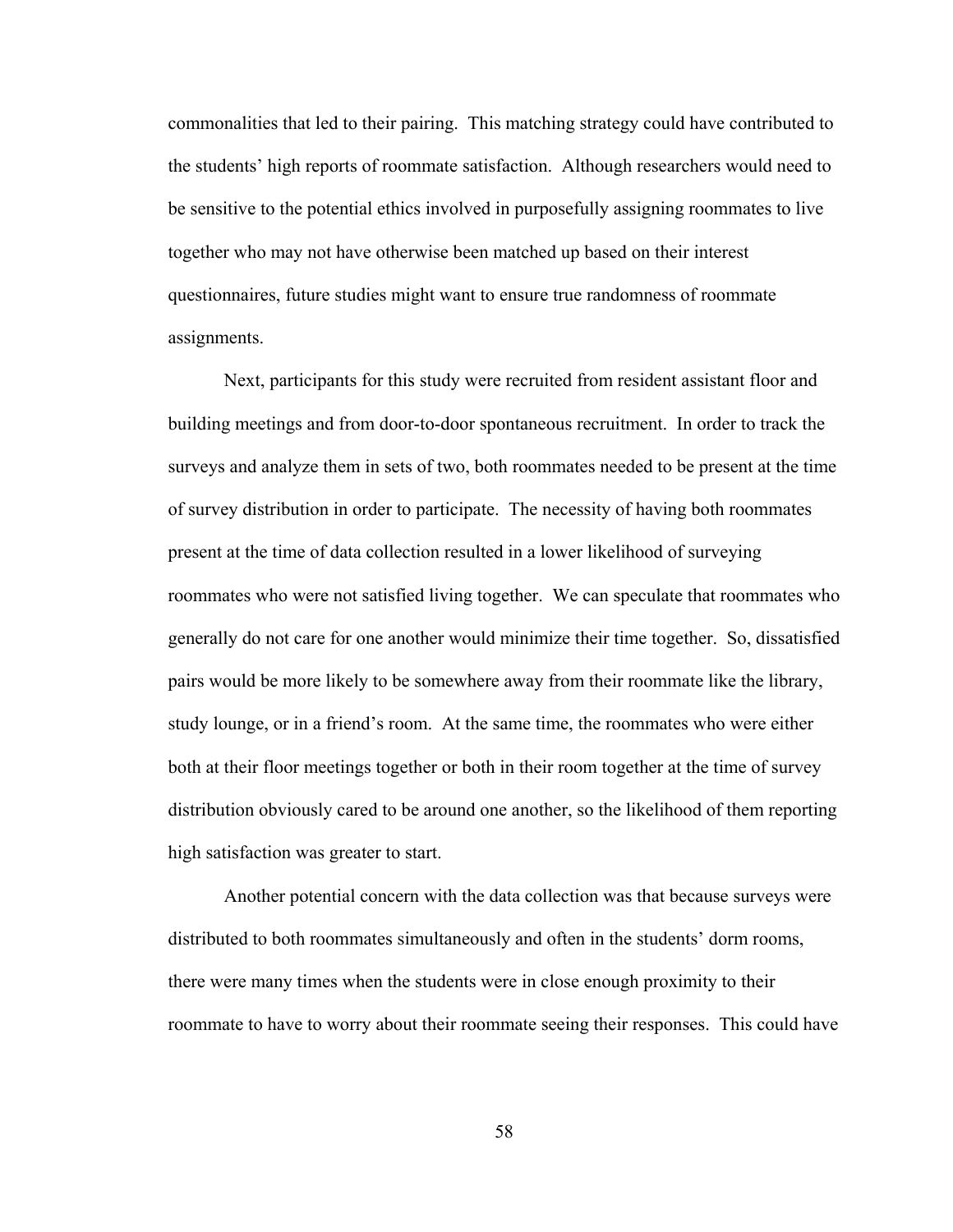commonalities that led to their pairing. This matching strategy could have contributed to the students' high reports of roommate satisfaction. Although researchers would need to be sensitive to the potential ethics involved in purposefully assigning roommates to live together who may not have otherwise been matched up based on their interest questionnaires, future studies might want to ensure true randomness of roommate assignments.

Next, participants for this study were recruited from resident assistant floor and building meetings and from door-to-door spontaneous recruitment. In order to track the surveys and analyze them in sets of two, both roommates needed to be present at the time of survey distribution in order to participate. The necessity of having both roommates present at the time of data collection resulted in a lower likelihood of surveying roommates who were not satisfied living together. We can speculate that roommates who generally do not care for one another would minimize their time together. So, dissatisfied pairs would be more likely to be somewhere away from their roommate like the library, study lounge, or in a friend's room. At the same time, the roommates who were either both at their floor meetings together or both in their room together at the time of survey distribution obviously cared to be around one another, so the likelihood of them reporting high satisfaction was greater to start.

Another potential concern with the data collection was that because surveys were distributed to both roommates simultaneously and often in the students' dorm rooms, there were many times when the students were in close enough proximity to their roommate to have to worry about their roommate seeing their responses. This could have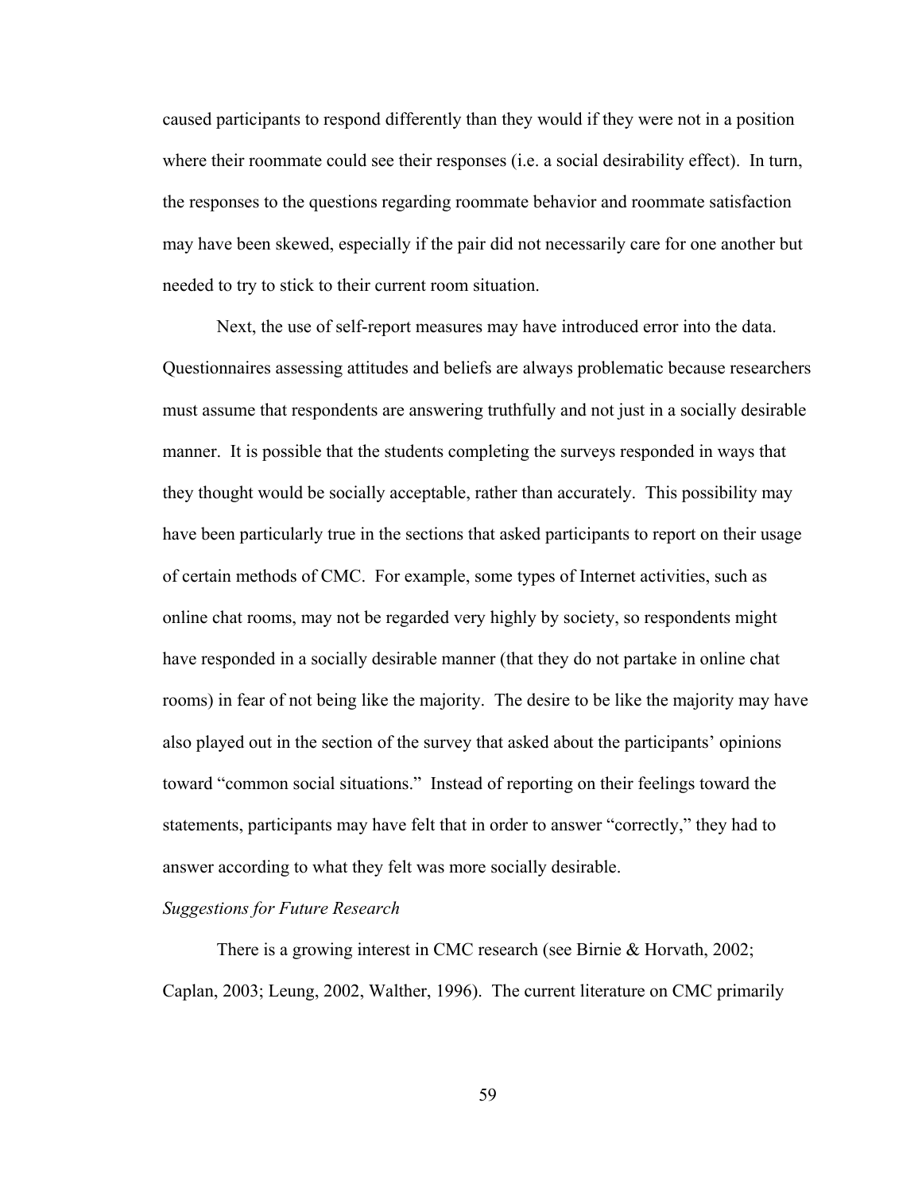caused participants to respond differently than they would if they were not in a position where their roommate could see their responses (i.e. a social desirability effect). In turn, the responses to the questions regarding roommate behavior and roommate satisfaction may have been skewed, especially if the pair did not necessarily care for one another but needed to try to stick to their current room situation.

Next, the use of self-report measures may have introduced error into the data. Questionnaires assessing attitudes and beliefs are always problematic because researchers must assume that respondents are answering truthfully and not just in a socially desirable manner. It is possible that the students completing the surveys responded in ways that they thought would be socially acceptable, rather than accurately. This possibility may have been particularly true in the sections that asked participants to report on their usage of certain methods of CMC. For example, some types of Internet activities, such as online chat rooms, may not be regarded very highly by society, so respondents might have responded in a socially desirable manner (that they do not partake in online chat rooms) in fear of not being like the majority. The desire to be like the majority may have also played out in the section of the survey that asked about the participants' opinions toward "common social situations." Instead of reporting on their feelings toward the statements, participants may have felt that in order to answer "correctly," they had to answer according to what they felt was more socially desirable.

*Suggestions for Future Research*

There is a growing interest in CMC research (see Birnie & Horvath, 2002; Caplan, 2003; Leung, 2002, Walther, 1996). The current literature on CMC primarily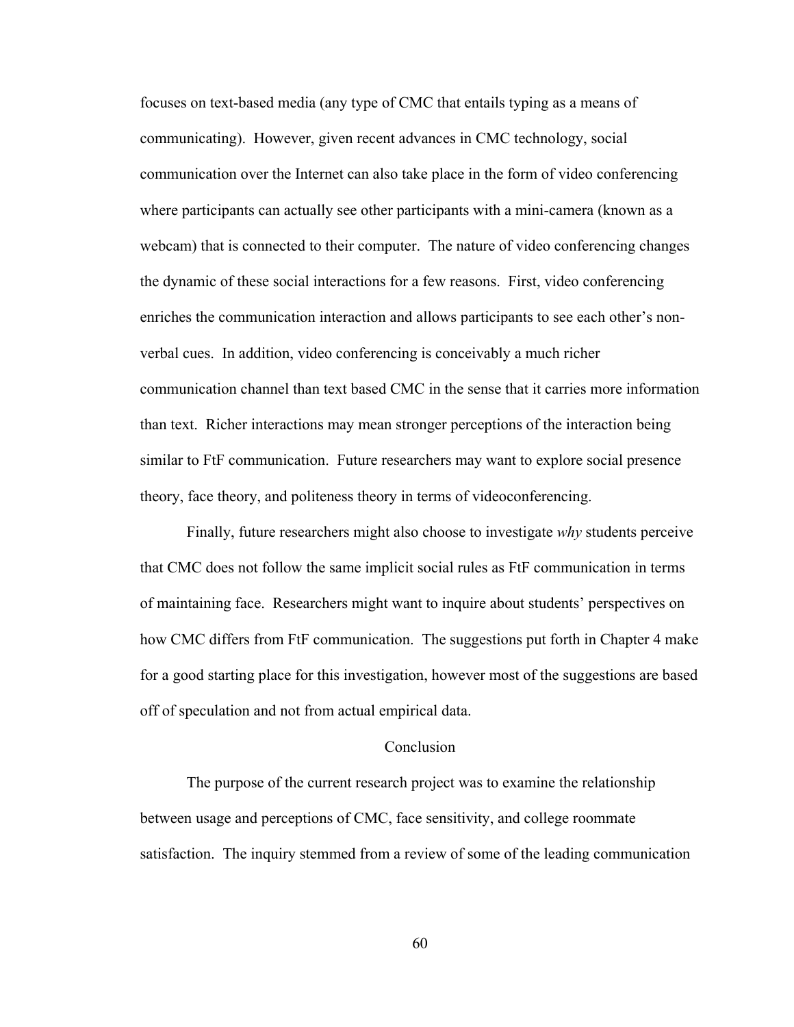focuses on text-based media (any type of CMC that entails typing as a means of communicating). However, given recent advances in CMC technology, social communication over the Internet can also take place in the form of video conferencing where participants can actually see other participants with a mini-camera (known as a webcam) that is connected to their computer. The nature of video conferencing changes the dynamic of these social interactions for a few reasons. First, video conferencing enriches the communication interaction and allows participants to see each other's non-verbal cues. In addition, video conferencing is conceivably a much richer communication channel than text based CMC in the sense that it carries more information than text. Richer interactions may mean stronger perceptions of the interaction being similar to FtF communication. Future researchers may want to explore social presence theory, face theory, and politeness theory in terms of videoconferencing.

Finally, future researchers might also choose to investigate *why* students perceive that CMC does not follow the same implicit social rules as FtF communication in terms of maintaining face. Researchers might want to inquire about students' perspectives on how CMC differs from FtF communication. The suggestions put forth in Chapter 4 make for a good starting place for this investigation, however most of the suggestions are based off of speculation and not from actual empirical data.

## Conclusion

The purpose of the current research project was to examine the relationship between usage and perceptions of CMC, face sensitivity, and college roommate satisfaction. The inquiry stemmed from a review of some of the leading communication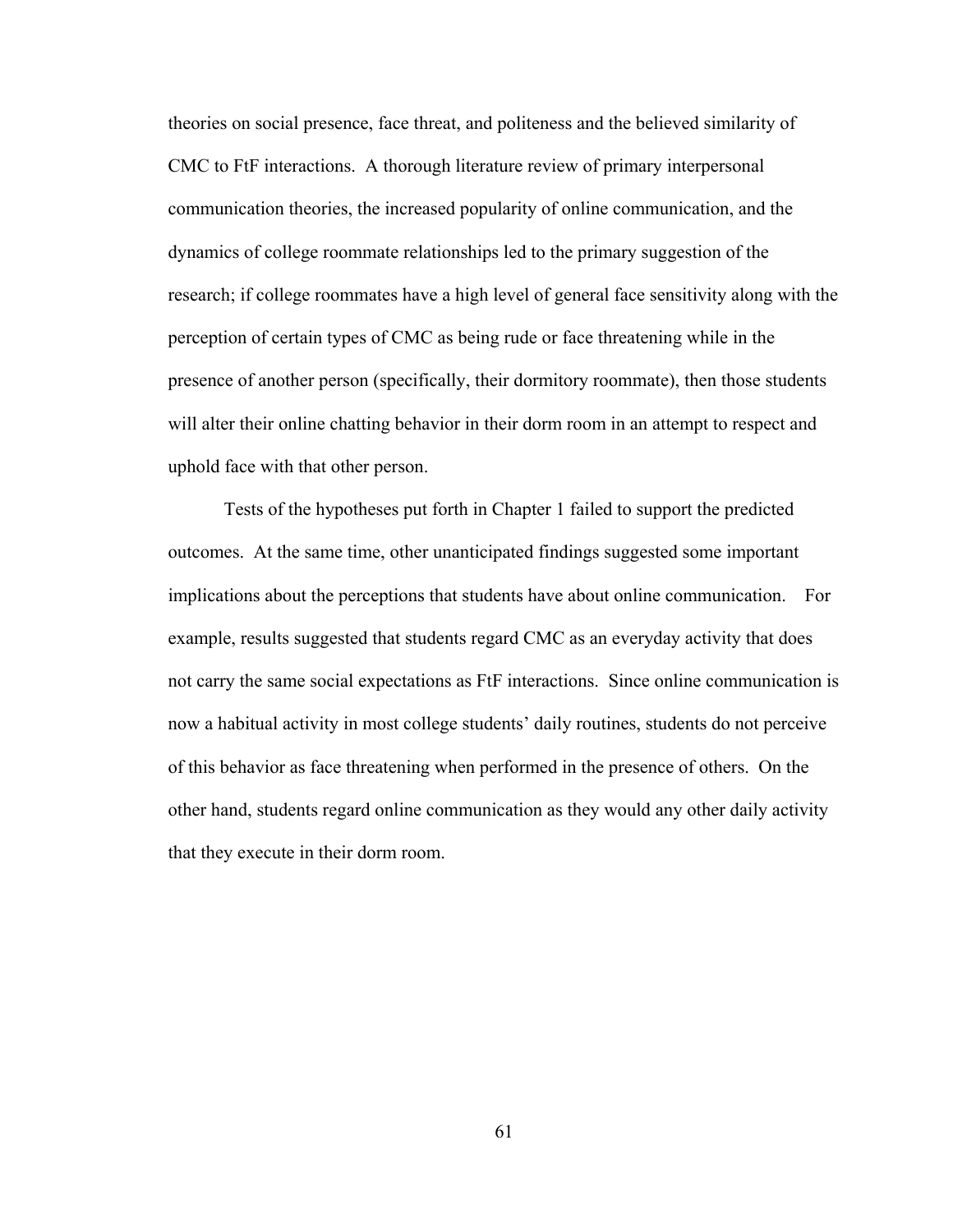theories on social presence, face threat, and politeness and the believed similarity of CMC to FtF interactions. A thorough literature review of primary interpersonal communication theories, the increased popularity of online communication, and the dynamics of college roommate relationships led to the primary suggestion of the research; if college roommates have a high level of general face sensitivity along with the perception of certain types of CMC as being rude or face threatening while in the presence of another person (specifically, their dormitory roommate), then those students will alter their online chatting behavior in their dorm room in an attempt to respect and uphold face with that other person.

Tests of the hypotheses put forth in Chapter 1 failed to support the predicted outcomes. At the same time, other unanticipated findings suggested some important implications about the perceptions that students have about online communication. For example, results suggested that students regard CMC as an everyday activity that does not carry the same social expectations as FtF interactions. Since online communication is now a habitual activity in most college students' daily routines, students do not perceive of this behavior as face threatening when performed in the presence of others. On the other hand, students regard online communication as they would any other daily activity that they execute in their dorm room.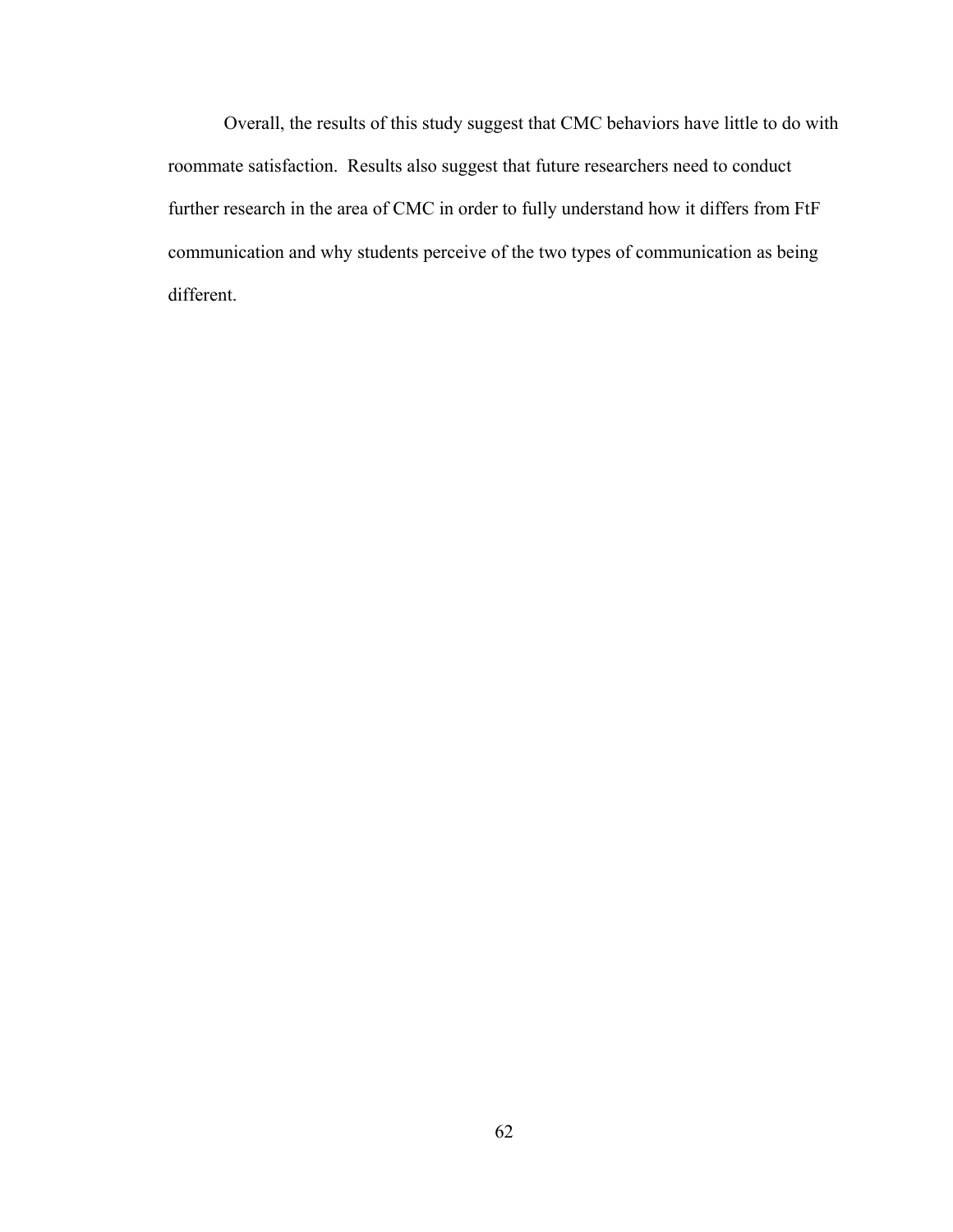Overall, the results of this study suggest that CMC behaviors have little to do with roommate satisfaction. Results also suggest that future researchers need to conduct further research in the area of CMC in order to fully understand how it differs from FtF communication and why students perceive of the two types of communication as being different.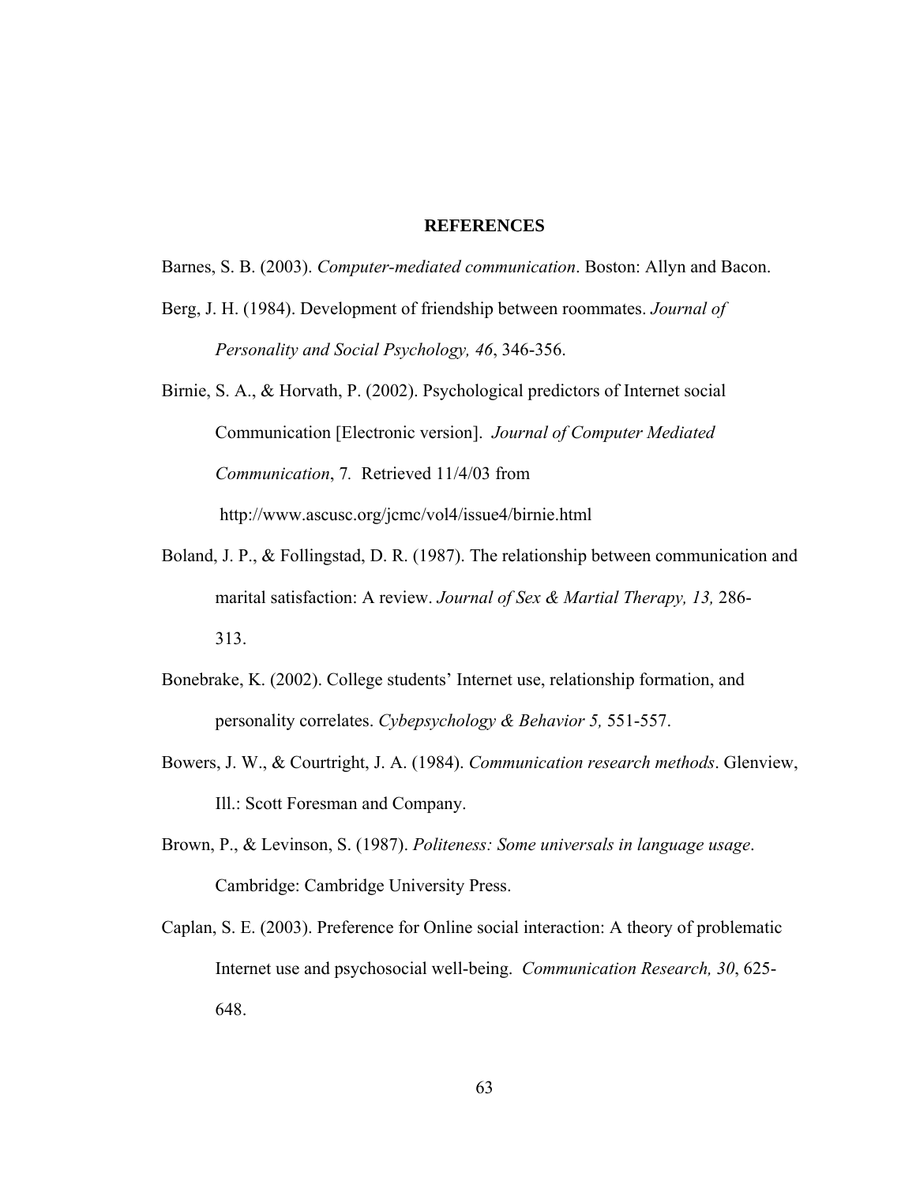# REFERENCES

Barnes, S. B. (2003). *Computer-mediated communication*. Boston: Allyn and Bacon.

Berg, J. H. (1984). Development of friendship between roommates. *Journal of Personality and Social Psychology, 46*, 346-356.

Birnie, S. A., & Horvath, P. (2002). Psychological predictors of Internet social Communication [Electronic version]. *Journal of Computer Mediated Communication*, 7. Retrieved 11/4/03 from http://www.ascusc.org/jcmc/vol4/issue4/birnie.html

Boland, J. P., & Follingstad, D. R. (1987). The relationship between communication and marital satisfaction: A review. *Journal of Sex & Martial Therapy, 13,* 286-313.

Bonebrake, K. (2002). College students' Internet use, relationship formation, and personality correlates. *Cybepsychology & Behavior 5,* 551-557.

Bowers, J. W., & Courtright, J. A. (1984). *Communication research methods*. Glenview, Ill.: Scott Foresman and Company.

Brown, P., & Levinson, S. (1987). *Politeness: Some universals in language usage*. Cambridge: Cambridge University Press.

Caplan, S. E. (2003). Preference for Online social interaction: A theory of problematic Internet use and psychosocial well-being. *Communication Research, 30*, 625-648.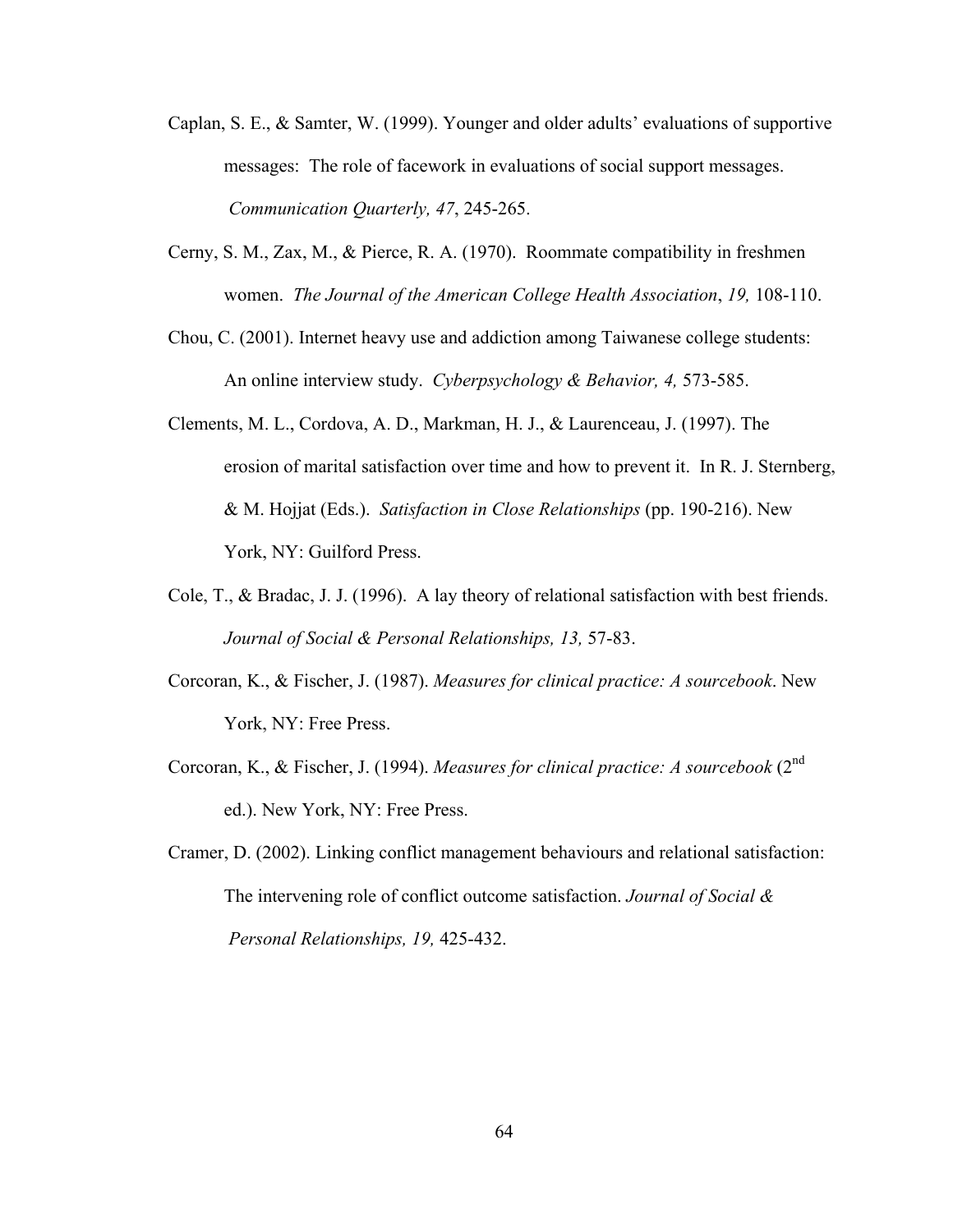Caplan, S. E., & Samter, W. (1999). Younger and older adults' evaluations of supportive messages: The role of facework in evaluations of social support messages. *Communication Quarterly, 47*, 245-265.

Cerny, S. M., Zax, M., & Pierce, R. A. (1970). Roommate compatibility in freshmen women. *The Journal of the American College Health Association*, *19,* 108-110.

Chou, C. (2001). Internet heavy use and addiction among Taiwanese college students: An online interview study. *Cyberpsychology & Behavior, 4,* 573-585.

Clements, M. L., Cordova, A. D., Markman, H. J., & Laurenceau, J. (1997). The erosion of marital satisfaction over time and how to prevent it. In R. J. Sternberg, & M. Hojjat (Eds.). *Satisfaction in Close Relationships* (pp. 190-216). New York, NY: Guilford Press.

Cole, T., & Bradac, J. J. (1996). A lay theory of relational satisfaction with best friends. *Journal of Social & Personal Relationships, 13,* 57-83.

Corcoran, K., & Fischer, J. (1987). *Measures for clinical practice: A sourcebook*. New York, NY: Free Press.

Corcoran, K., & Fischer, J. (1994). *Measures for clinical practice: A sourcebook* (2nd ed.). New York, NY: Free Press.

Cramer, D. (2002). Linking conflict management behaviours and relational satisfaction: The intervening role of conflict outcome satisfaction. *Journal of Social & Personal Relationships, 19,* 425-432.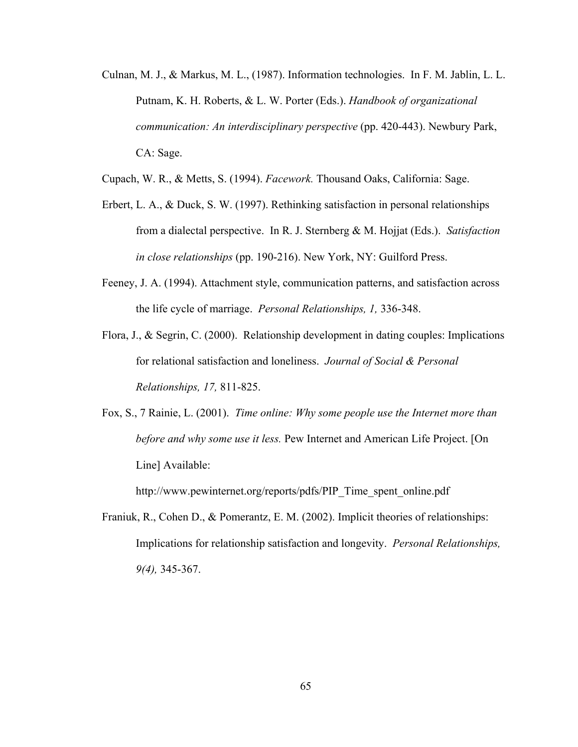Culnan, M. J., & Markus, M. L., (1987). Information technologies. In F. M. Jablin, L. L. Putnam, K. H. Roberts, & L. W. Porter (Eds.). *Handbook of organizational communication: An interdisciplinary perspective* (pp. 420-443). Newbury Park, CA: Sage.

Cupach, W. R., & Metts, S. (1994). *Facework.* Thousand Oaks, California: Sage.

Erbert, L. A., & Duck, S. W. (1997). Rethinking satisfaction in personal relationships from a dialectal perspective. In R. J. Sternberg & M. Hojjat (Eds.). *Satisfaction in close relationships* (pp. 190-216). New York, NY: Guilford Press.

Feeney, J. A. (1994). Attachment style, communication patterns, and satisfaction across the life cycle of marriage. *Personal Relationships, 1,* 336-348.

Flora, J., & Segrin, C. (2000). Relationship development in dating couples: Implications for relational satisfaction and loneliness. *Journal of Social & Personal Relationships, 17,* 811-825.

Fox, S., 7 Rainie, L. (2001). *Time online: Why some people use the Internet more than before and why some use it less.* Pew Internet and American Life Project. [On Line] Available: http://www.pewinternet.org/reports/pdfs/PIP_Time_spent_online.pdf

Franiuk, R., Cohen D., & Pomerantz, E. M. (2002). Implicit theories of relationships: Implications for relationship satisfaction and longevity. *Personal Relationships, 9(4),* 345-367.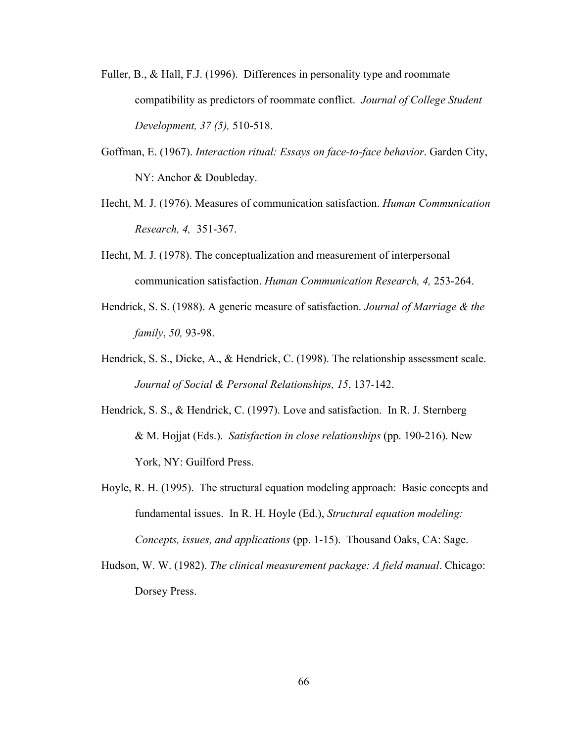Fuller, B., & Hall, F.J. (1996). Differences in personality type and roommate compatibility as predictors of roommate conflict. *Journal of College Student Development, 37 (5),* 510-518.

Goffman, E. (1967). *Interaction ritual: Essays on face-to-face behavior*. Garden City, NY: Anchor & Doubleday.

Hecht, M. J. (1976). Measures of communication satisfaction. *Human Communication Research, 4,* 351-367.

Hecht, M. J. (1978). The conceptualization and measurement of interpersonal communication satisfaction. *Human Communication Research, 4,* 253-264.

Hendrick, S. S. (1988). A generic measure of satisfaction. *Journal of Marriage & the family*, *50,* 93-98.

Hendrick, S. S., Dicke, A., & Hendrick, C. (1998). The relationship assessment scale. *Journal of Social & Personal Relationships, 15*, 137-142.

Hendrick, S. S., & Hendrick, C. (1997). Love and satisfaction. In R. J. Sternberg & M. Hojjat (Eds.). *Satisfaction in close relationships* (pp. 190-216). New York, NY: Guilford Press.

Hoyle, R. H. (1995). The structural equation modeling approach: Basic concepts and fundamental issues. In R. H. Hoyle (Ed.), *Structural equation modeling: Concepts, issues, and applications* (pp. 1-15). Thousand Oaks, CA: Sage.

Hudson, W. W. (1982). *The clinical measurement package: A field manual*. Chicago: Dorsey Press.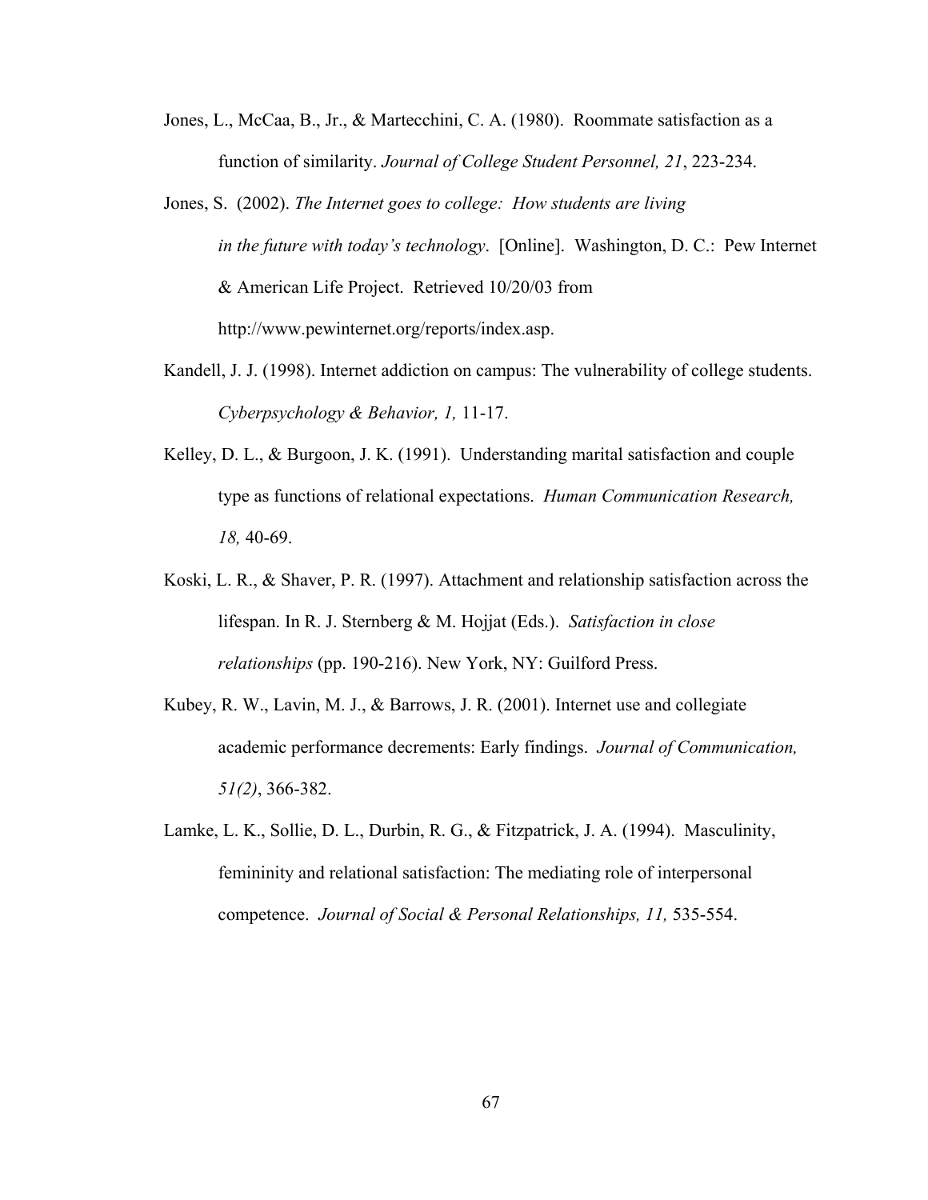Jones, L., McCaa, B., Jr., & Martecchini, C. A. (1980). Roommate satisfaction as a function of similarity. *Journal of College Student Personnel, 21*, 223-234.

Jones, S. (2002). *The Internet goes to college: How students are living in the future with today's technology*. [Online]. Washington, D. C.: Pew Internet & American Life Project. Retrieved 10/20/03 from http://www.pewinternet.org/reports/index.asp.

Kandell, J. J. (1998). Internet addiction on campus: The vulnerability of college students. *Cyberpsychology & Behavior, 1,* 11-17.

Kelley, D. L., & Burgoon, J. K. (1991). Understanding marital satisfaction and couple type as functions of relational expectations. *Human Communication Research, 18,* 40-69.

Koski, L. R., & Shaver, P. R. (1997). Attachment and relationship satisfaction across the lifespan. In R. J. Sternberg & M. Hojjat (Eds.). *Satisfaction in close relationships* (pp. 190-216). New York, NY: Guilford Press.

Kubey, R. W., Lavin, M. J., & Barrows, J. R. (2001). Internet use and collegiate academic performance decrements: Early findings. *Journal of Communication, 51(2)*, 366-382.

Lamke, L. K., Sollie, D. L., Durbin, R. G., & Fitzpatrick, J. A. (1994). Masculinity, femininity and relational satisfaction: The mediating role of interpersonal competence. *Journal of Social & Personal Relationships, 11,* 535-554.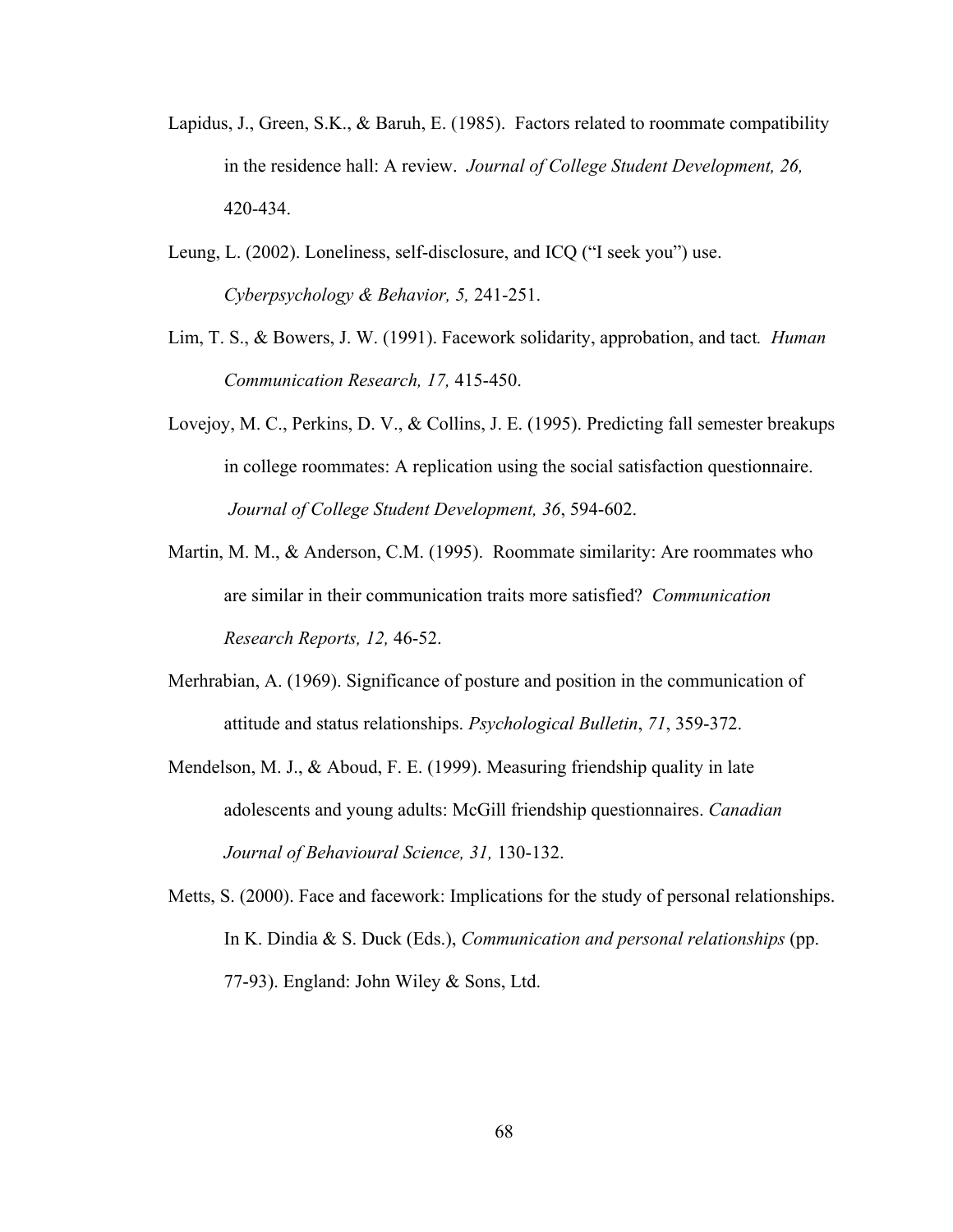Lapidus, J., Green, S.K., & Baruh, E. (1985). Factors related to roommate compatibility in the residence hall: A review. *Journal of College Student Development, 26,* 420-434.

Leung, L. (2002). Loneliness, self-disclosure, and ICQ ("I seek you") use. *Cyberpsychology & Behavior, 5,* 241-251.

Lim, T. S., & Bowers, J. W. (1991). Facework solidarity, approbation, and tact*. Human Communication Research, 17,* 415-450.

Lovejoy, M. C., Perkins, D. V., & Collins, J. E. (1995). Predicting fall semester breakups in college roommates: A replication using the social satisfaction questionnaire. *Journal of College Student Development, 36*, 594-602.

Martin, M. M., & Anderson, C.M. (1995). Roommate similarity: Are roommates who are similar in their communication traits more satisfied? *Communication Research Reports, 12,* 46-52.

Merhrabian, A. (1969). Significance of posture and position in the communication of attitude and status relationships. *Psychological Bulletin*, *71*, 359-372.

Mendelson, M. J., & Aboud, F. E. (1999). Measuring friendship quality in late adolescents and young adults: McGill friendship questionnaires. *Canadian Journal of Behavioural Science, 31,* 130-132.

Metts, S. (2000). Face and facework: Implications for the study of personal relationships. In K. Dindia & S. Duck (Eds.), *Communication and personal relationships* (pp. 77-93). England: John Wiley & Sons, Ltd.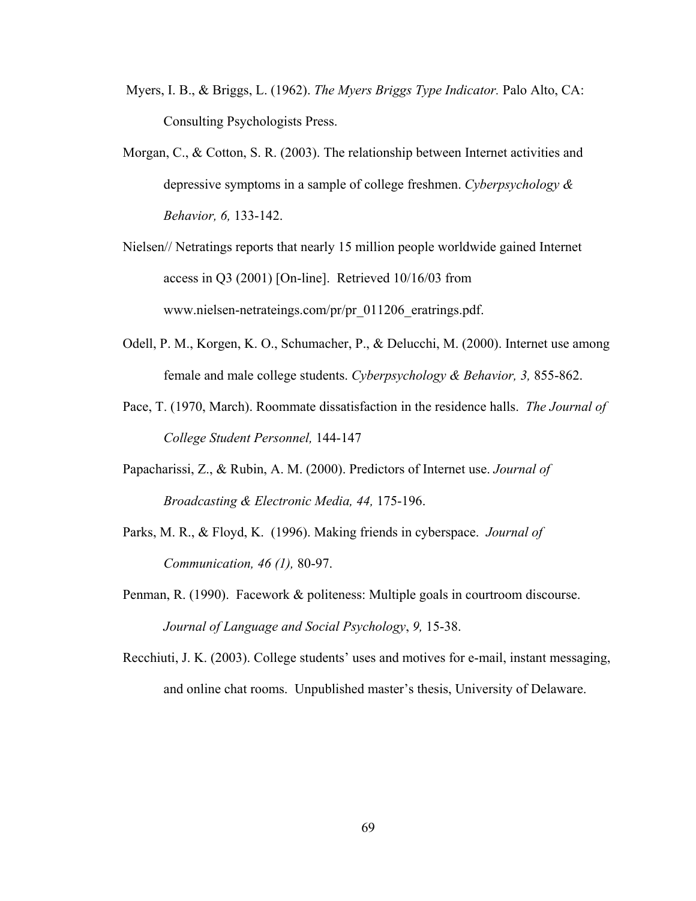Myers, I. B., & Briggs, L. (1962). *The Myers Briggs Type Indicator.* Palo Alto, CA: Consulting Psychologists Press.

Morgan, C., & Cotton, S. R. (2003). The relationship between Internet activities and depressive symptoms in a sample of college freshmen. *Cyberpsychology & Behavior, 6,* 133-142.

Nielsen// Netratings reports that nearly 15 million people worldwide gained Internet access in Q3 (2001) [On-line]. Retrieved 10/16/03 from www.nielsen-netrateings.com/pr/pr_011206_eratrings.pdf.

Odell, P. M., Korgen, K. O., Schumacher, P., & Delucchi, M. (2000). Internet use among female and male college students. *Cyberpsychology & Behavior, 3,* 855-862.

Pace, T. (1970, March). Roommate dissatisfaction in the residence halls. *The Journal of College Student Personnel,* 144-147

Papacharissi, Z., & Rubin, A. M. (2000). Predictors of Internet use. *Journal of Broadcasting & Electronic Media, 44,* 175-196.

Parks, M. R., & Floyd, K. (1996). Making friends in cyberspace. *Journal of Communication, 46 (1),* 80-97.

Penman, R. (1990). Facework & politeness: Multiple goals in courtroom discourse. *Journal of Language and Social Psychology*, *9,* 15-38.

Recchiuti, J. K. (2003). College students' uses and motives for e-mail, instant messaging, and online chat rooms. Unpublished master's thesis, University of Delaware.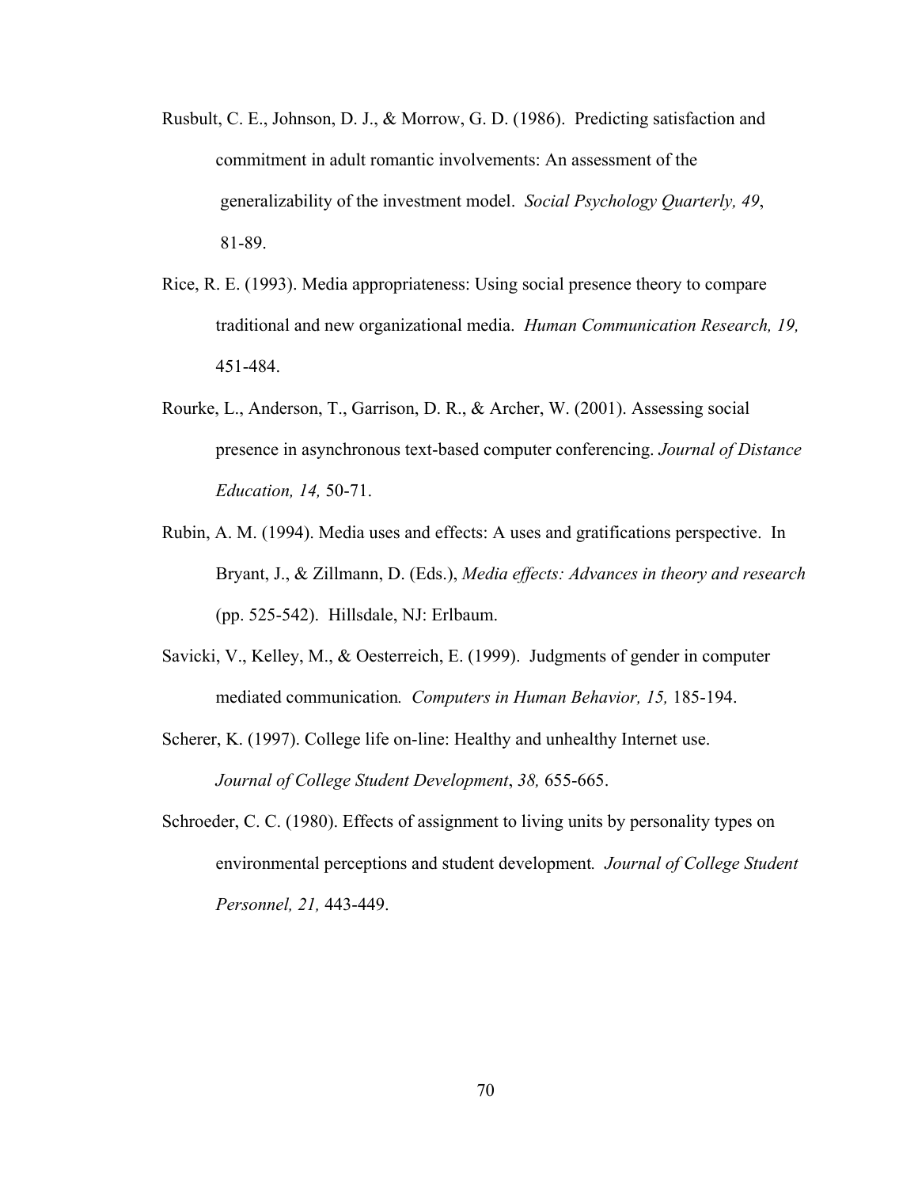Rusbult, C. E., Johnson, D. J., & Morrow, G. D. (1986). Predicting satisfaction and commitment in adult romantic involvements: An assessment of the generalizability of the investment model. *Social Psychology Quarterly, 49*, 81-89.

Rice, R. E. (1993). Media appropriateness: Using social presence theory to compare traditional and new organizational media. *Human Communication Research, 19,* 451-484.

Rourke, L., Anderson, T., Garrison, D. R., & Archer, W. (2001). Assessing social presence in asynchronous text-based computer conferencing. *Journal of Distance Education, 14,* 50-71.

Rubin, A. M. (1994). Media uses and effects: A uses and gratifications perspective. In Bryant, J., & Zillmann, D. (Eds.), *Media effects: Advances in theory and research* (pp. 525-542). Hillsdale, NJ: Erlbaum.

Savicki, V., Kelley, M., & Oesterreich, E. (1999). Judgments of gender in computer mediated communication*. Computers in Human Behavior, 15,* 185-194.

Scherer, K. (1997). College life on-line: Healthy and unhealthy Internet use. *Journal of College Student Development*, *38,* 655-665.

Schroeder, C. C. (1980). Effects of assignment to living units by personality types on environmental perceptions and student development*. Journal of College Student Personnel, 21,* 443-449.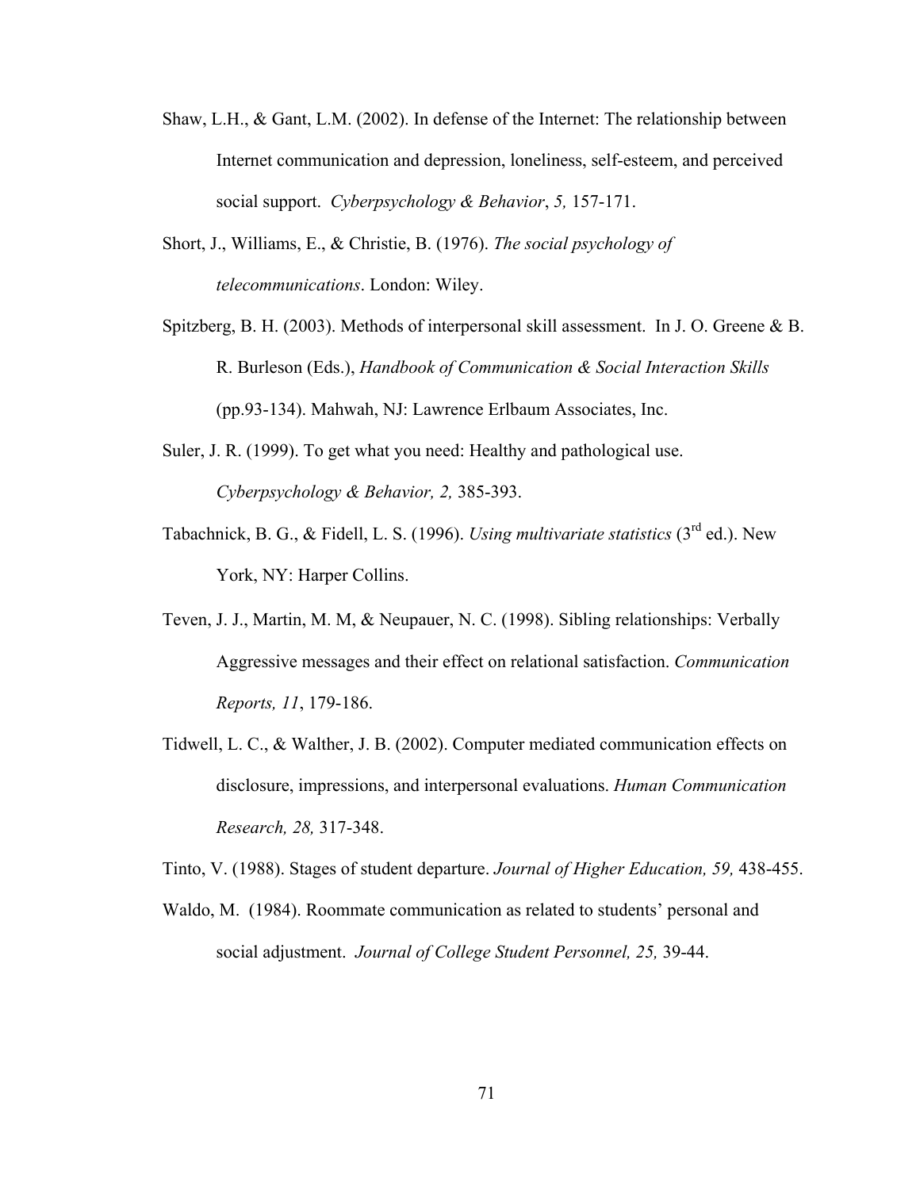Shaw, L.H., & Gant, L.M. (2002). In defense of the Internet: The relationship between Internet communication and depression, loneliness, self-esteem, and perceived social support. *Cyberpsychology & Behavior*, *5,* 157-171.

Short, J., Williams, E., & Christie, B. (1976). *The social psychology of telecommunications*. London: Wiley.

Spitzberg, B. H. (2003). Methods of interpersonal skill assessment. In J. O. Greene & B. R. Burleson (Eds.), *Handbook of Communication & Social Interaction Skills* (pp.93-134). Mahwah, NJ: Lawrence Erlbaum Associates, Inc.

Suler, J. R. (1999). To get what you need: Healthy and pathological use. *Cyberpsychology & Behavior, 2,* 385-393.

Tabachnick, B. G., & Fidell, L. S. (1996). *Using multivariate statistics* (3rd ed.). New York, NY: Harper Collins.

Teven, J. J., Martin, M. M, & Neupauer, N. C. (1998). Sibling relationships: Verbally Aggressive messages and their effect on relational satisfaction. *Communication Reports, 11*, 179-186.

Tidwell, L. C., & Walther, J. B. (2002). Computer mediated communication effects on disclosure, impressions, and interpersonal evaluations. *Human Communication Research, 28,* 317-348.

Tinto, V. (1988). Stages of student departure. *Journal of Higher Education, 59,* 438-455.

Waldo, M. (1984). Roommate communication as related to students' personal and social adjustment. *Journal of College Student Personnel, 25,* 39-44.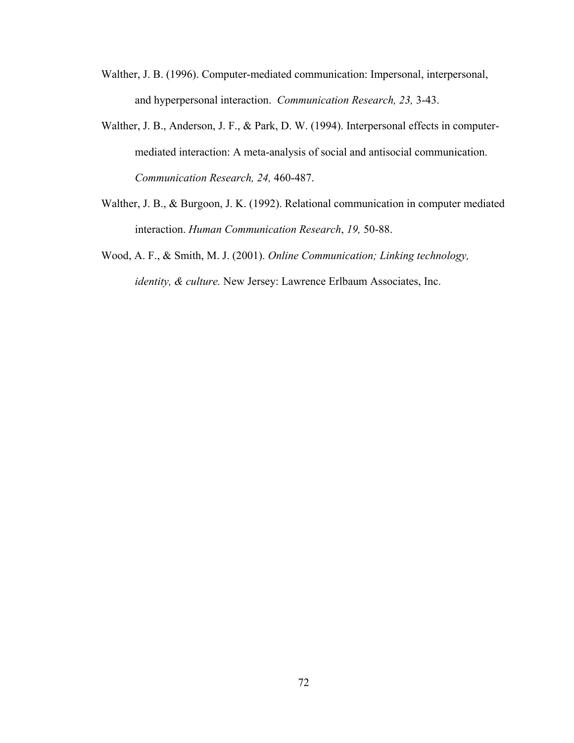Walther, J. B. (1996). Computer-mediated communication: Impersonal, interpersonal, and hyperpersonal interaction. *Communication Research, 23,* 3-43.

Walther, J. B., Anderson, J. F., & Park, D. W. (1994). Interpersonal effects in computer-mediated interaction: A meta-analysis of social and antisocial communication. *Communication Research, 24,* 460-487.

Walther, J. B., & Burgoon, J. K. (1992). Relational communication in computer mediated interaction. *Human Communication Research*, *19,* 50-88.

Wood, A. F., & Smith, M. J. (2001). *Online Communication; Linking technology, identity, & culture.* New Jersey: Lawrence Erlbaum Associates, Inc.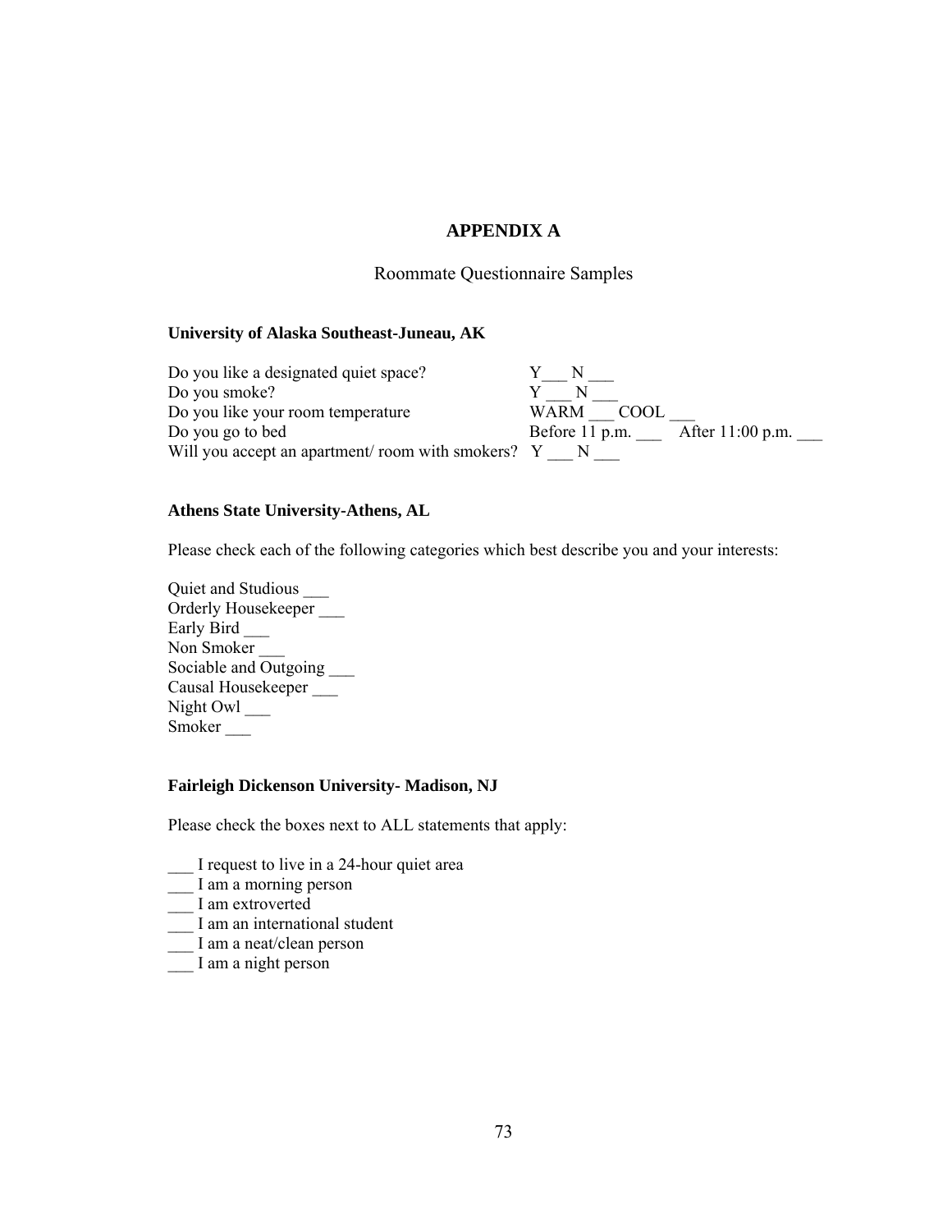# APPENDIX A

## Roommate Questionnaire Samples

**University of Alaska Southeast-Juneau, AK**

| | |
|---|---|
| Do you like a designated quiet space? | Y___ N ___ |
| Do you smoke? | Y ___ N ___ |
| Do you like your room temperature | WARM ___ COOL ___ |
| Do you go to bed | Before 11 p.m. ___ After 11:00 p.m. ___ |
| Will you accept an apartment/ room with smokers? | Y ___ N ___ |

**Athens State University-Athens, AL**

Please check each of the following categories which best describe you and your interests:

Quiet and Studious ___
Orderly Housekeeper ___
Early Bird ___
Non Smoker ___
Sociable and Outgoing ___
Causal Housekeeper ___
Night Owl ___
Smoker ___

**Fairleigh Dickenson University- Madison, NJ**

Please check the boxes next to ALL statements that apply:

___ I request to live in a 24-hour quiet area
___ I am a morning person
___ I am extroverted
___ I am an international student
___ I am a neat/clean person
___ I am a night person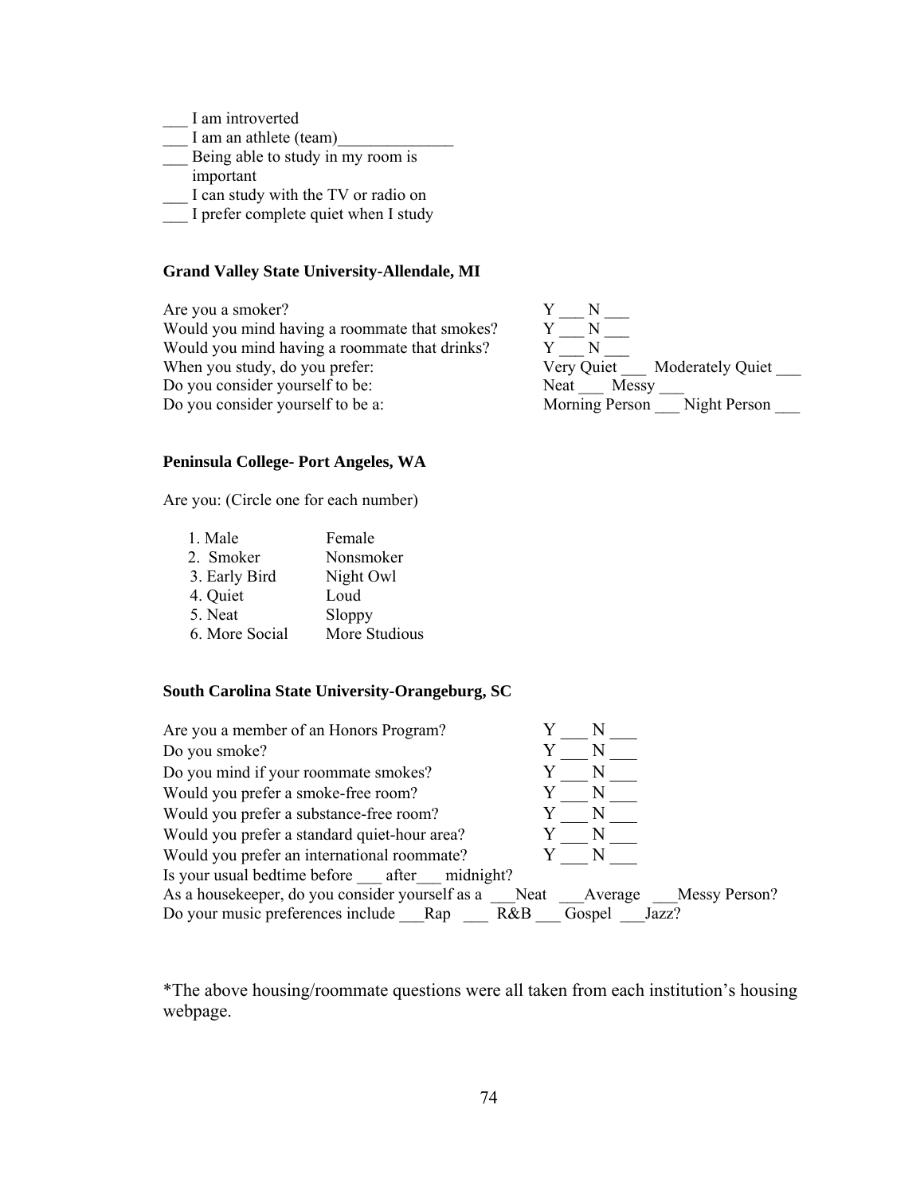___ I am introverted
___ I am an athlete (team)______________
___ Being able to study in my room is important
___ I can study with the TV or radio on
___ I prefer complete quiet when I study

**Grand Valley State University-Allendale, MI**

| | |
|---|---|
| Are you a smoker? | Y ___ N ___ |
| Would you mind having a roommate that smokes? | Y ___ N ___ |
| Would you mind having a roommate that drinks? | Y ___ N ___ |
| When you study, do you prefer: | Very Quiet ___ Moderately Quiet ___ |
| Do you consider yourself to be: | Neat ___ Messy ___ |
| Do you consider yourself to be a: | Morning Person ___ Night Person ___ |

**Peninsula College- Port Angeles, WA**

Are you: (Circle one for each number)

| | |
|---|---|
| 1. Male | Female |
| 2. Smoker | Nonsmoker |
| 3. Early Bird | Night Owl |
| 4. Quiet | Loud |
| 5. Neat | Sloppy |
| 6. More Social | More Studious |

**South Carolina State University-Orangeburg, SC**

| | |
|---|---|
| Are you a member of an Honors Program? | Y ___ N ___ |
| Do you smoke? | Y ___ N ___ |
| Do you mind if your roommate smokes? | Y ___ N ___ |
| Would you prefer a smoke-free room? | Y ___ N ___ |
| Would you prefer a substance-free room? | Y ___ N ___ |
| Would you prefer a standard quiet-hour area? | Y ___ N ___ |
| Would you prefer an international roommate? | Y ___ N ___ |

Is your usual bedtime before ___ after___ midnight?
As a housekeeper, do you consider yourself as a ___Neat ___Average ___Messy Person?
Do your music preferences include ___Rap ___ R&B ___ Gospel ___Jazz?

*The above housing/roommate questions were all taken from each institution's housing webpage.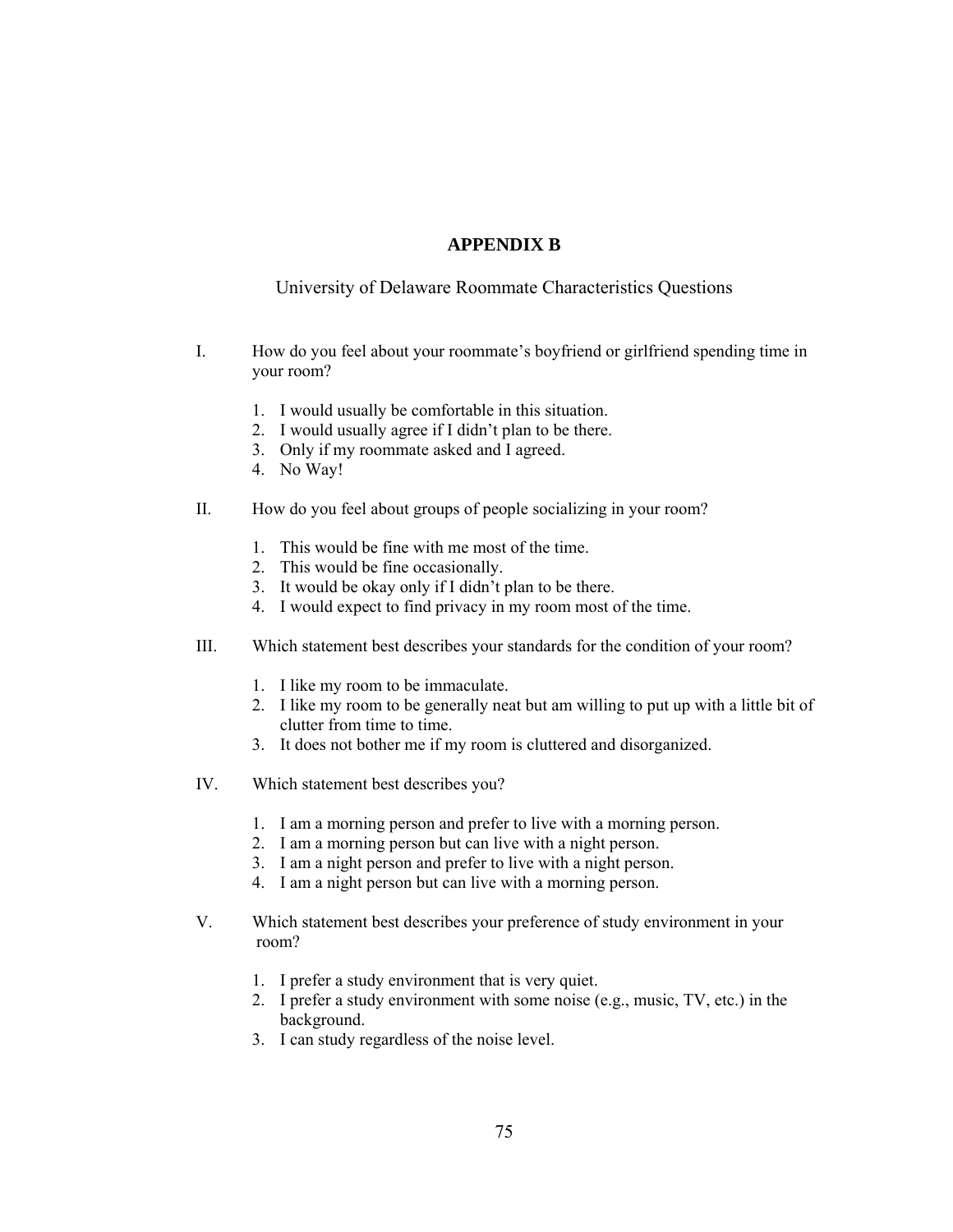# APPENDIX B

University of Delaware Roommate Characteristics Questions

I. How do you feel about your roommate's boyfriend or girlfriend spending time in your room?

1. I would usually be comfortable in this situation.
2. I would usually agree if I didn't plan to be there.
3. Only if my roommate asked and I agreed.
4. No Way!

II. How do you feel about groups of people socializing in your room?

1. This would be fine with me most of the time.
2. This would be fine occasionally.
3. It would be okay only if I didn't plan to be there.
4. I would expect to find privacy in my room most of the time.

III. Which statement best describes your standards for the condition of your room?

1. I like my room to be immaculate.
2. I like my room to be generally neat but am willing to put up with a little bit of clutter from time to time.
3. It does not bother me if my room is cluttered and disorganized.

IV. Which statement best describes you?

1. I am a morning person and prefer to live with a morning person.
2. I am a morning person but can live with a night person.
3. I am a night person and prefer to live with a night person.
4. I am a night person but can live with a morning person.

V. Which statement best describes your preference of study environment in your room?

1. I prefer a study environment that is very quiet.
2. I prefer a study environment with some noise (e.g., music, TV, etc.) in the background.
3. I can study regardless of the noise level.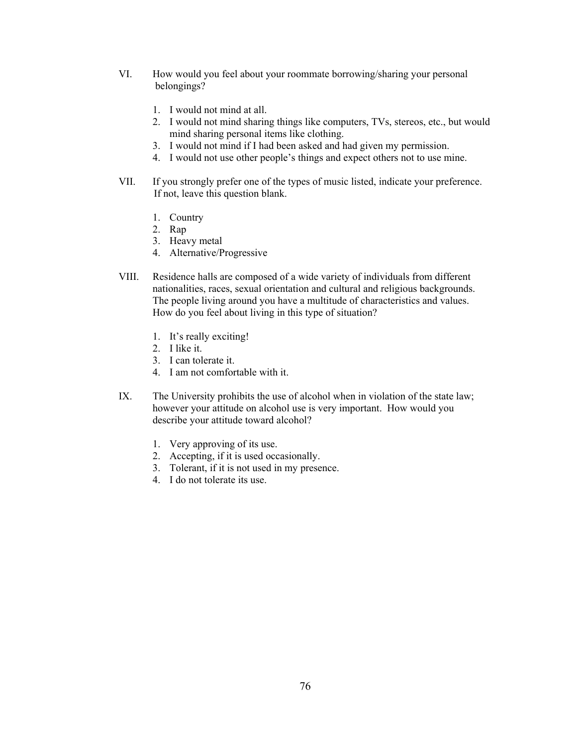VI. How would you feel about your roommate borrowing/sharing your personal belongings?

1. I would not mind at all.
2. I would not mind sharing things like computers, TVs, stereos, etc., but would mind sharing personal items like clothing.
3. I would not mind if I had been asked and had given my permission.
4. I would not use other people's things and expect others not to use mine.

VII. If you strongly prefer one of the types of music listed, indicate your preference. If not, leave this question blank.

1. Country
2. Rap
3. Heavy metal
4. Alternative/Progressive

VIII. Residence halls are composed of a wide variety of individuals from different nationalities, races, sexual orientation and cultural and religious backgrounds. The people living around you have a multitude of characteristics and values. How do you feel about living in this type of situation?

1. It's really exciting!
2. I like it.
3. I can tolerate it.
4. I am not comfortable with it.

IX. The University prohibits the use of alcohol when in violation of the state law; however your attitude on alcohol use is very important. How would you describe your attitude toward alcohol?

1. Very approving of its use.
2. Accepting, if it is used occasionally.
3. Tolerant, if it is not used in my presence.
4. I do not tolerate its use.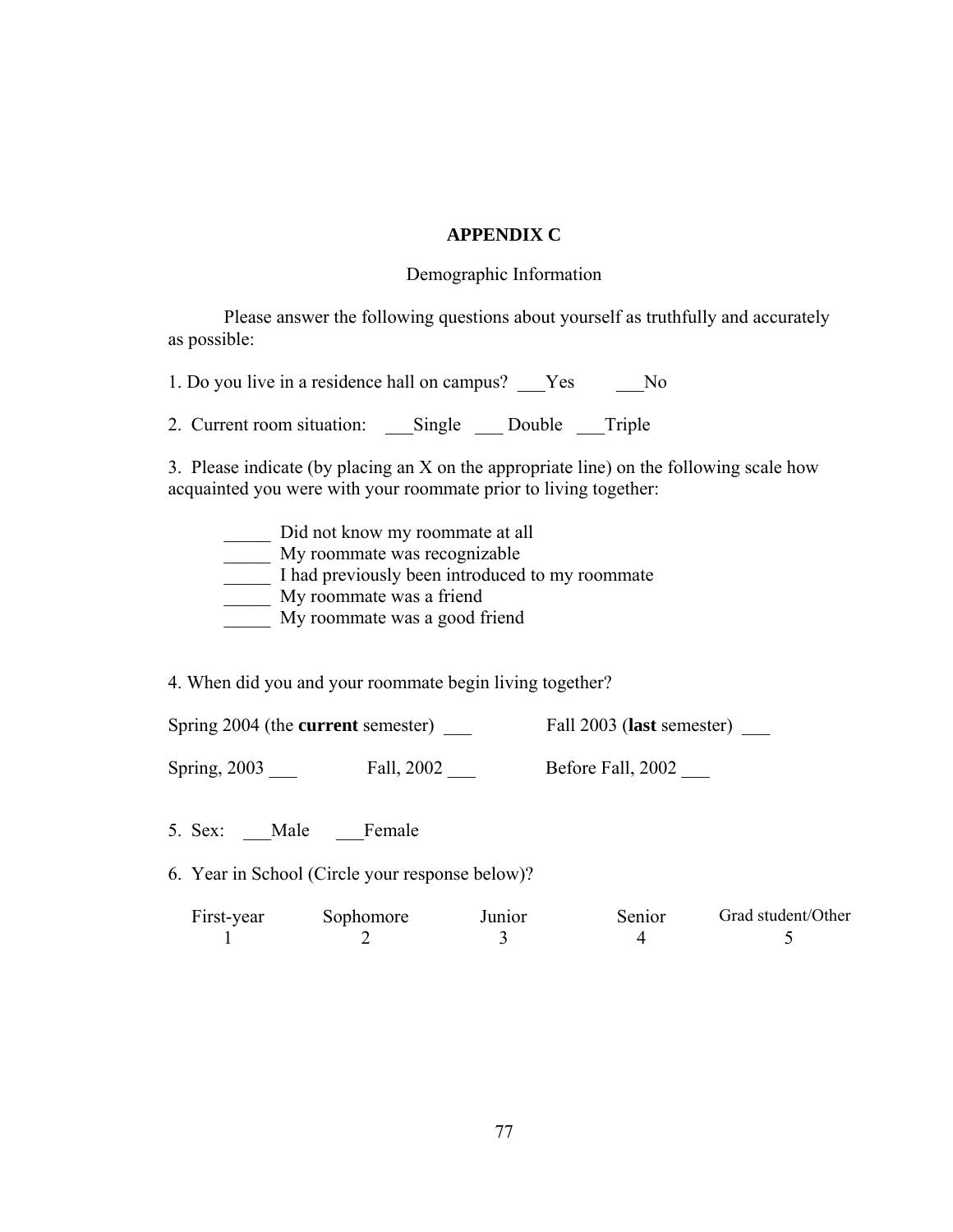# APPENDIX C

Demographic Information

Please answer the following questions about yourself as truthfully and accurately as possible:

1. Do you live in a residence hall on campus? ___Yes ___No

2. Current room situation: ___Single ___ Double ___Triple

3. Please indicate (by placing an X on the appropriate line) on the following scale how acquainted you were with your roommate prior to living together:

_____ Did not know my roommate at all
_____ My roommate was recognizable
_____ I had previously been introduced to my roommate
_____ My roommate was a friend
_____ My roommate was a good friend

4. When did you and your roommate begin living together?

Spring 2004 (the **current** semester) ___ Fall 2003 (**last** semester) ___

Spring, 2003 ___ Fall, 2002 ___ Before Fall, 2002 ___

5. Sex: ___Male ___Female

6. Year in School (Circle your response below)?

| First-year | Sophomore | Junior | Senior | Grad student/Other |
|---|---|---|---|---|
| 1 | 2 | 3 | 4 | 5 |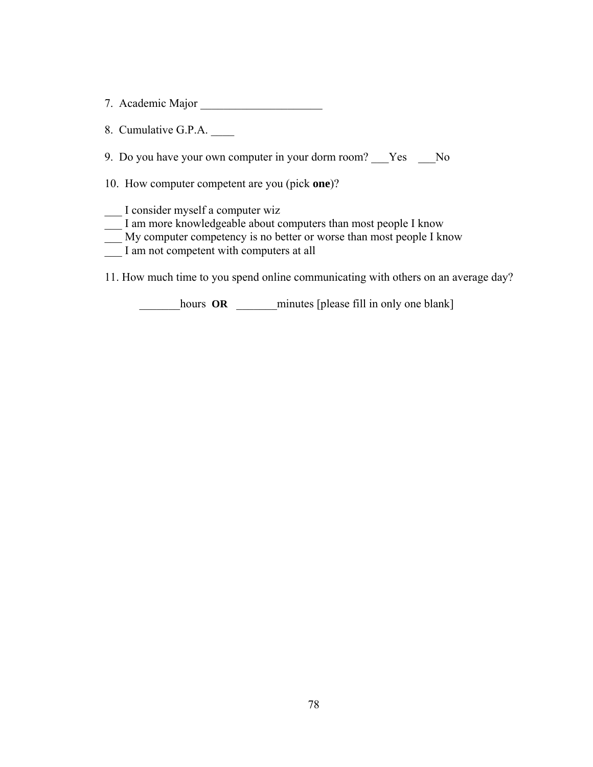7. Academic Major _____________________

8. Cumulative G.P.A. ____

9. Do you have your own computer in your dorm room? ___Yes ___No

10. How computer competent are you (pick **one**)?

___ I consider myself a computer wiz
___ I am more knowledgeable about computers than most people I know
___ My computer competency is no better or worse than most people I know
___ I am not competent with computers at all

11. How much time to you spend online communicating with others on an average day?

_______hours **OR** _______minutes [please fill in only one blank]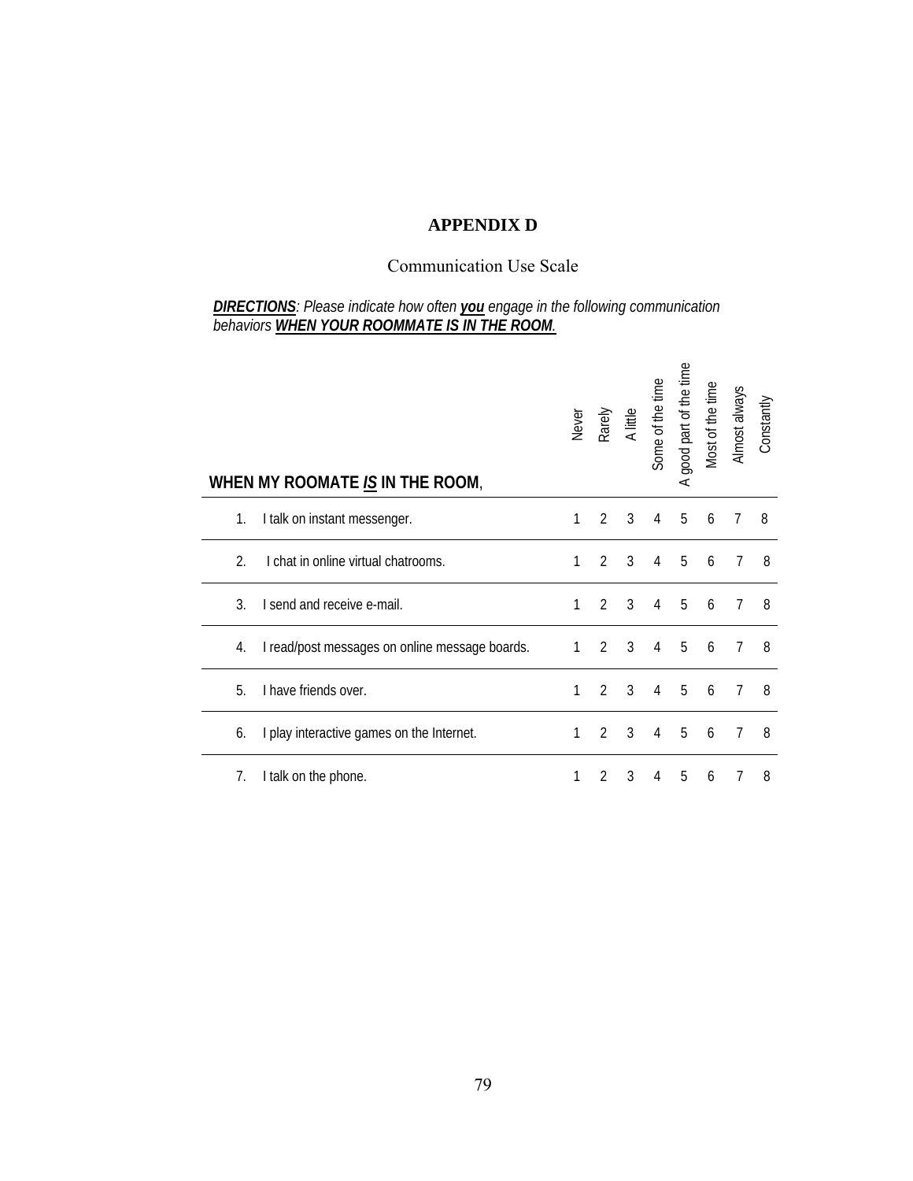# APPENDIX D

## Communication Use Scale

***DIRECTIONS***: *Please indicate how often **you** engage in the following communication behaviors **WHEN YOUR ROOMMATE IS IN THE ROOM**.*

| WHEN MY ROOMATE *IS* IN THE ROOM, | | Never | Rarely | A little | Some of the time | A good part of the time | Most of the time | Almost always | Constantly |
|---|---|---|---|---|---|---|---|---|---|
| 1. | I talk on instant messenger. | 1 | 2 | 3 | 4 | 5 | 6 | 7 | 8 |
| 2. | I chat in online virtual chatrooms. | 1 | 2 | 3 | 4 | 5 | 6 | 7 | 8 |
| 3. | I send and receive e-mail. | 1 | 2 | 3 | 4 | 5 | 6 | 7 | 8 |
| 4. | I read/post messages on online message boards. | 1 | 2 | 3 | 4 | 5 | 6 | 7 | 8 |
| 5. | I have friends over. | 1 | 2 | 3 | 4 | 5 | 6 | 7 | 8 |
| 6. | I play interactive games on the Internet. | 1 | 2 | 3 | 4 | 5 | 6 | 7 | 8 |
| 7. | I talk on the phone. | 1 | 2 | 3 | 4 | 5 | 6 | 7 | 8 |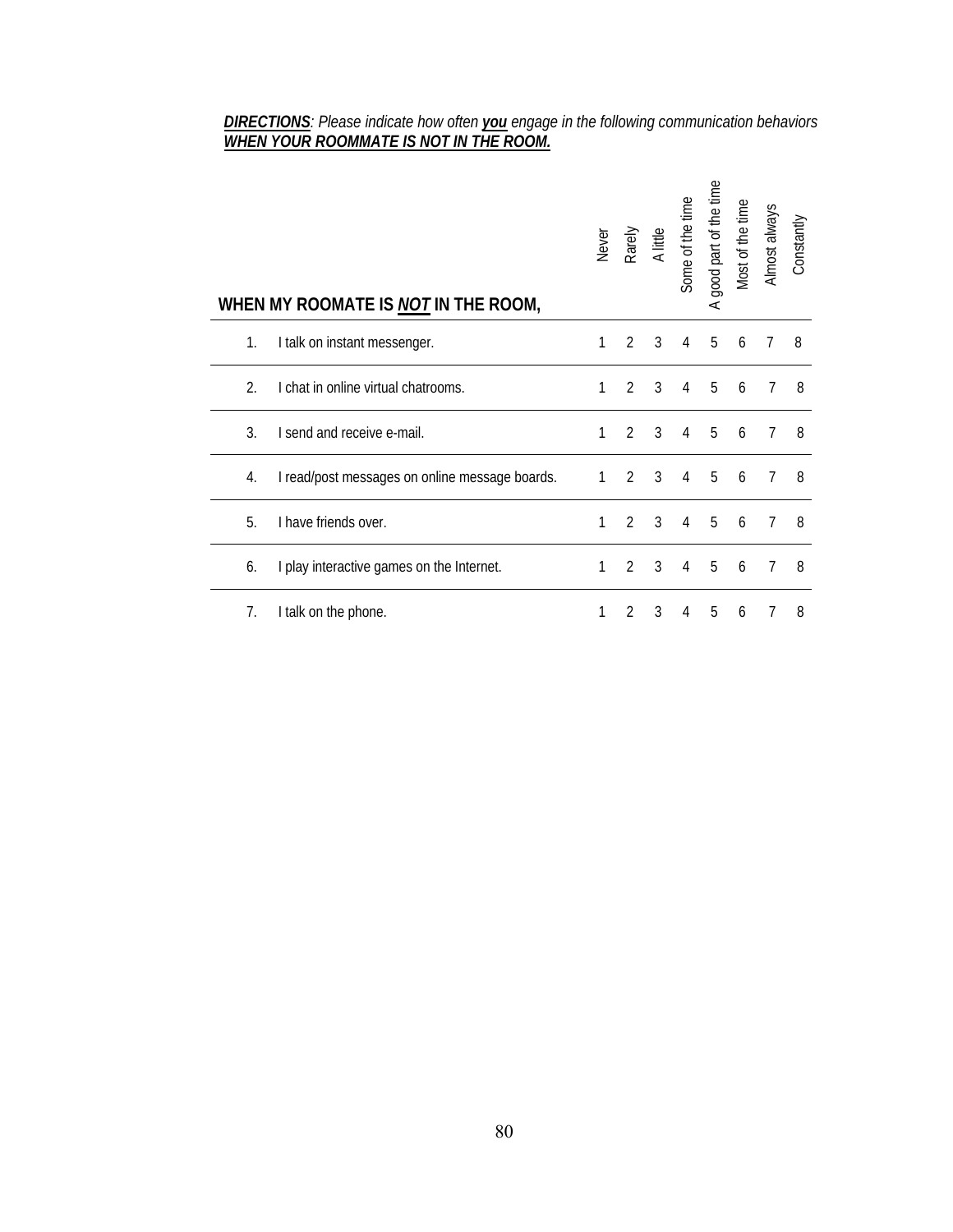***DIRECTIONS**: Please indicate how often **you** engage in the following communication behaviors **WHEN YOUR ROOMMATE IS NOT IN THE ROOM.***

| **WHEN MY ROOMATE IS *NOT* IN THE ROOM,** | | Never | Rarely | A little | Some of the time | A good part of the time | Most of the time | Almost always | Constantly |
|---|---|---|---|---|---|---|---|---|---|
| 1. | I talk on instant messenger. | 1 | 2 | 3 | 4 | 5 | 6 | 7 | 8 |
| 2. | I chat in online virtual chatrooms. | 1 | 2 | 3 | 4 | 5 | 6 | 7 | 8 |
| 3. | I send and receive e-mail. | 1 | 2 | 3 | 4 | 5 | 6 | 7 | 8 |
| 4. | I read/post messages on online message boards. | 1 | 2 | 3 | 4 | 5 | 6 | 7 | 8 |
| 5. | I have friends over. | 1 | 2 | 3 | 4 | 5 | 6 | 7 | 8 |
| 6. | I play interactive games on the Internet. | 1 | 2 | 3 | 4 | 5 | 6 | 7 | 8 |
| 7. | I talk on the phone. | 1 | 2 | 3 | 4 | 5 | 6 | 7 | 8 |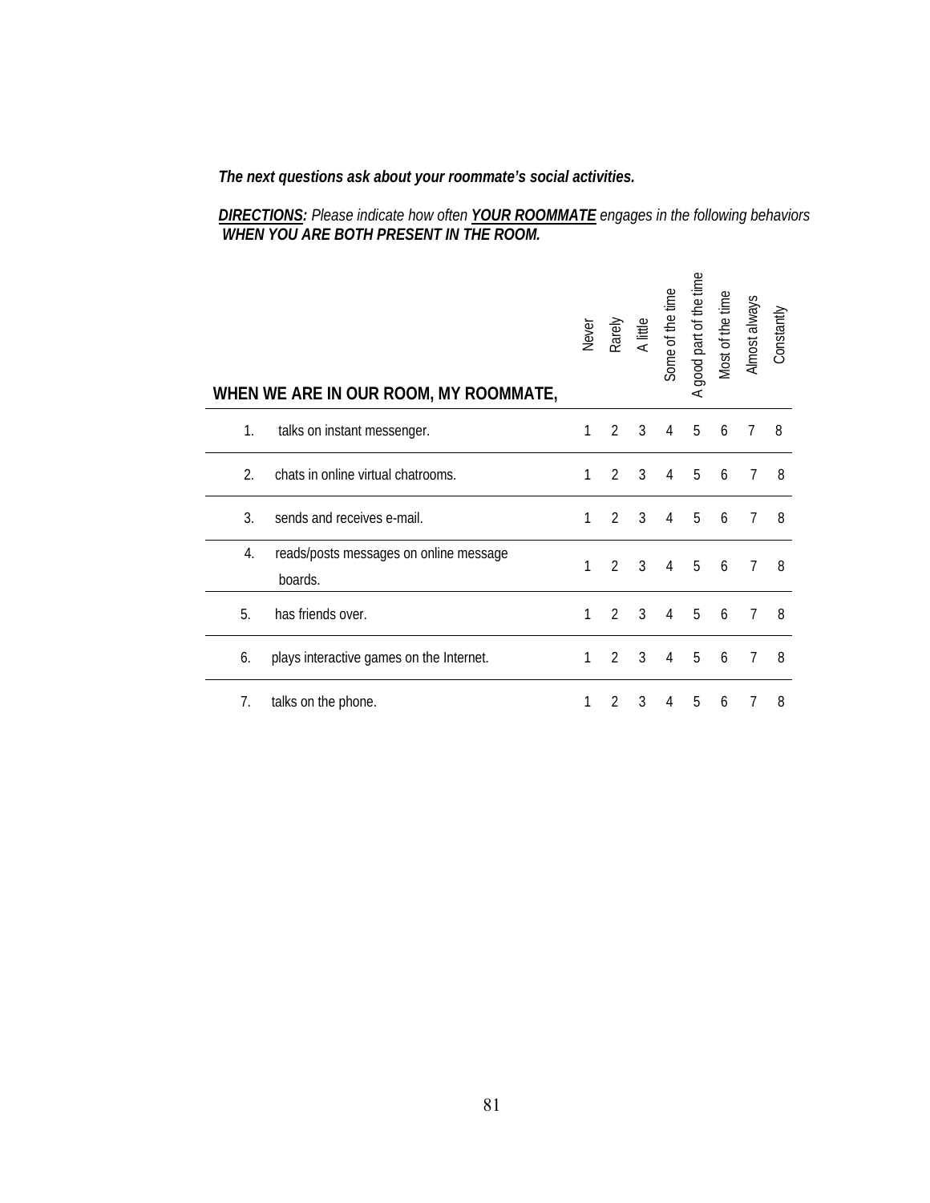***The next questions ask about your roommate's social activities.***

***DIRECTIONS:*** *Please indicate how often* ***YOUR ROOMMATE*** *engages in the following behaviors* ***WHEN YOU ARE BOTH PRESENT IN THE ROOM.***

| **WHEN WE ARE IN OUR ROOM, MY ROOMMATE,** | Never | Rarely | A little | Some of the time | A good part of the time | Most of the time | Almost always | Constantly |
|---|---|---|---|---|---|---|---|---|
| 1. talks on instant messenger. | 1 | 2 | 3 | 4 | 5 | 6 | 7 | 8 |
| 2. chats in online virtual chatrooms. | 1 | 2 | 3 | 4 | 5 | 6 | 7 | 8 |
| 3. sends and receives e-mail. | 1 | 2 | 3 | 4 | 5 | 6 | 7 | 8 |
| 4. reads/posts messages on online message boards. | 1 | 2 | 3 | 4 | 5 | 6 | 7 | 8 |
| 5. has friends over. | 1 | 2 | 3 | 4 | 5 | 6 | 7 | 8 |
| 6. plays interactive games on the Internet. | 1 | 2 | 3 | 4 | 5 | 6 | 7 | 8 |
| 7. talks on the phone. | 1 | 2 | 3 | 4 | 5 | 6 | 7 | 8 |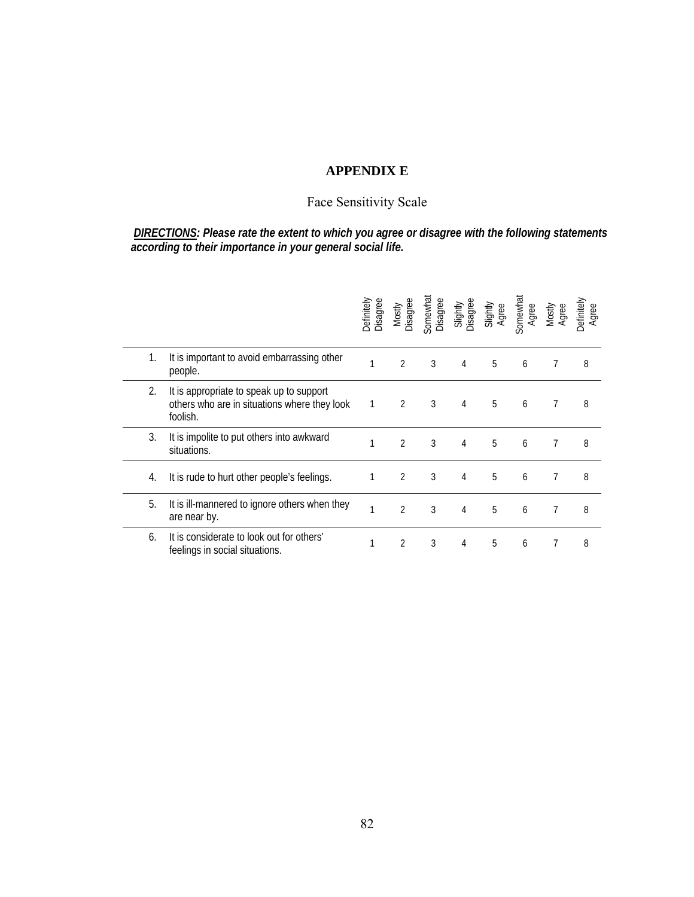# APPENDIX E

## Face Sensitivity Scale

***DIRECTIONS**: Please rate the extent to which you agree or disagree with the following statements according to their importance in your general social life.*

| | | Definitely Disagree | Mostly Disagree | Somewhat Disagree | Slightly Disagree | Slightly Agree | Somewhat Agree | Mostly Agree | Definitely Agree |
|---|---|---|---|---|---|---|---|---|---|
| 1. | It is important to avoid embarrassing other people. | 1 | 2 | 3 | 4 | 5 | 6 | 7 | 8 |
| 2. | It is appropriate to speak up to support others who are in situations where they look foolish. | 1 | 2 | 3 | 4 | 5 | 6 | 7 | 8 |
| 3. | It is impolite to put others into awkward situations. | 1 | 2 | 3 | 4 | 5 | 6 | 7 | 8 |
| 4. | It is rude to hurt other people's feelings. | 1 | 2 | 3 | 4 | 5 | 6 | 7 | 8 |
| 5. | It is ill-mannered to ignore others when they are near by. | 1 | 2 | 3 | 4 | 5 | 6 | 7 | 8 |
| 6. | It is considerate to look out for others' feelings in social situations. | 1 | 2 | 3 | 4 | 5 | 6 | 7 | 8 |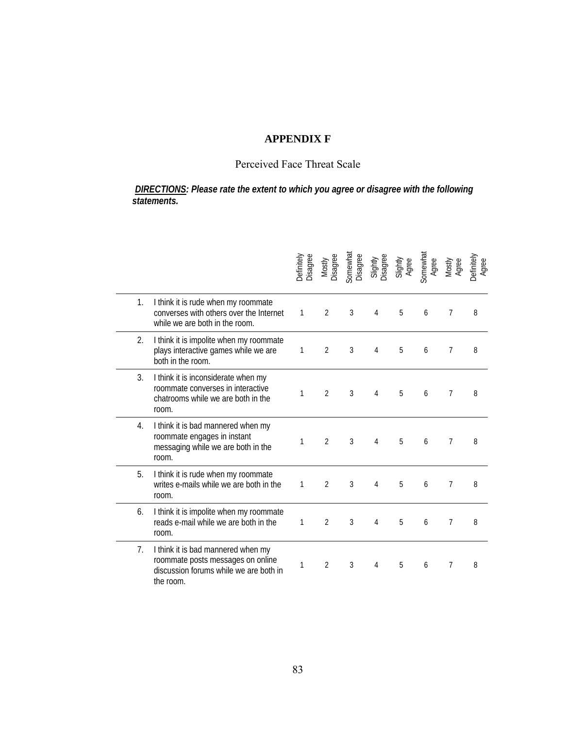# APPENDIX F

## Perceived Face Threat Scale

***DIRECTIONS: Please rate the extent to which you agree or disagree with the following statements.***

| | | Definitely Disagree | Mostly Disagree | Somewhat Disagree | Slightly Disagree | Slightly Agree | Somewhat Agree | Mostly Agree | Definitely Agree |
|---|---|---|---|---|---|---|---|---|---|
| 1. | I think it is rude when my roommate converses with others over the Internet while we are both in the room. | 1 | 2 | 3 | 4 | 5 | 6 | 7 | 8 |
| 2. | I think it is impolite when my roommate plays interactive games while we are both in the room. | 1 | 2 | 3 | 4 | 5 | 6 | 7 | 8 |
| 3. | I think it is inconsiderate when my roommate converses in interactive chatrooms while we are both in the room. | 1 | 2 | 3 | 4 | 5 | 6 | 7 | 8 |
| 4. | I think it is bad mannered when my roommate engages in instant messaging while we are both in the room. | 1 | 2 | 3 | 4 | 5 | 6 | 7 | 8 |
| 5. | I think it is rude when my roommate writes e-mails while we are both in the room. | 1 | 2 | 3 | 4 | 5 | 6 | 7 | 8 |
| 6. | I think it is impolite when my roommate reads e-mail while we are both in the room. | 1 | 2 | 3 | 4 | 5 | 6 | 7 | 8 |
| 7. | I think it is bad mannered when my roommate posts messages on online discussion forums while we are both in the room. | 1 | 2 | 3 | 4 | 5 | 6 | 7 | 8 |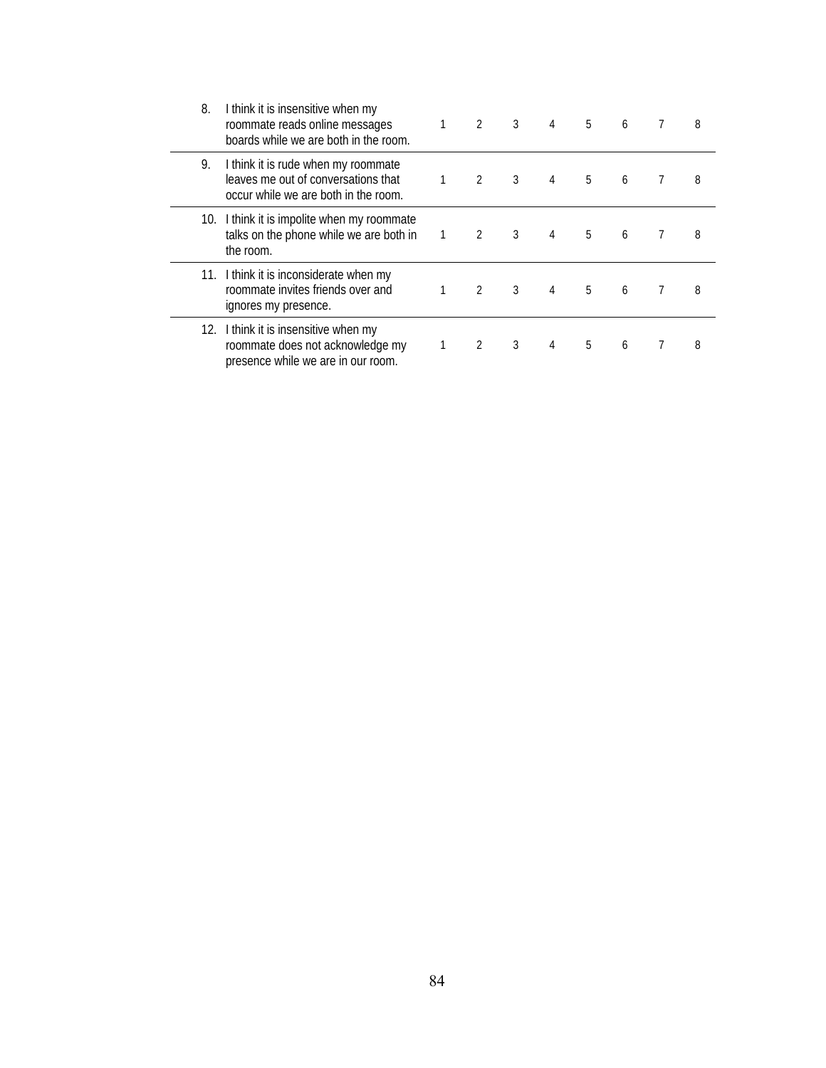| | | | | | | | | | |
|---|---|---|---|---|---|---|---|---|---|
| 8. | I think it is insensitive when my roommate reads online messages boards while we are both in the room. | 1 | 2 | 3 | 4 | 5 | 6 | 7 | 8 |
| 9. | I think it is rude when my roommate leaves me out of conversations that occur while we are both in the room. | 1 | 2 | 3 | 4 | 5 | 6 | 7 | 8 |
| 10. | I think it is impolite when my roommate talks on the phone while we are both in the room. | 1 | 2 | 3 | 4 | 5 | 6 | 7 | 8 |
| 11. | I think it is inconsiderate when my roommate invites friends over and ignores my presence. | 1 | 2 | 3 | 4 | 5 | 6 | 7 | 8 |
| 12. | I think it is insensitive when my roommate does not acknowledge my presence while we are in our room. | 1 | 2 | 3 | 4 | 5 | 6 | 7 | 8 |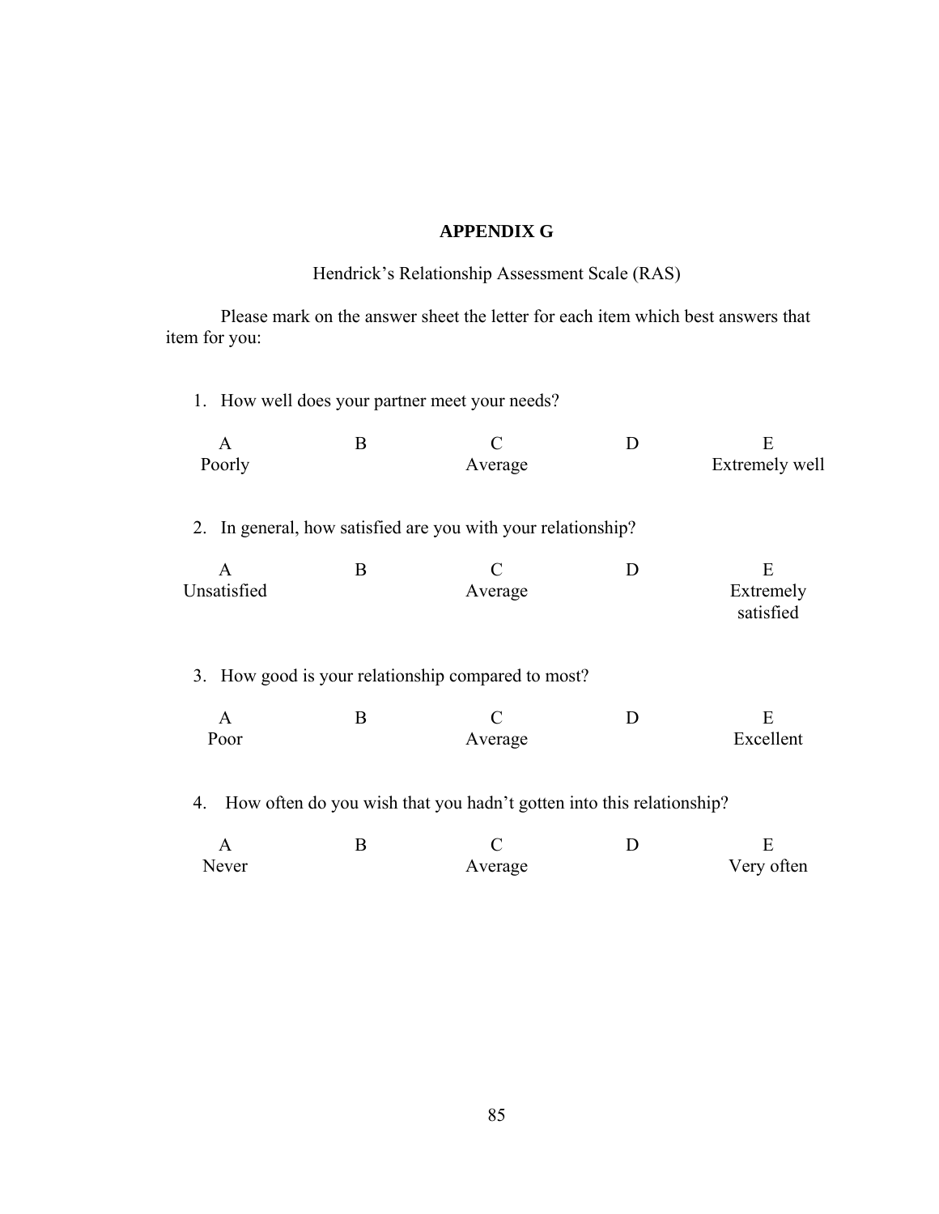# APPENDIX G

Hendrick's Relationship Assessment Scale (RAS)

Please mark on the answer sheet the letter for each item which best answers that item for you:

1. How well does your partner meet your needs?

| A | B | C | D | E |
|---|---|---|---|---|
| Poorly | | Average | | Extremely well |

2. In general, how satisfied are you with your relationship?

| A | B | C | D | E |
|---|---|---|---|---|
| Unsatisfied | | Average | | Extremely satisfied |

3. How good is your relationship compared to most?

| A | B | C | D | E |
|---|---|---|---|---|
| Poor | | Average | | Excellent |

4. How often do you wish that you hadn't gotten into this relationship?

| A | B | C | D | E |
|---|---|---|---|---|
| Never | | Average | | Very often |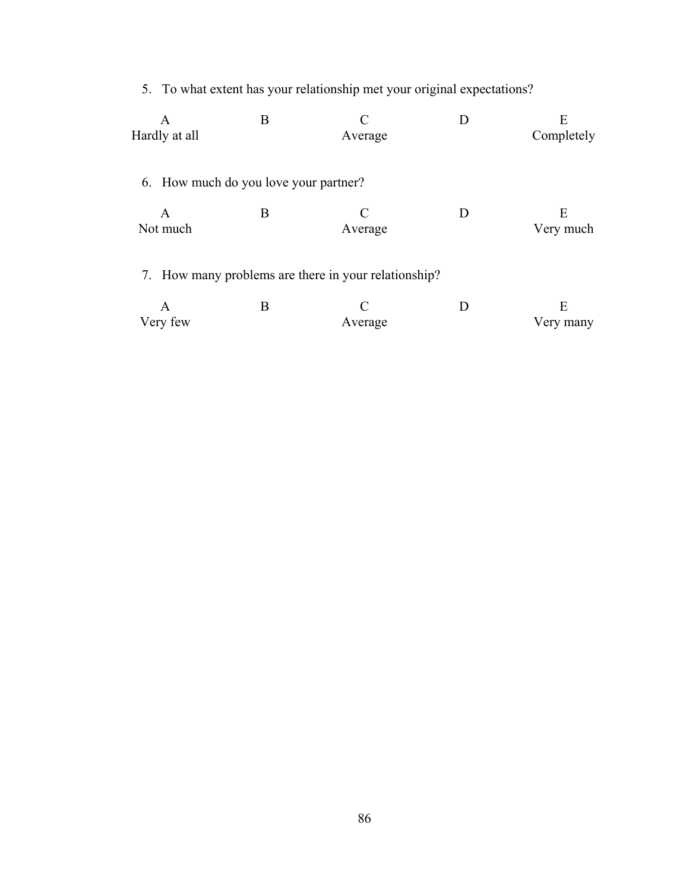5. To what extent has your relationship met your original expectations?

| A | B | C | D | E |
|---|---|---|---|---|
| Hardly at all | | Average | | Completely |

6. How much do you love your partner?

| A | B | C | D | E |
|---|---|---|---|---|
| Not much | | Average | | Very much |

7. How many problems are there in your relationship?

| A | B | C | D | E |
|---|---|---|---|---|
| Very few | | Average | | Very many |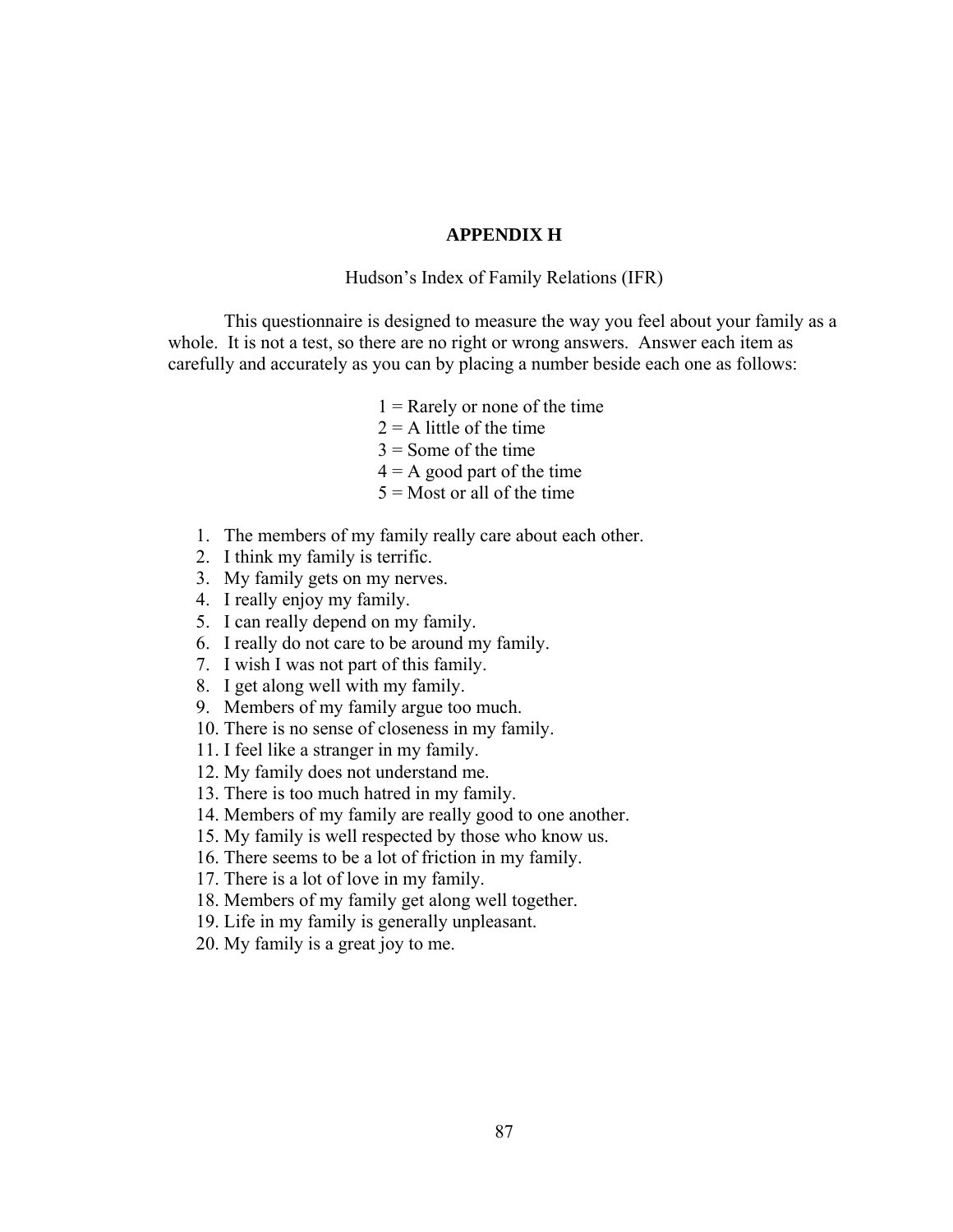# APPENDIX H

Hudson's Index of Family Relations (IFR)

This questionnaire is designed to measure the way you feel about your family as a whole. It is not a test, so there are no right or wrong answers. Answer each item as carefully and accurately as you can by placing a number beside each one as follows:

1 = Rarely or none of the time
2 = A little of the time
3 = Some of the time
4 = A good part of the time
5 = Most or all of the time

1. The members of my family really care about each other.
2. I think my family is terrific.
3. My family gets on my nerves.
4. I really enjoy my family.
5. I can really depend on my family.
6. I really do not care to be around my family.
7. I wish I was not part of this family.
8. I get along well with my family.
9. Members of my family argue too much.
10. There is no sense of closeness in my family.
11. I feel like a stranger in my family.
12. My family does not understand me.
13. There is too much hatred in my family.
14. Members of my family are really good to one another.
15. My family is well respected by those who know us.
16. There seems to be a lot of friction in my family.
17. There is a lot of love in my family.
18. Members of my family get along well together.
19. Life in my family is generally unpleasant.
20. My family is a great joy to me.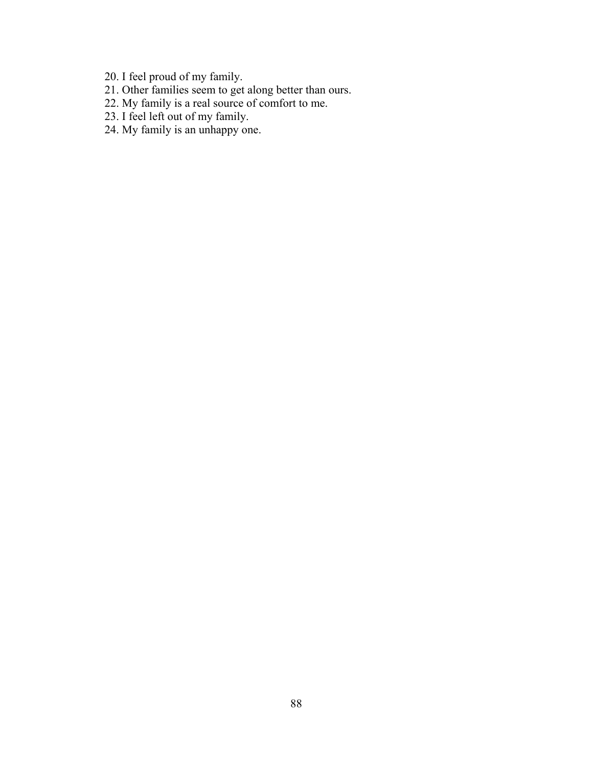20. I feel proud of my family.
21. Other families seem to get along better than ours.
22. My family is a real source of comfort to me.
23. I feel left out of my family.
24. My family is an unhappy one.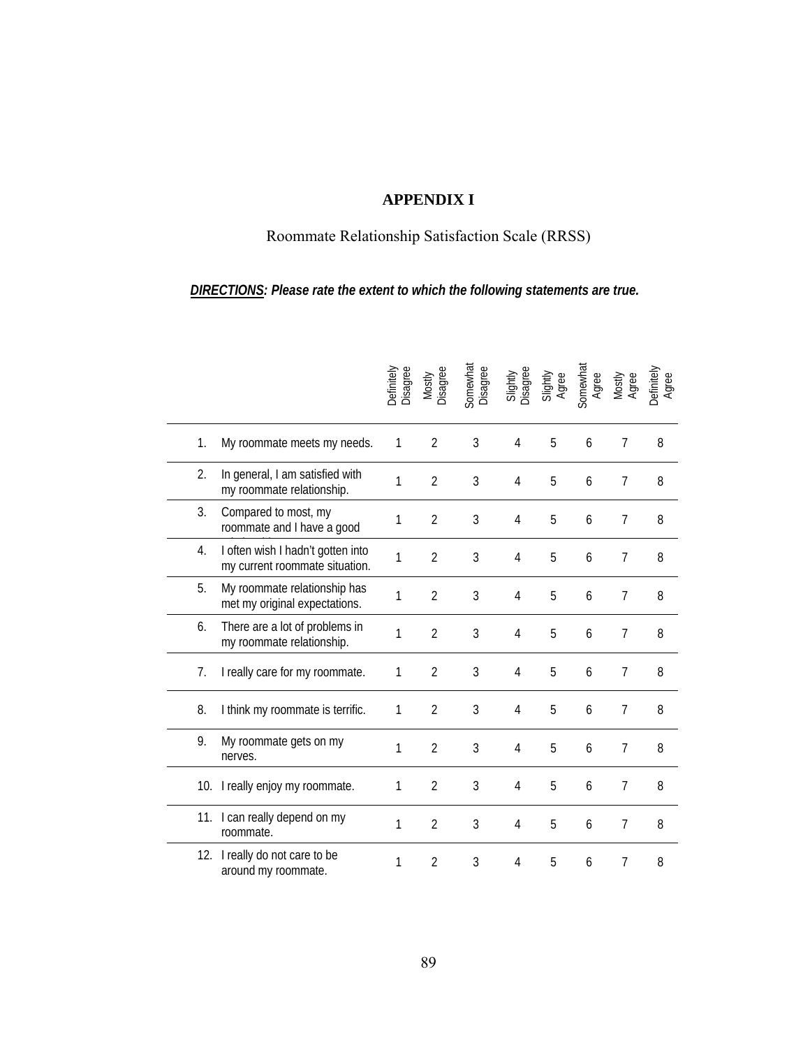# APPENDIX I

## Roommate Relationship Satisfaction Scale (RRSS)

***DIRECTIONS**: Please rate the extent to which the following statements are true.*

| | | Definitely Disagree | Mostly Disagree | Somewhat Disagree | Slightly Disagree | Slightly Agree | Somewhat Agree | Mostly Agree | Definitely Agree |
|---|---|---|---|---|---|---|---|---|---|
| 1. | My roommate meets my needs. | 1 | 2 | 3 | 4 | 5 | 6 | 7 | 8 |
| 2. | In general, I am satisfied with my roommate relationship. | 1 | 2 | 3 | 4 | 5 | 6 | 7 | 8 |
| 3. | Compared to most, my roommate and I have a good | 1 | 2 | 3 | 4 | 5 | 6 | 7 | 8 |
| 4. | I often wish I hadn't gotten into my current roommate situation. | 1 | 2 | 3 | 4 | 5 | 6 | 7 | 8 |
| 5. | My roommate relationship has met my original expectations. | 1 | 2 | 3 | 4 | 5 | 6 | 7 | 8 |
| 6. | There are a lot of problems in my roommate relationship. | 1 | 2 | 3 | 4 | 5 | 6 | 7 | 8 |
| 7. | I really care for my roommate. | 1 | 2 | 3 | 4 | 5 | 6 | 7 | 8 |
| 8. | I think my roommate is terrific. | 1 | 2 | 3 | 4 | 5 | 6 | 7 | 8 |
| 9. | My roommate gets on my nerves. | 1 | 2 | 3 | 4 | 5 | 6 | 7 | 8 |
| 10. | I really enjoy my roommate. | 1 | 2 | 3 | 4 | 5 | 6 | 7 | 8 |
| 11. | I can really depend on my roommate. | 1 | 2 | 3 | 4 | 5 | 6 | 7 | 8 |
| 12. | I really do not care to be around my roommate. | 1 | 2 | 3 | 4 | 5 | 6 | 7 | 8 |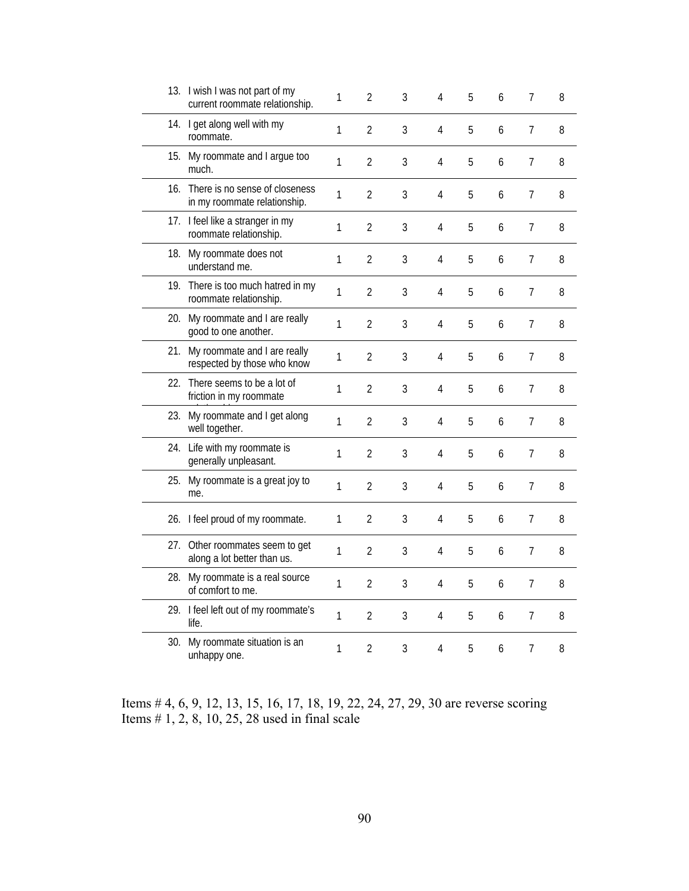| | | | | | | | |
|---|---|---|---|---|---|---|---|
| 13. I wish I was not part of my current roommate relationship. | 1 | 2 | 3 | 4 | 5 | 6 | 7 | 8 |
| 14. I get along well with my roommate. | 1 | 2 | 3 | 4 | 5 | 6 | 7 | 8 |
| 15. My roommate and I argue too much. | 1 | 2 | 3 | 4 | 5 | 6 | 7 | 8 |
| 16. There is no sense of closeness in my roommate relationship. | 1 | 2 | 3 | 4 | 5 | 6 | 7 | 8 |
| 17. I feel like a stranger in my roommate relationship. | 1 | 2 | 3 | 4 | 5 | 6 | 7 | 8 |
| 18. My roommate does not understand me. | 1 | 2 | 3 | 4 | 5 | 6 | 7 | 8 |
| 19. There is too much hatred in my roommate relationship. | 1 | 2 | 3 | 4 | 5 | 6 | 7 | 8 |
| 20. My roommate and I are really good to one another. | 1 | 2 | 3 | 4 | 5 | 6 | 7 | 8 |
| 21. My roommate and I are really respected by those who know | 1 | 2 | 3 | 4 | 5 | 6 | 7 | 8 |
| 22. There seems to be a lot of friction in my roommate | 1 | 2 | 3 | 4 | 5 | 6 | 7 | 8 |
| 23. My roommate and I get along well together. | 1 | 2 | 3 | 4 | 5 | 6 | 7 | 8 |
| 24. Life with my roommate is generally unpleasant. | 1 | 2 | 3 | 4 | 5 | 6 | 7 | 8 |
| 25. My roommate is a great joy to me. | 1 | 2 | 3 | 4 | 5 | 6 | 7 | 8 |
| 26. I feel proud of my roommate. | 1 | 2 | 3 | 4 | 5 | 6 | 7 | 8 |
| 27. Other roommates seem to get along a lot better than us. | 1 | 2 | 3 | 4 | 5 | 6 | 7 | 8 |
| 28. My roommate is a real source of comfort to me. | 1 | 2 | 3 | 4 | 5 | 6 | 7 | 8 |
| 29. I feel left out of my roommate's life. | 1 | 2 | 3 | 4 | 5 | 6 | 7 | 8 |
| 30. My roommate situation is an unhappy one. | 1 | 2 | 3 | 4 | 5 | 6 | 7 | 8 |

Items # 4, 6, 9, 12, 13, 15, 16, 17, 18, 19, 22, 24, 27, 29, 30 are reverse scoring
Items # 1, 2, 8, 10, 25, 28 used in final scale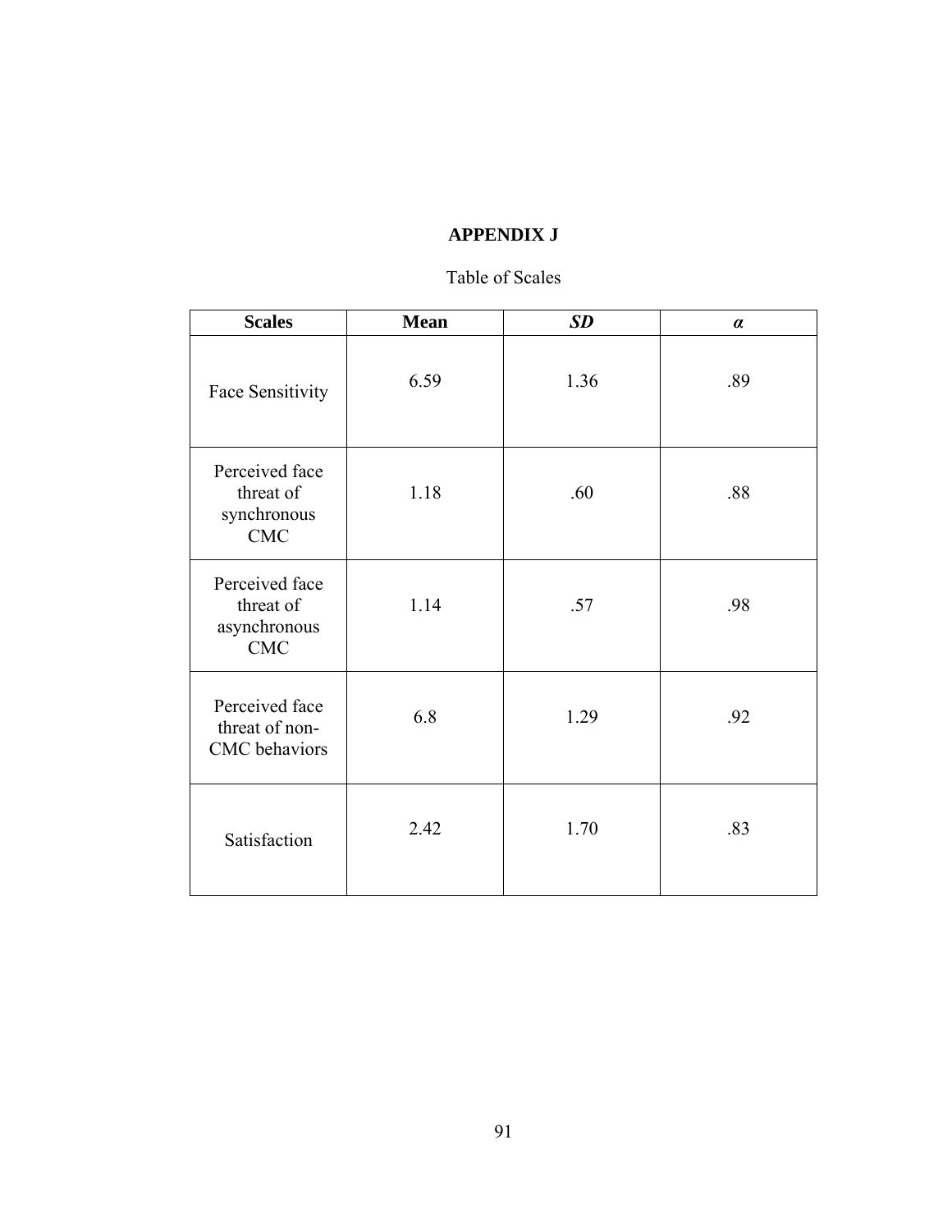# APPENDIX J

Table of Scales

| **Scales** | **Mean** | ***SD*** | ***α*** |
|---|---|---|---|
| Face Sensitivity | 6.59 | 1.36 | .89 |
| Perceived face threat of synchronous CMC | 1.18 | .60 | .88 |
| Perceived face threat of asynchronous CMC | 1.14 | .57 | .98 |
| Perceived face threat of non-CMC behaviors | 6.8 | 1.29 | .92 |
| Satisfaction | 2.42 | 1.70 | .83 |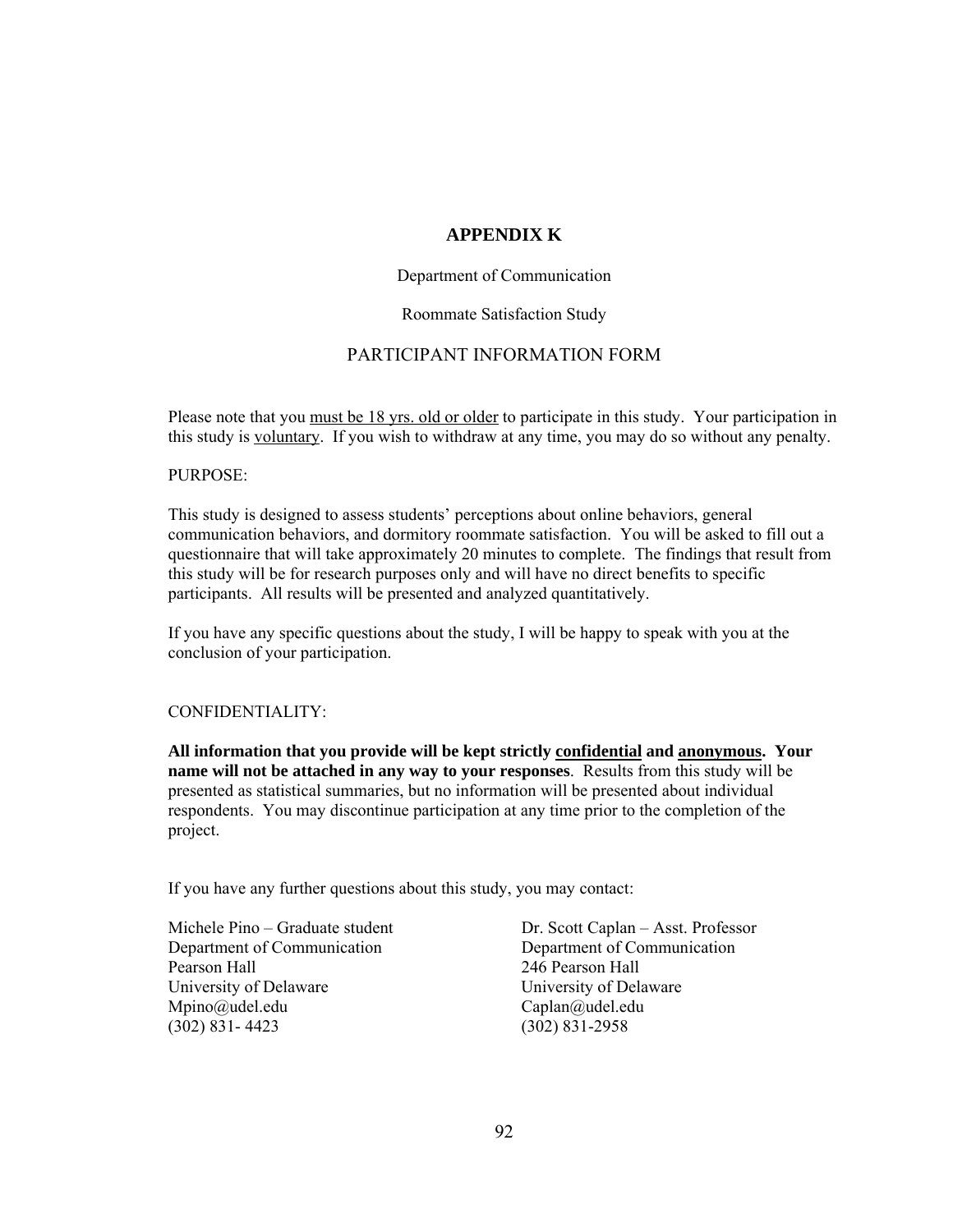# APPENDIX K

Department of Communication

Roommate Satisfaction Study

## PARTICIPANT INFORMATION FORM

Please note that you <u>must be 18 yrs. old or older</u> to participate in this study. Your participation in this study is <u>voluntary</u>. If you wish to withdraw at any time, you may do so without any penalty.

PURPOSE:

This study is designed to assess students' perceptions about online behaviors, general communication behaviors, and dormitory roommate satisfaction. You will be asked to fill out a questionnaire that will take approximately 20 minutes to complete. The findings that result from this study will be for research purposes only and will have no direct benefits to specific participants. All results will be presented and analyzed quantitatively.

If you have any specific questions about the study, I will be happy to speak with you at the conclusion of your participation.

CONFIDENTIALITY:

**All information that you provide will be kept strictly <u>confidential</u> and <u>anonymous</u>. Your name will not be attached in any way to your responses**. Results from this study will be presented as statistical summaries, but no information will be presented about individual respondents. You may discontinue participation at any time prior to the completion of the project.

If you have any further questions about this study, you may contact:

Michele Pino – Graduate student
Department of Communication
Pearson Hall
University of Delaware
Mpino@udel.edu
(302) 831- 4423

Dr. Scott Caplan – Asst. Professor
Department of Communication
246 Pearson Hall
University of Delaware
Caplan@udel.edu
(302) 831-2958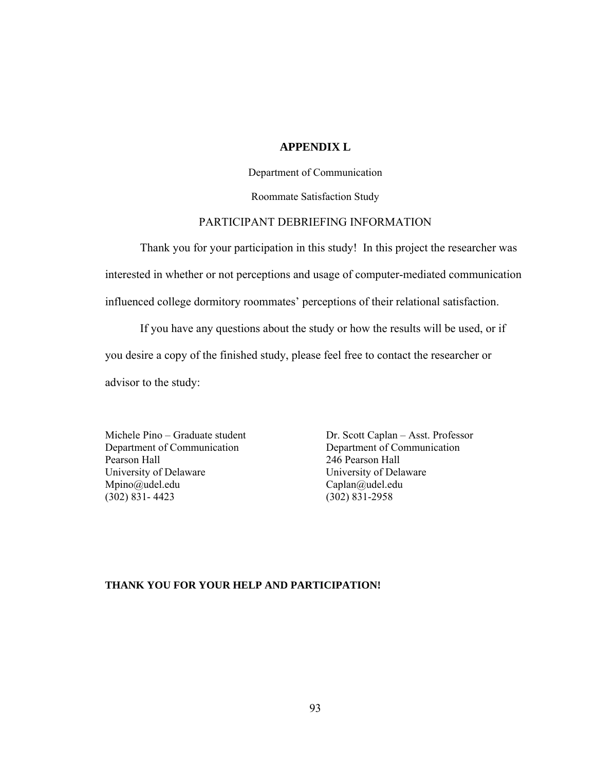# APPENDIX L

Department of Communication

Roommate Satisfaction Study

PARTICIPANT DEBRIEFING INFORMATION

Thank you for your participation in this study! In this project the researcher was interested in whether or not perceptions and usage of computer-mediated communication influenced college dormitory roommates' perceptions of their relational satisfaction.

If you have any questions about the study or how the results will be used, or if you desire a copy of the finished study, please feel free to contact the researcher or advisor to the study:

Michele Pino – Graduate student
Department of Communication
Pearson Hall
University of Delaware
Mpino@udel.edu
(302) 831- 4423

Dr. Scott Caplan – Asst. Professor
Department of Communication
246 Pearson Hall
University of Delaware
Caplan@udel.edu
(302) 831-2958

**THANK YOU FOR YOUR HELP AND PARTICIPATION!**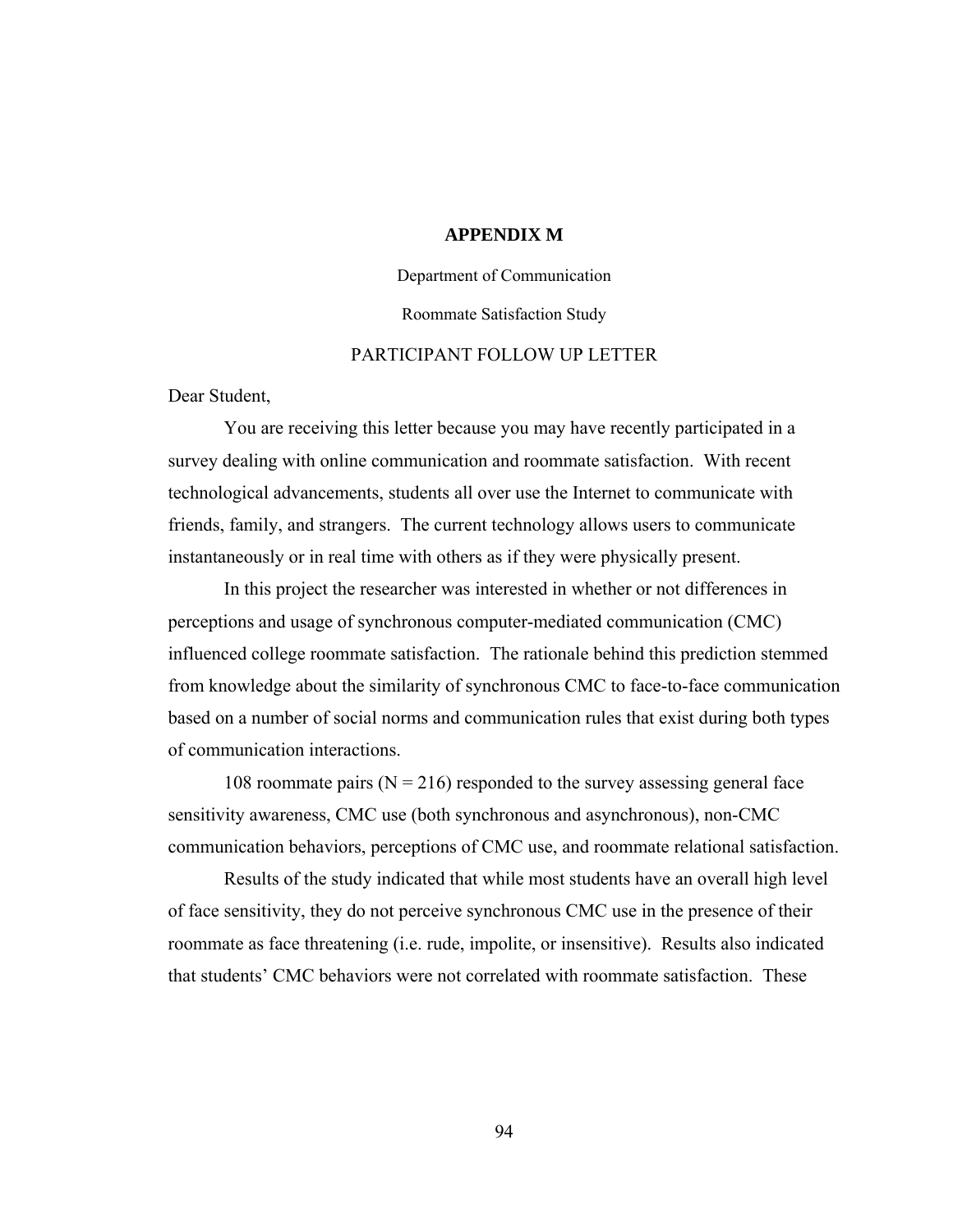# APPENDIX M

Department of Communication

Roommate Satisfaction Study

PARTICIPANT FOLLOW UP LETTER

Dear Student,

You are receiving this letter because you may have recently participated in a survey dealing with online communication and roommate satisfaction. With recent technological advancements, students all over use the Internet to communicate with friends, family, and strangers. The current technology allows users to communicate instantaneously or in real time with others as if they were physically present.

In this project the researcher was interested in whether or not differences in perceptions and usage of synchronous computer-mediated communication (CMC) influenced college roommate satisfaction. The rationale behind this prediction stemmed from knowledge about the similarity of synchronous CMC to face-to-face communication based on a number of social norms and communication rules that exist during both types of communication interactions.

108 roommate pairs ($N = 216$) responded to the survey assessing general face sensitivity awareness, CMC use (both synchronous and asynchronous), non-CMC communication behaviors, perceptions of CMC use, and roommate relational satisfaction.

Results of the study indicated that while most students have an overall high level of face sensitivity, they do not perceive synchronous CMC use in the presence of their roommate as face threatening (i.e. rude, impolite, or insensitive). Results also indicated that students' CMC behaviors were not correlated with roommate satisfaction. These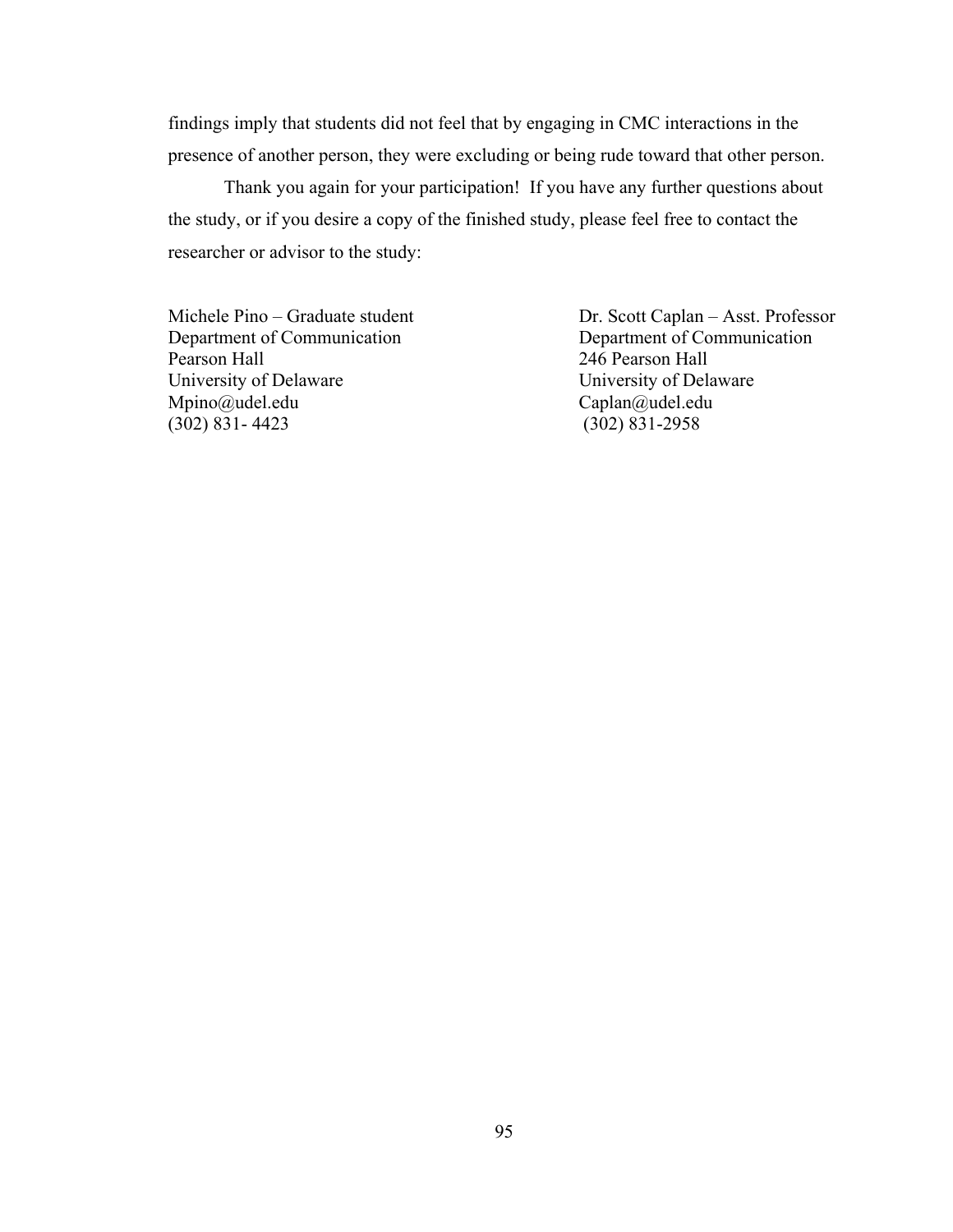findings imply that students did not feel that by engaging in CMC interactions in the presence of another person, they were excluding or being rude toward that other person.

Thank you again for your participation! If you have any further questions about the study, or if you desire a copy of the finished study, please feel free to contact the researcher or advisor to the study:

Michele Pino – Graduate student
Department of Communication
Pearson Hall
University of Delaware
Mpino@udel.edu
(302) 831- 4423

Dr. Scott Caplan – Asst. Professor
Department of Communication
246 Pearson Hall
University of Delaware
Caplan@udel.edu
(302) 831-2958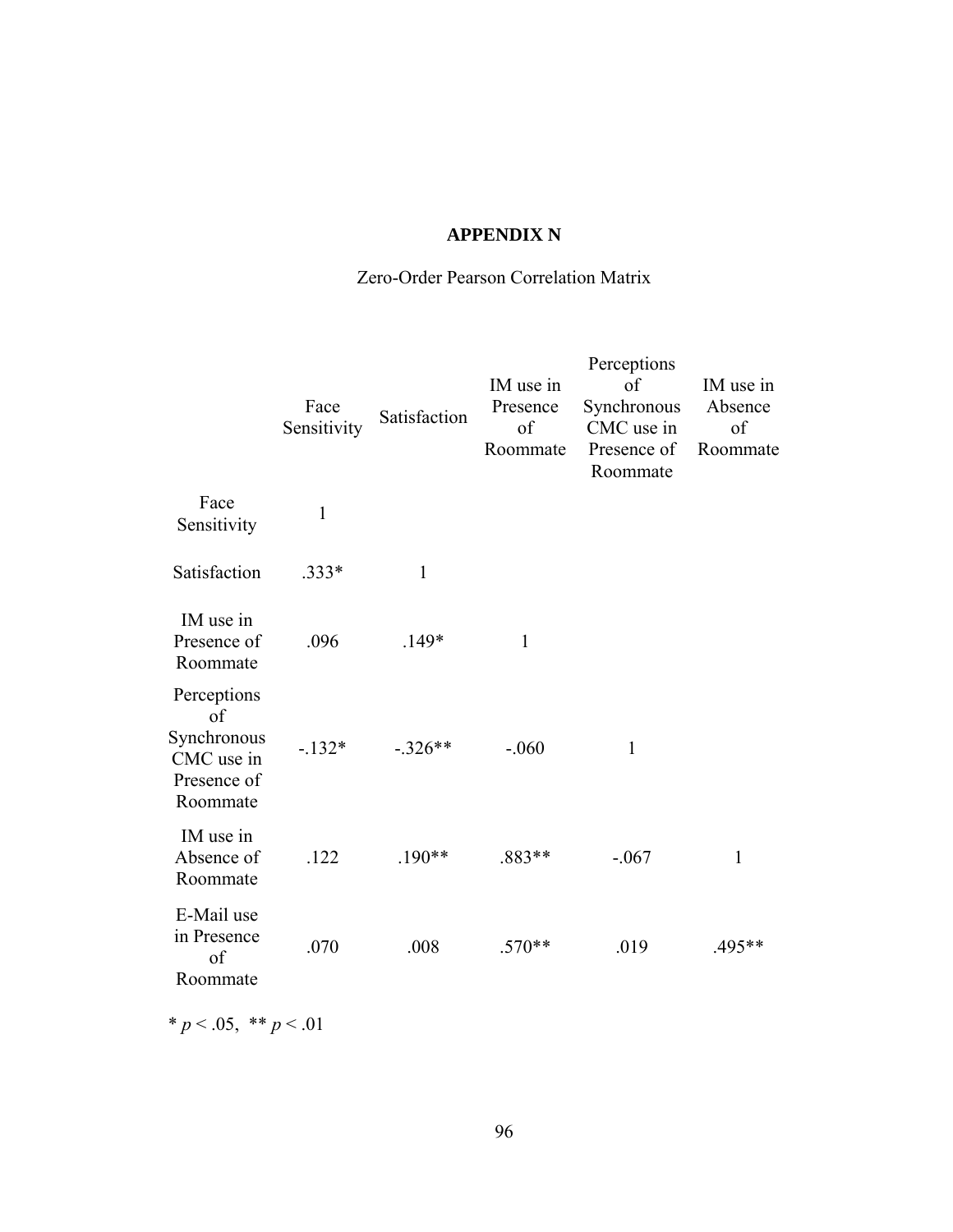# APPENDIX N

Zero-Order Pearson Correlation Matrix

| | Face Sensitivity | Satisfaction | IM use in Presence of Roommate | Perceptions of Synchronous CMC use in Presence of Roommate | IM use in Absence of Roommate |
|---|---|---|---|---|---|
| Face Sensitivity | 1 | | | | |
| Satisfaction | .333* | 1 | | | |
| IM use in Presence of Roommate | .096 | .149* | 1 | | |
| Perceptions of Synchronous CMC use in Presence of Roommate | -.132* | -.326** | -.060 | 1 | |
| IM use in Absence of Roommate | .122 | .190** | .883** | -.067 | 1 |
| E-Mail use in Presence of Roommate | .070 | .008 | .570** | .019 | .495** |

* $p < .05$, ** $p < .01$